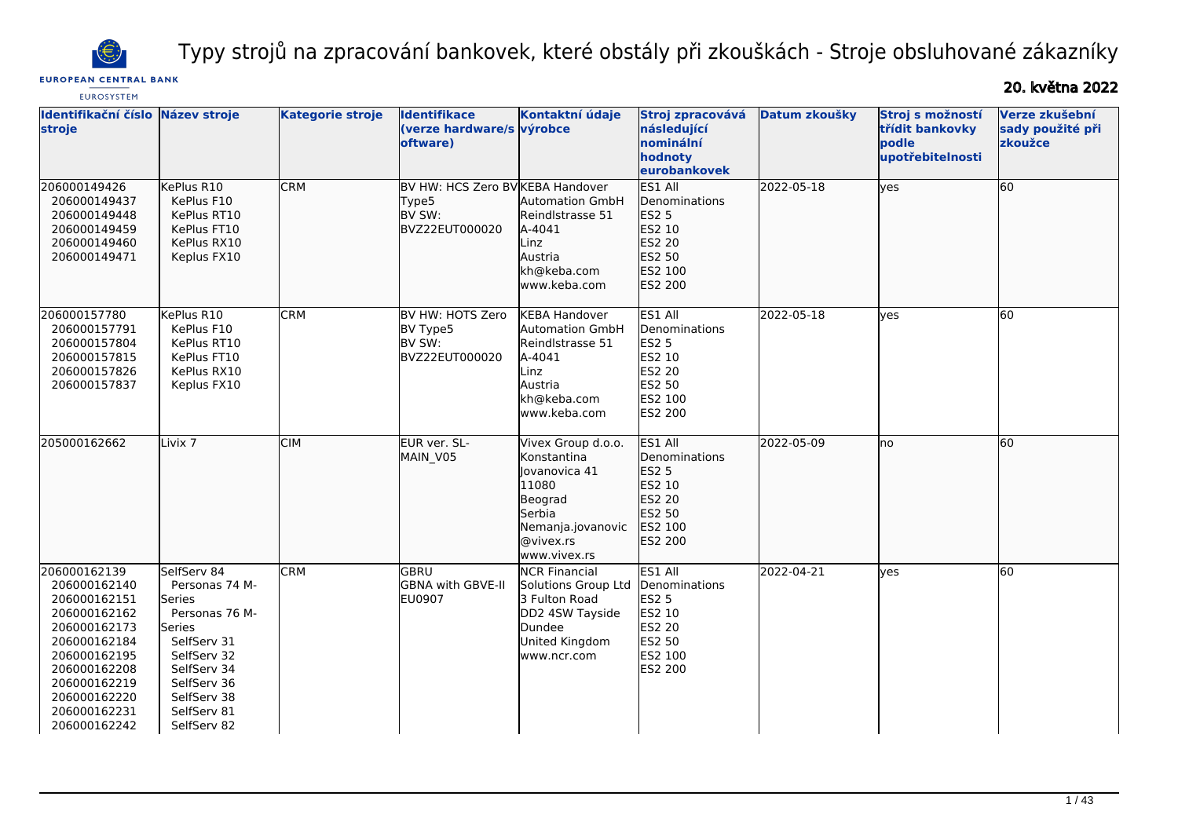# Typy strojů na zpracování bankovek, které obstály při zkouškách - Stroje obsluhované zákazníky

**20. května 2022**

| Identifikační číslo stroje | Název stroje | Kategorie stroje | Identifikace (verze hardware/software) | Kontaktní údaje výrobce | Stroj zpracovává následující nominální hodnoty eurobankovek | Datum zkoušky | Stroj s možností třídit bankovky podle upotřebitelnosti | Verze zkušební sady použité při zkoužce |
|---|---|---|---|---|---|---|---|---|
| 206000149426<br>206000149437<br>206000149448<br>206000149459<br>206000149460<br>206000149471 | KePlus R10<br>KePlus F10<br>KePlus RT10<br>KePlus FT10<br>KePlus RX10<br>Keplus FX10 | CRM | BV HW: HCS Zero BV Type5<br>BV SW: BVZ22EUT000020 | KEBA Handover Automation GmbH<br>Reindlstrasse 51<br>A-4041<br>Linz<br>Austria<br>kh@keba.com<br>www.keba.com | ES1 All Denominations<br>ES2 5<br>ES2 10<br>ES2 20<br>ES2 50<br>ES2 100<br>ES2 200 | 2022-05-18 | yes | 60 |
| 206000157780<br>206000157791<br>206000157804<br>206000157815<br>206000157826<br>206000157837 | KePlus R10<br>KePlus F10<br>KePlus RT10<br>KePlus FT10<br>KePlus RX10<br>Keplus FX10 | CRM | BV HW: HOTS Zero BV Type5<br>BV SW: BVZ22EUT000020 | KEBA Handover Automation GmbH<br>Reindlstrasse 51<br>A-4041<br>Linz<br>Austria<br>kh@keba.com<br>www.keba.com | ES1 All Denominations<br>ES2 5<br>ES2 10<br>ES2 20<br>ES2 50<br>ES2 100<br>ES2 200 | 2022-05-18 | yes | 60 |
| 205000162662 | Livix 7 | CIM | EUR ver. SL-MAIN_V05 | Vivex Group d.o.o.<br>Konstantina Jovanovica 41<br>11080<br>Beograd<br>Serbia<br>Nemanja.jovanovic@vivex.rs<br>www.vivex.rs | ES1 All Denominations<br>ES2 5<br>ES2 10<br>ES2 20<br>ES2 50<br>ES2 100<br>ES2 200 | 2022-05-09 | no | 60 |
| 206000162139<br>206000162140<br>206000162151<br>206000162162<br>206000162173<br>206000162184<br>206000162195<br>206000162208<br>206000162219<br>206000162220<br>206000162231<br>206000162242 | SelfServ 84<br>Personas 74 M-Series<br>Personas 76 M-Series<br>SelfServ 31<br>SelfServ 32<br>SelfServ 34<br>SelfServ 36<br>SelfServ 38<br>SelfServ 81<br>SelfServ 82 | CRM | GBRU<br>GBNA with GBVE-II<br>EU0907 | NCR Financial Solutions Group Ltd<br>3 Fulton Road<br>DD2 4SW Tayside<br>Dundee<br>United Kingdom<br>www.ncr.com | ES1 All Denominations<br>ES2 5<br>ES2 10<br>ES2 20<br>ES2 50<br>ES2 100<br>ES2 200 | 2022-04-21 | yes | 60 |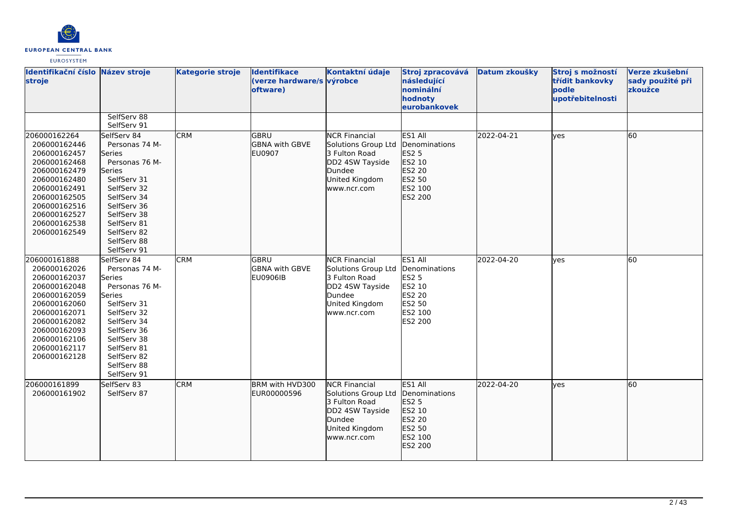| Identifikační číslo stroje | Název stroje | Kategorie stroje | Identifikace (verze hardware/software) | Kontaktní údaje výrobce | Stroj zpracovává následující nominální hodnoty eurobankovek | Datum zkoušky | Stroj s možností třídit bankovky podle upotřebitelnosti | Verze zkušební sady použité při zkoužce |
|---|---|---|---|---|---|---|---|---|
| | SelfServ 88<br>SelfServ 91 | | | | | | | |
| 206000162264<br>206000162446<br>206000162457<br>206000162468<br>206000162479<br>206000162480<br>206000162491<br>206000162505<br>206000162516<br>206000162527<br>206000162538<br>206000162549 | SelfServ 84<br>Personas 74 M-Series<br>Personas 76 M-Series<br>SelfServ 31<br>SelfServ 32<br>SelfServ 34<br>SelfServ 36<br>SelfServ 38<br>SelfServ 81<br>SelfServ 82<br>SelfServ 88<br>SelfServ 91 | CRM | GBRU<br>GBNA with GBVE<br>EU0907 | NCR Financial Solutions Group Ltd<br>3 Fulton Road<br>DD2 4SW Tayside<br>Dundee<br>United Kingdom<br>www.ncr.com | ES1 All Denominations<br>ES2 5<br>ES2 10<br>ES2 20<br>ES2 50<br>ES2 100<br>ES2 200 | 2022-04-21 | yes | 60 |
| 206000161888<br>206000162026<br>206000162037<br>206000162048<br>206000162059<br>206000162060<br>206000162071<br>206000162082<br>206000162093<br>206000162106<br>206000162117<br>206000162128 | SelfServ 84<br>Personas 74 M-Series<br>Personas 76 M-Series<br>SelfServ 31<br>SelfServ 32<br>SelfServ 34<br>SelfServ 36<br>SelfServ 38<br>SelfServ 81<br>SelfServ 82<br>SelfServ 88<br>SelfServ 91 | CRM | GBRU<br>GBNA with GBVE<br>EU0906IB | NCR Financial Solutions Group Ltd<br>3 Fulton Road<br>DD2 4SW Tayside<br>Dundee<br>United Kingdom<br>www.ncr.com | ES1 All Denominations<br>ES2 5<br>ES2 10<br>ES2 20<br>ES2 50<br>ES2 100<br>ES2 200 | 2022-04-20 | yes | 60 |
| 206000161899<br>206000161902 | SelfServ 83<br>SelfServ 87 | CRM | BRM with HVD300<br>EUR00000596 | NCR Financial Solutions Group Ltd<br>3 Fulton Road<br>DD2 4SW Tayside<br>Dundee<br>United Kingdom<br>www.ncr.com | ES1 All Denominations<br>ES2 5<br>ES2 10<br>ES2 20<br>ES2 50<br>ES2 100<br>ES2 200 | 2022-04-20 | yes | 60 |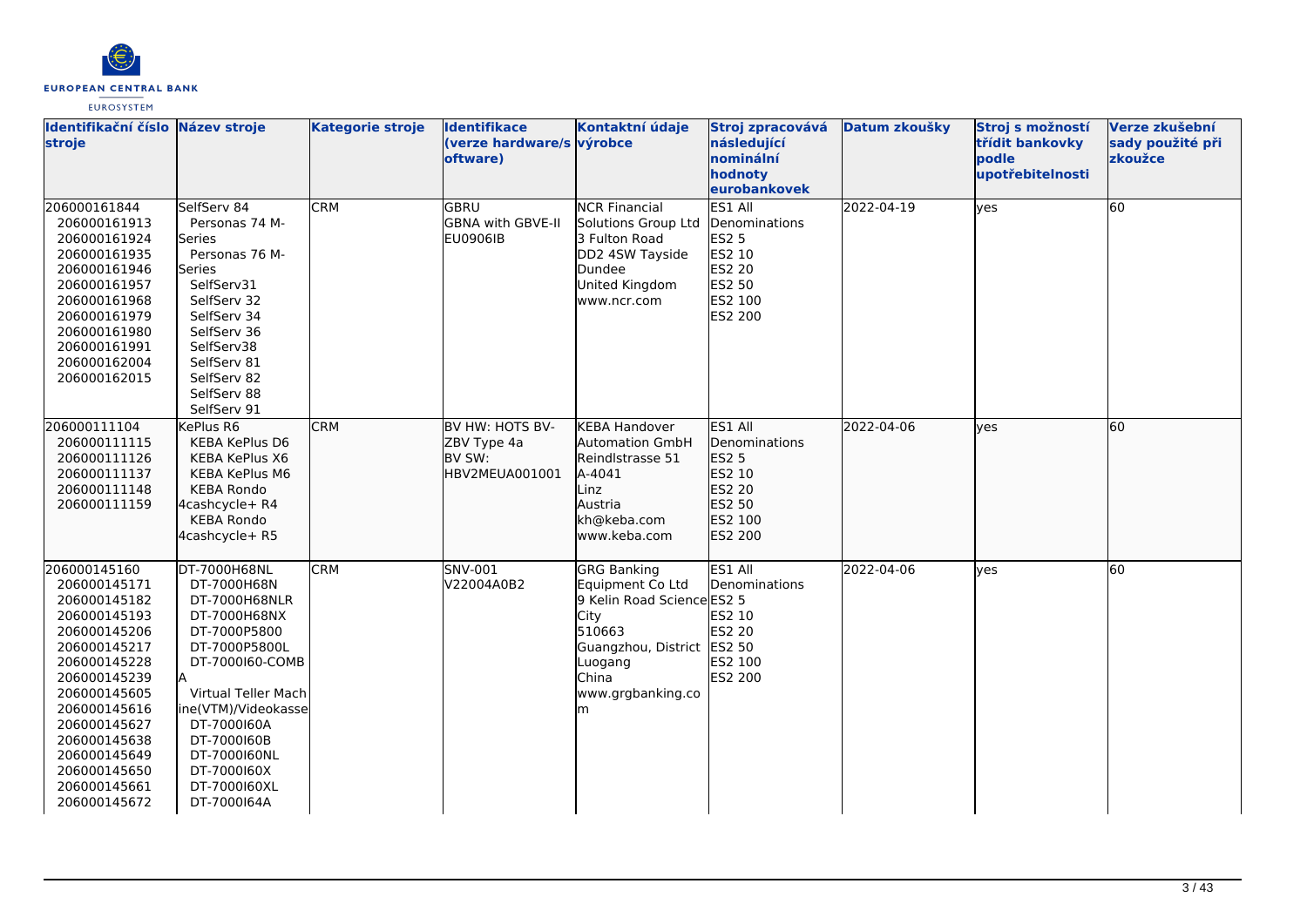| Identifikační číslo stroje | Název stroje | Kategorie stroje | Identifikace (verze hardware/software) | Kontaktní údaje výrobce | Stroj zpracovává následující nominální hodnoty eurobankovek | Datum zkoušky | Stroj s možností třídit bankovky podle upotřebitelnosti | Verze zkušební sady použité při zkoužce |
|---|---|---|---|---|---|---|---|---|
| 206000161844<br>206000161913<br>206000161924<br>206000161935<br>206000161946<br>206000161957<br>206000161968<br>206000161979<br>206000161980<br>206000161991<br>206000162004<br>206000162015 | SelfServ 84<br>Personas 74 M-Series<br>Personas 76 M-Series<br>SelfServ31<br>SelfServ 32<br>SelfServ 34<br>SelfServ 36<br>SelfServ38<br>SelfServ 81<br>SelfServ 82<br>SelfServ 88<br>SelfServ 91 | CRM | GBRU<br>GBNA with GBVE-II<br>EU0906IB | NCR Financial Solutions Group Ltd<br>3 Fulton Road<br>DD2 4SW Tayside<br>Dundee<br>United Kingdom<br>www.ncr.com | ES1 All Denominations<br>ES2 5<br>ES2 10<br>ES2 20<br>ES2 50<br>ES2 100<br>ES2 200 | 2022-04-19 | yes | 60 |
| 206000111104<br>206000111115<br>206000111126<br>206000111137<br>206000111148<br>206000111159 | KePlus R6<br>KEBA KePlus D6<br>KEBA KePlus X6<br>KEBA KePlus M6<br>KEBA Rondo 4cashcycle+ R4<br>KEBA Rondo 4cashcycle+ R5 | CRM | BV HW: HOTS BV-ZBV Type 4a<br>BV SW: HBV2MEUA001001 | KEBA Handover Automation GmbH<br>Reindlstrasse 51<br>A-4041<br>Linz<br>Austria<br>kh@keba.com<br>www.keba.com | ES1 All Denominations<br>ES2 5<br>ES2 10<br>ES2 20<br>ES2 50<br>ES2 100<br>ES2 200 | 2022-04-06 | yes | 60 |
| 206000145160<br>206000145171<br>206000145182<br>206000145193<br>206000145206<br>206000145217<br>206000145228<br>206000145239<br>206000145605<br>206000145616<br>206000145627<br>206000145638<br>206000145649<br>206000145650<br>206000145661<br>206000145672 | DT-7000H68NL<br>DT-7000H68N<br>DT-7000H68NLR<br>DT-7000H68NX<br>DT-7000P5800<br>DT-7000P5800L<br>DT-7000I60-COMBA<br>Virtual Teller Machine(VTM)/Videokasse<br>DT-7000I60A<br>DT-7000I60B<br>DT-7000I60NL<br>DT-7000I60X<br>DT-7000I60XL<br>DT-7000I64A | CRM | SNV-001<br>V22004A0B2 | GRG Banking Equipment Co Ltd<br>9 Kelin Road Science City<br>510663<br>Guangzhou, District Luogang<br>China<br>www.grgbanking.com | ES1 All Denominations<br>ES2 5<br>ES2 10<br>ES2 20<br>ES2 50<br>ES2 100<br>ES2 200 | 2022-04-06 | yes | 60 |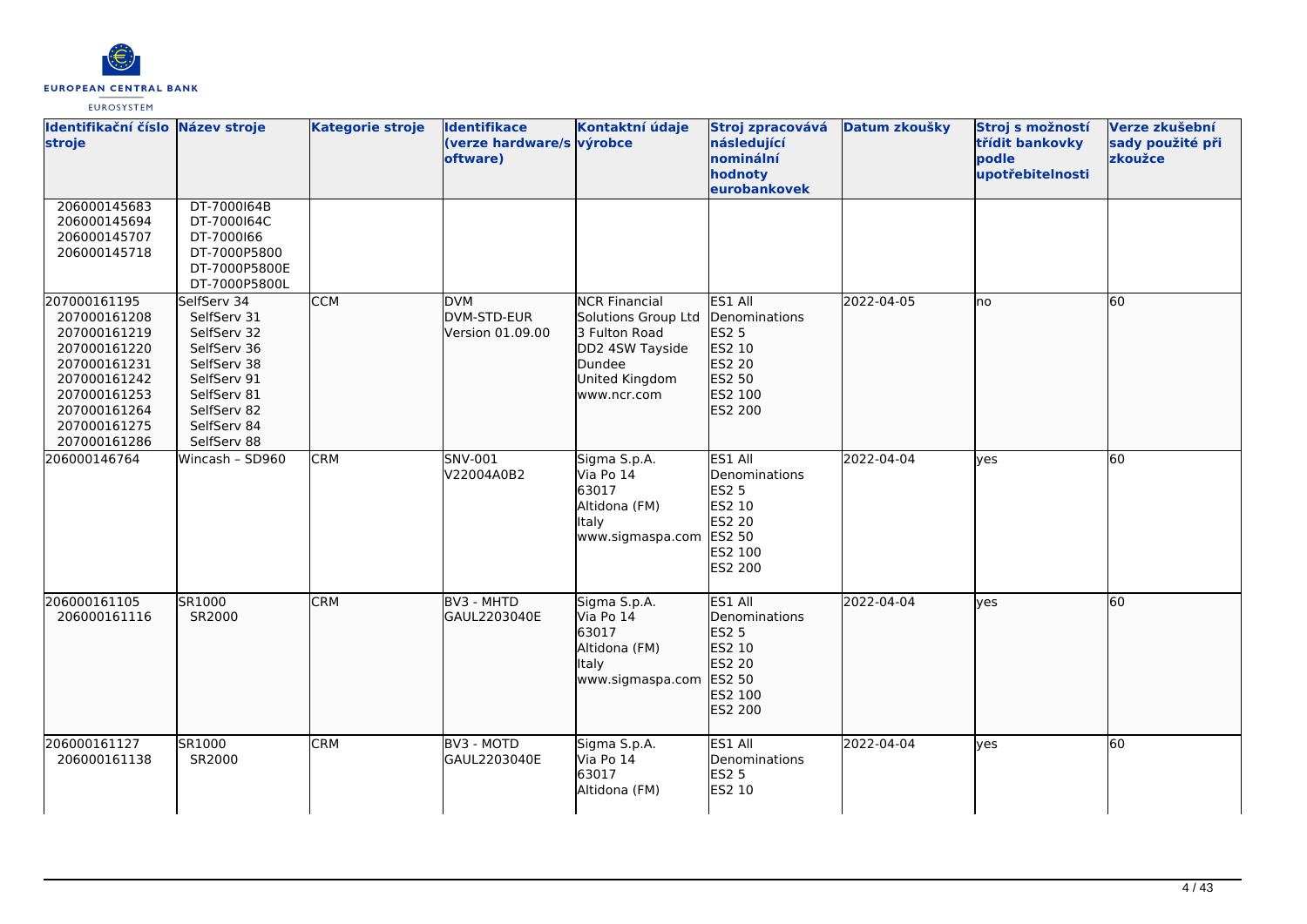| Identifikační číslo stroje | Název stroje | Kategorie stroje | Identifikace (verze hardware/software) | Kontaktní údaje výrobce | Stroj zpracovává následující nominální hodnoty eurobankovek | Datum zkoušky | Stroj s možností třídit bankovky podle upotřebitelnosti | Verze zkušební sady použité při zkoužce |
|---|---|---|---|---|---|---|---|---|
| 206000145683<br>206000145694<br>206000145707<br>206000145718 | DT-7000I64B<br>DT-7000I64C<br>DT-7000I66<br>DT-7000P5800<br>DT-7000P5800E<br>DT-7000P5800L | | | | | | | |
| 207000161195<br>207000161208<br>207000161219<br>207000161220<br>207000161231<br>207000161242<br>207000161253<br>207000161264<br>207000161275<br>207000161286 | SelfServ 34<br>SelfServ 31<br>SelfServ 32<br>SelfServ 36<br>SelfServ 38<br>SelfServ 91<br>SelfServ 81<br>SelfServ 82<br>SelfServ 84<br>SelfServ 88 | CCM | DVM<br>DVM-STD-EUR<br>Version 01.09.00 | NCR Financial Solutions Group Ltd<br>3 Fulton Road<br>DD2 4SW Tayside<br>Dundee<br>United Kingdom<br>www.ncr.com | ES1 All Denominations<br>ES2 5<br>ES2 10<br>ES2 20<br>ES2 50<br>ES2 100<br>ES2 200 | 2022-04-05 | no | 60 |
| 206000146764 | Wincash – SD960 | CRM | SNV-001<br>V22004A0B2 | Sigma S.p.A.<br>Via Po 14<br>63017<br>Altidona (FM)<br>Italy<br>www.sigmaspa.com | ES1 All Denominations<br>ES2 5<br>ES2 10<br>ES2 20<br>ES2 50<br>ES2 100<br>ES2 200 | 2022-04-04 | yes | 60 |
| 206000161105<br>206000161116 | SR1000<br>SR2000 | CRM | BV3 - MHTD<br>GAUL2203040E | Sigma S.p.A.<br>Via Po 14<br>63017<br>Altidona (FM)<br>Italy<br>www.sigmaspa.com | ES1 All Denominations<br>ES2 5<br>ES2 10<br>ES2 20<br>ES2 50<br>ES2 100<br>ES2 200 | 2022-04-04 | yes | 60 |
| 206000161127<br>206000161138 | SR1000<br>SR2000 | CRM | BV3 - MOTD<br>GAUL2203040E | Sigma S.p.A.<br>Via Po 14<br>63017<br>Altidona (FM) | ES1 All Denominations<br>ES2 5<br>ES2 10 | 2022-04-04 | yes | 60 |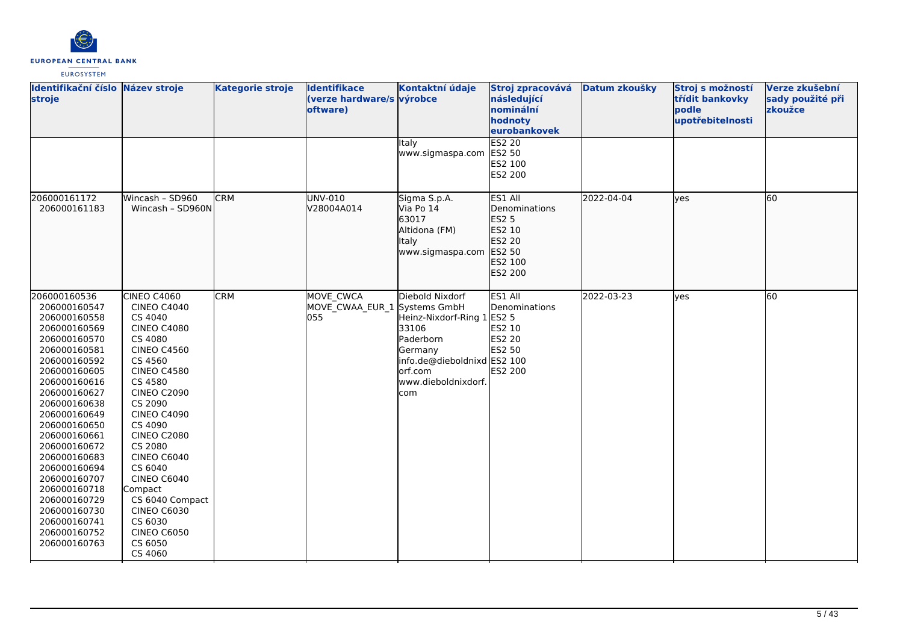| Identifikační číslo stroje | Název stroje | Kategorie stroje | Identifikace (verze hardware/software) | Kontaktní údaje výrobce | Stroj zpracovává následující nominální hodnoty eurobankovek | Datum zkoušky | Stroj s možností třídit bankovky podle upotřebitelnosti | Verze zkušební sady použité při zkoužce |
|---|---|---|---|---|---|---|---|---|
| | | | | Italy<br>www.sigmaspa.com | ES2 20<br>ES2 50<br>ES2 100<br>ES2 200 | | | |
| 206000161172<br>206000161183 | Wincash – SD960<br>Wincash – SD960N | CRM | UNV-010<br>V28004A014 | Sigma S.p.A.<br>Via Po 14<br>63017<br>Altidona (FM)<br>Italy<br>www.sigmaspa.com | ES1 All Denominations<br>ES2 5<br>ES2 10<br>ES2 20<br>ES2 50<br>ES2 100<br>ES2 200 | 2022-04-04 | yes | 60 |
| 206000160536<br>206000160547<br>206000160558<br>206000160569<br>206000160570<br>206000160581<br>206000160592<br>206000160605<br>206000160616<br>206000160627<br>206000160638<br>206000160649<br>206000160650<br>206000160661<br>206000160672<br>206000160683<br>206000160694<br>206000160707<br>206000160718<br>206000160729<br>206000160730<br>206000160741<br>206000160752<br>206000160763 | CINEO C4060<br>CINEO C4040<br>CS 4040<br>CINEO C4080<br>CS 4080<br>CINEO C4560<br>CS 4560<br>CINEO C4580<br>CS 4580<br>CINEO C2090<br>CS 2090<br>CINEO C4090<br>CS 4090<br>CINEO C2080<br>CS 2080<br>CINEO C6040<br>CS 6040<br>CINEO C6040 Compact<br>CS 6040 Compact<br>CINEO C6030<br>CS 6030<br>CINEO C6050<br>CS 6050<br>CS 4060 | CRM | MOVE_CWCA<br>MOVE_CWAA_EUR_1 055 | Diebold Nixdorf Systems GmbH<br>Heinz-Nixdorf-Ring 1<br>33106<br>Paderborn<br>Germany<br>info.de@dieboldnixdorf.com<br>www.dieboldnixdorf.com | ES1 All Denominations<br>ES2 5<br>ES2 10<br>ES2 20<br>ES2 50<br>ES2 100<br>ES2 200 | 2022-03-23 | yes | 60 |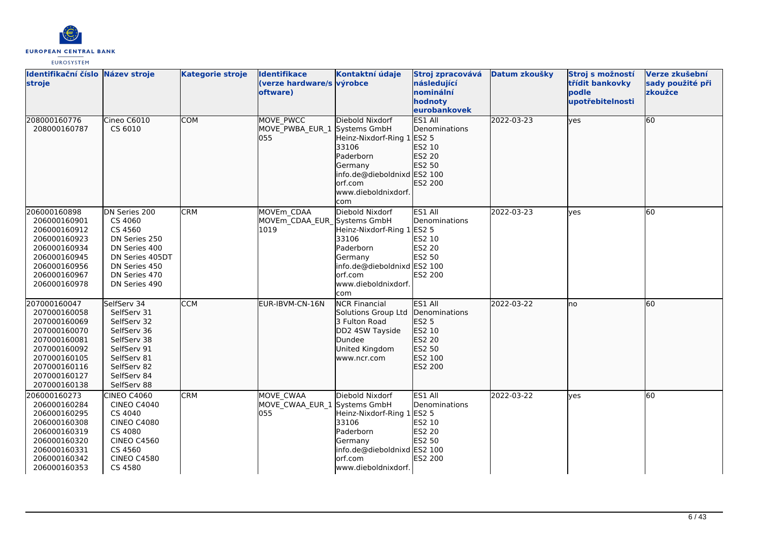| Identifikační číslo stroje | Název stroje | Kategorie stroje | Identifikace (verze hardware/software) | Kontaktní údaje výrobce | Stroj zpracovává následující nominální hodnoty eurobankovek | Datum zkoušky | Stroj s možností třídit bankovky podle upotřebitelnosti | Verze zkušební sady použité při zkoužce |
|---|---|---|---|---|---|---|---|---|
| 208000160776<br>208000160787 | Cineo C6010<br>CS 6010 | COM | MOVE_PWCC<br>MOVE_PWBA_EUR_1055 | Diebold Nixdorf Systems GmbH<br>Heinz-Nixdorf-Ring 1<br>33106<br>Paderborn<br>Germany<br>info.de@dieboldnixdorf.com<br>www.dieboldnixdorf.com | ES1 All Denominations<br>ES2 5<br>ES2 10<br>ES2 20<br>ES2 50<br>ES2 100<br>ES2 200 | 2022-03-23 | yes | 60 |
| 206000160898<br>206000160901<br>206000160912<br>206000160923<br>206000160934<br>206000160945<br>206000160956<br>206000160967<br>206000160978 | DN Series 200<br>CS 4060<br>CS 4560<br>DN Series 250<br>DN Series 400<br>DN Series 405DT<br>DN Series 450<br>DN Series 470<br>DN Series 490 | CRM | MOVEm_CDAA<br>MOVEm_CDAA_EUR_1019 | Diebold Nixdorf Systems GmbH<br>Heinz-Nixdorf-Ring 1<br>33106<br>Paderborn<br>Germany<br>info.de@dieboldnixdorf.com<br>www.dieboldnixdorf.com | ES1 All Denominations<br>ES2 5<br>ES2 10<br>ES2 20<br>ES2 50<br>ES2 100<br>ES2 200 | 2022-03-23 | yes | 60 |
| 207000160047<br>207000160058<br>207000160069<br>207000160070<br>207000160081<br>207000160092<br>207000160105<br>207000160116<br>207000160127<br>207000160138 | SelfServ 34<br>SelfServ 31<br>SelfServ 32<br>SelfServ 36<br>SelfServ 38<br>SelfServ 91<br>SelfServ 81<br>SelfServ 82<br>SelfServ 84<br>SelfServ 88 | CCM | EUR-IBVM-CN-16N | NCR Financial Solutions Group Ltd<br>3 Fulton Road<br>DD2 4SW Tayside<br>Dundee<br>United Kingdom<br>www.ncr.com | ES1 All Denominations<br>ES2 5<br>ES2 10<br>ES2 20<br>ES2 50<br>ES2 100<br>ES2 200 | 2022-03-22 | no | 60 |
| 206000160273<br>206000160284<br>206000160295<br>206000160308<br>206000160319<br>206000160320<br>206000160331<br>206000160342<br>206000160353 | CINEO C4060<br>CINEO C4040<br>CS 4040<br>CINEO C4080<br>CS 4080<br>CINEO C4560<br>CS 4560<br>CINEO C4580<br>CS 4580 | CRM | MOVE_CWAA<br>MOVE_CWAA_EUR_1055 | Diebold Nixdorf Systems GmbH<br>Heinz-Nixdorf-Ring 1<br>33106<br>Paderborn<br>Germany<br>info.de@dieboldnixdorf.com<br>www.dieboldnixdorf. | ES1 All Denominations<br>ES2 5<br>ES2 10<br>ES2 20<br>ES2 50<br>ES2 100<br>ES2 200 | 2022-03-22 | yes | 60 |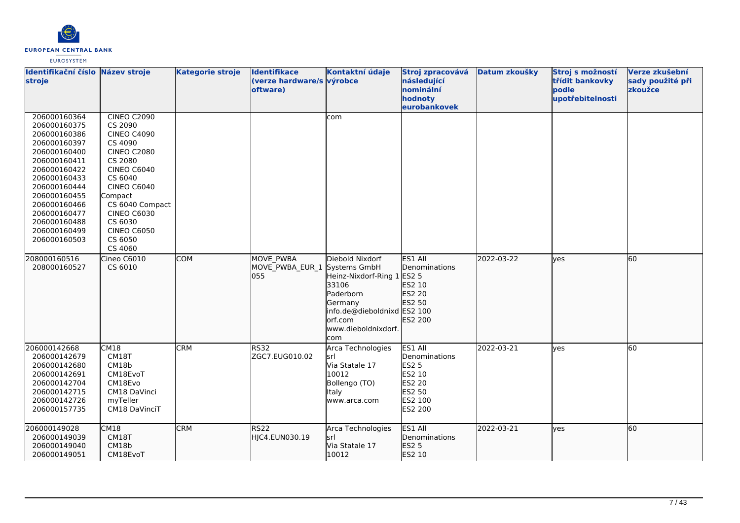| Identifikační číslo stroje | Název stroje | Kategorie stroje | Identifikace (verze hardware/software) | Kontaktní údaje výrobce | Stroj zpracovává následující nominální hodnoty eurobankovek | Datum zkoušky | Stroj s možností třídit bankovky podle upotřebitelnosti | Verze zkušební sady použité při zkoužce |
|---|---|---|---|---|---|---|---|---|
| 206000160364<br>206000160375<br>206000160386<br>206000160397<br>206000160400<br>206000160411<br>206000160422<br>206000160433<br>206000160444<br>206000160455<br>206000160466<br>206000160477<br>206000160488<br>206000160499<br>206000160503 | CINEO C2090<br>CS 2090<br>CINEO C4090<br>CS 4090<br>CINEO C2080<br>CS 2080<br>CINEO C6040<br>CS 6040<br>CINEO C6040 Compact<br>CS 6040 Compact<br>CINEO C6030<br>CS 6030<br>CINEO C6050<br>CS 6050<br>CS 4060 | | | com | | | | |
| 208000160516<br>208000160527 | Cineo C6010<br>CS 6010 | COM | MOVE_PWBA<br>MOVE_PWBA_EUR_1055 | Diebold Nixdorf Systems GmbH<br>Heinz-Nixdorf-Ring 1<br>33106<br>Paderborn<br>Germany<br>info.de@dieboldnixdorf.com<br>www.dieboldnixdorf.com | ES1 All Denominations<br>ES2 5<br>ES2 10<br>ES2 20<br>ES2 50<br>ES2 100<br>ES2 200 | 2022-03-22 | yes | 60 |
| 206000142668<br>206000142679<br>206000142680<br>206000142691<br>206000142704<br>206000142715<br>206000142726<br>206000157735 | CM18<br>CM18T<br>CM18b<br>CM18EvoT<br>CM18Evo<br>CM18 DaVinci<br>myTeller<br>CM18 DaVinciT | CRM | RS32<br>ZGC7.EUG010.02 | Arca Technologies srl<br>Via Statale 17<br>10012<br>Bollengo (TO)<br>Italy<br>www.arca.com | ES1 All Denominations<br>ES2 5<br>ES2 10<br>ES2 20<br>ES2 50<br>ES2 100<br>ES2 200 | 2022-03-21 | yes | 60 |
| 206000149028<br>206000149039<br>206000149040<br>206000149051 | CM18<br>CM18T<br>CM18b<br>CM18EvoT | CRM | RS22<br>HJC4.EUN030.19 | Arca Technologies srl<br>Via Statale 17<br>10012 | ES1 All Denominations<br>ES2 5<br>ES2 10 | 2022-03-21 | yes | 60 |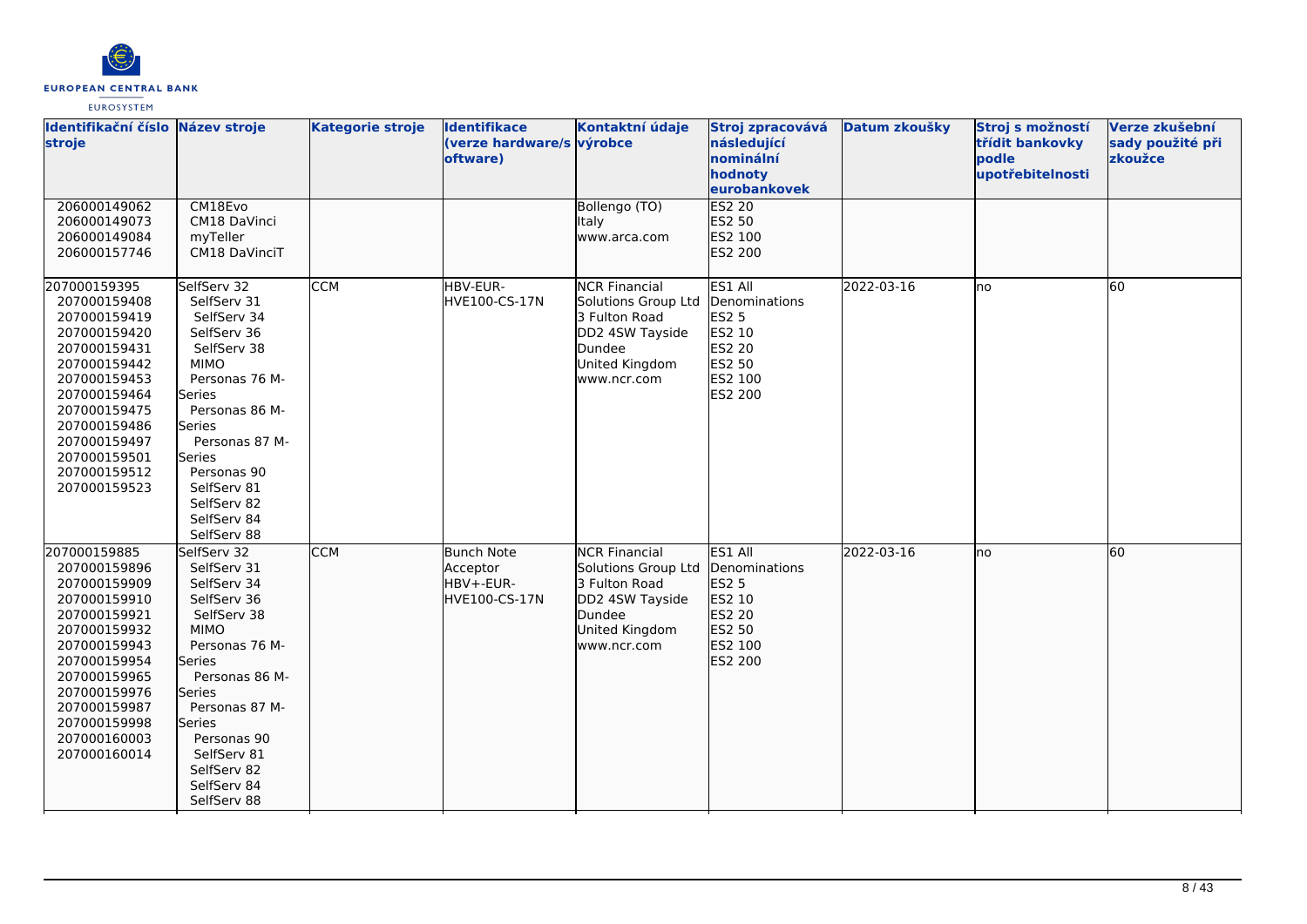| Identifikační číslo stroje | Název stroje | Kategorie stroje | Identifikace (verze hardware/software) | Kontaktní údaje výrobce | Stroj zpracovává následující nominální hodnoty eurobankovek | Datum zkoušky | Stroj s možností třídit bankovky podle upotřebitelnosti | Verze zkušební sady použité při zkoušce |
|---|---|---|---|---|---|---|---|---|
| 206000149062<br>206000149073<br>206000149084<br>206000157746 | CM18Evo<br>CM18 DaVinci<br>myTeller<br>CM18 DaVinciT | | | Bollengo (TO)<br>Italy<br>www.arca.com | ES2 20<br>ES2 50<br>ES2 100<br>ES2 200 | | | |
| 207000159395<br>207000159408<br>207000159419<br>207000159420<br>207000159431<br>207000159442<br>207000159453<br>207000159464<br>207000159475<br>207000159486<br>207000159497<br>207000159501<br>207000159512<br>207000159523 | SelfServ 32<br>SelfServ 31<br>SelfServ 34<br>SelfServ 36<br>SelfServ 38<br>MIMO<br>Personas 76 M-Series<br>Personas 86 M-Series<br>Personas 87 M-Series<br>Personas 90<br>SelfServ 81<br>SelfServ 82<br>SelfServ 84<br>SelfServ 88 | CCM | HBV-EUR-HVE100-CS-17N | NCR Financial Solutions Group Ltd<br>3 Fulton Road<br>DD2 4SW Tayside<br>Dundee<br>United Kingdom<br>www.ncr.com | ES1 All Denominations<br>ES2 5<br>ES2 10<br>ES2 20<br>ES2 50<br>ES2 100<br>ES2 200 | 2022-03-16 | no | 60 |
| 207000159885<br>207000159896<br>207000159909<br>207000159910<br>207000159921<br>207000159932<br>207000159943<br>207000159954<br>207000159965<br>207000159976<br>207000159987<br>207000159998<br>207000160003<br>207000160014 | SelfServ 32<br>SelfServ 31<br>SelfServ 34<br>SelfServ 36<br>SelfServ 38<br>MIMO<br>Personas 76 M-Series<br>Personas 86 M-Series<br>Personas 87 M-Series<br>Personas 90<br>SelfServ 81<br>SelfServ 82<br>SelfServ 84<br>SelfServ 88 | CCM | Bunch Note Acceptor HBV+-EUR-HVE100-CS-17N | NCR Financial Solutions Group Ltd<br>3 Fulton Road<br>DD2 4SW Tayside<br>Dundee<br>United Kingdom<br>www.ncr.com | ES1 All Denominations<br>ES2 5<br>ES2 10<br>ES2 20<br>ES2 50<br>ES2 100<br>ES2 200 | 2022-03-16 | no | 60 |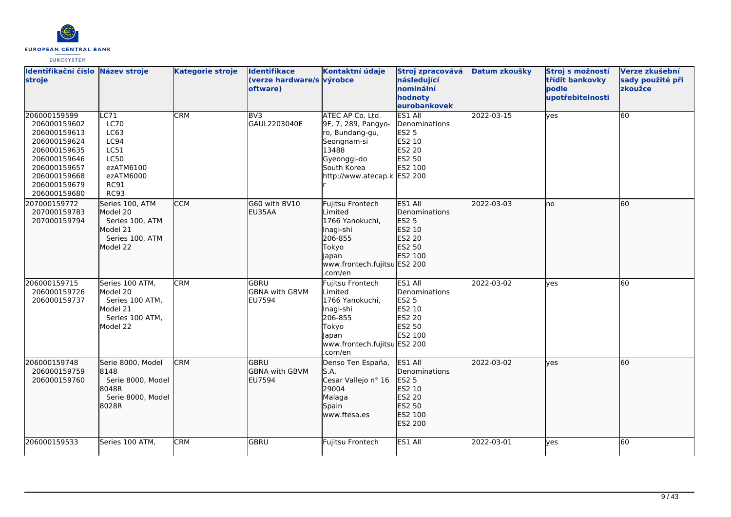| Identifikační číslo stroje | Název stroje | Kategorie stroje | Identifikace (verze hardware/software) | Kontaktní údaje výrobce | Stroj zpracovává následující nominální hodnoty eurobankovek | Datum zkoušky | Stroj s možností třídit bankovky podle upotřebitelnosti | Verze zkušební sady použité při zkoužce |
|---|---|---|---|---|---|---|---|---|
| 206000159599<br>206000159602<br>206000159613<br>206000159624<br>206000159635<br>206000159646<br>206000159657<br>206000159668<br>206000159679<br>206000159680 | LC71<br>LC70<br>LC63<br>LC94<br>LC51<br>LC50<br>ezATM6100<br>ezATM6000<br>RC91<br>RC93 | CRM | BV3<br>GAUL2203040E | ATEC AP Co. Ltd.<br>9F, 7, 289, Pangyo-ro, Bundang-gu, Seongnam-si<br>13488<br>Gyeonggi-do<br>South Korea<br>http://www.atecap.kr | ES1 All Denominations<br>ES2 5<br>ES2 10<br>ES2 20<br>ES2 50<br>ES2 100<br>ES2 200 | 2022-03-15 | yes | 60 |
| 207000159772<br>207000159783<br>207000159794 | Series 100, ATM Model 20<br>Series 100, ATM Model 21<br>Series 100, ATM Model 22 | CCM | G60 with BV10<br>EU35AA | Fujitsu Frontech Limited<br>1766 Yanokuchi, Inagi-shi<br>206-855<br>Tokyo<br>Japan<br>www.frontech.fujitsu.com/en | ES1 All Denominations<br>ES2 5<br>ES2 10<br>ES2 20<br>ES2 50<br>ES2 100<br>ES2 200 | 2022-03-03 | no | 60 |
| 206000159715<br>206000159726<br>206000159737 | Series 100 ATM, Model 20<br>Series 100 ATM, Model 21<br>Series 100 ATM, Model 22 | CRM | GBRU<br>GBNA with GBVM<br>EU7594 | Fujitsu Frontech Limited<br>1766 Yanokuchi, Inagi-shi<br>206-855<br>Tokyo<br>Japan<br>www.frontech.fujitsu.com/en | ES1 All Denominations<br>ES2 5<br>ES2 10<br>ES2 20<br>ES2 50<br>ES2 100<br>ES2 200 | 2022-03-02 | yes | 60 |
| 206000159748<br>206000159759<br>206000159760 | Serie 8000, Model 8148<br>Serie 8000, Model 8048R<br>Serie 8000, Model 8028R | CRM | GBRU<br>GBNA with GBVM<br>EU7594 | Denso Ten España, S.A.<br>Cesar Vallejo n° 16<br>29004<br>Malaga<br>Spain<br>www.ftesa.es | ES1 All Denominations<br>ES2 5<br>ES2 10<br>ES2 20<br>ES2 50<br>ES2 100<br>ES2 200 | 2022-03-02 | yes | 60 |
| 206000159533 | Series 100 ATM, | CRM | GBRU | Fujitsu Frontech | ES1 All | 2022-03-01 | yes | 60 |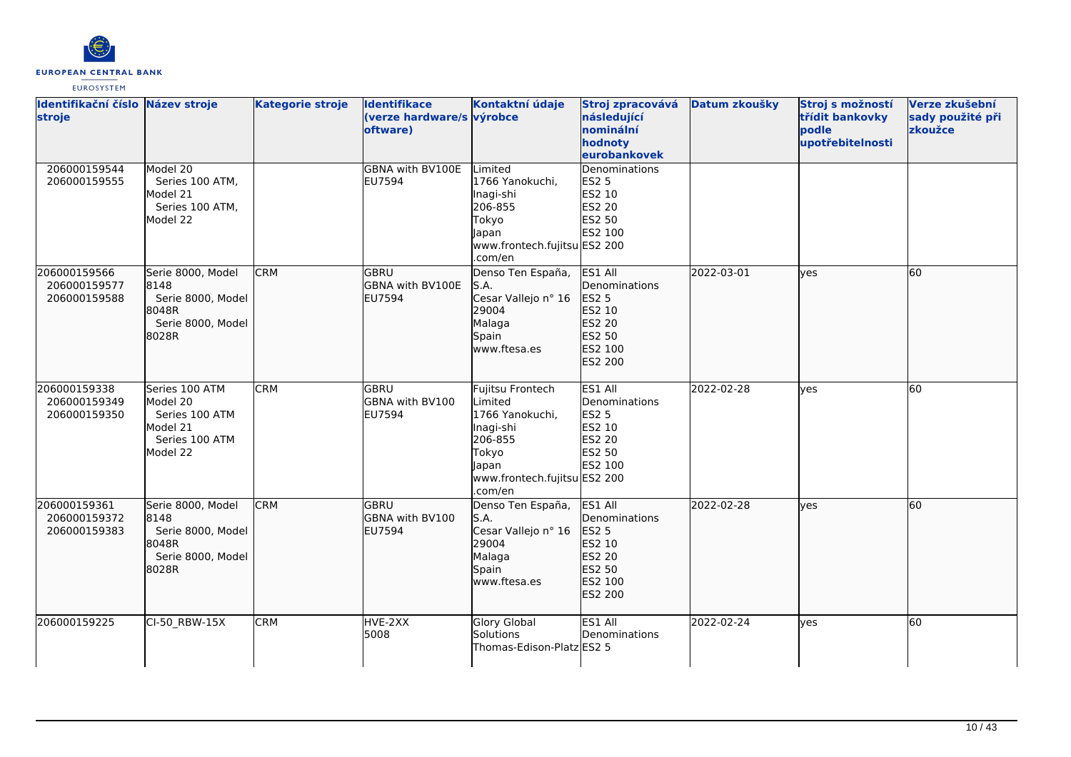| Identifikační číslo stroje | Název stroje | Kategorie stroje | Identifikace (verze hardware/software) | Kontaktní údaje výrobce | Stroj zpracovává následující nominální hodnoty eurobankovek | Datum zkoušky | Stroj s možností třídit bankovky podle upotřebitelnosti | Verze zkušební sady použité při zkoužce |
|---|---|---|---|---|---|---|---|---|
| 206000159544<br>206000159555 | Model 20<br>Series 100 ATM,<br>Model 21<br>Series 100 ATM,<br>Model 22 | | GBNA with BV100E<br>EU7594 | Limited<br>1766 Yanokuchi,<br>Inagi-shi<br>206-855<br>Tokyo<br>Japan<br>www.frontech.fujitsu.com/en | Denominations<br>ES2 5<br>ES2 10<br>ES2 20<br>ES2 50<br>ES2 100<br>ES2 200 | | | |
| 206000159566<br>206000159577<br>206000159588 | Serie 8000, Model 8148<br>Serie 8000, Model 8048R<br>Serie 8000, Model 8028R | CRM | GBRU<br>GBNA with BV100E<br>EU7594 | Denso Ten España, S.A.<br>Cesar Vallejo n° 16<br>29004<br>Malaga<br>Spain<br>www.ftesa.es | ES1 All Denominations<br>ES2 5<br>ES2 10<br>ES2 20<br>ES2 50<br>ES2 100<br>ES2 200 | 2022-03-01 | yes | 60 |
| 206000159338<br>206000159349<br>206000159350 | Series 100 ATM<br>Model 20<br>Series 100 ATM<br>Model 21<br>Series 100 ATM<br>Model 22 | CRM | GBRU<br>GBNA with BV100<br>EU7594 | Fujitsu Frontech Limited<br>1766 Yanokuchi,<br>Inagi-shi<br>206-855<br>Tokyo<br>Japan<br>www.frontech.fujitsu.com/en | ES1 All Denominations<br>ES2 5<br>ES2 10<br>ES2 20<br>ES2 50<br>ES2 100<br>ES2 200 | 2022-02-28 | yes | 60 |
| 206000159361<br>206000159372<br>206000159383 | Serie 8000, Model 8148<br>Serie 8000, Model 8048R<br>Serie 8000, Model 8028R | CRM | GBRU<br>GBNA with BV100<br>EU7594 | Denso Ten España, S.A.<br>Cesar Vallejo n° 16<br>29004<br>Malaga<br>Spain<br>www.ftesa.es | ES1 All Denominations<br>ES2 5<br>ES2 10<br>ES2 20<br>ES2 50<br>ES2 100<br>ES2 200 | 2022-02-28 | yes | 60 |
| 206000159225 | CI-50_RBW-15X | CRM | HVE-2XX<br>5008 | Glory Global Solutions<br>Thomas-Edison-Platz | ES1 All Denominations<br>ES2 5 | 2022-02-24 | yes | 60 |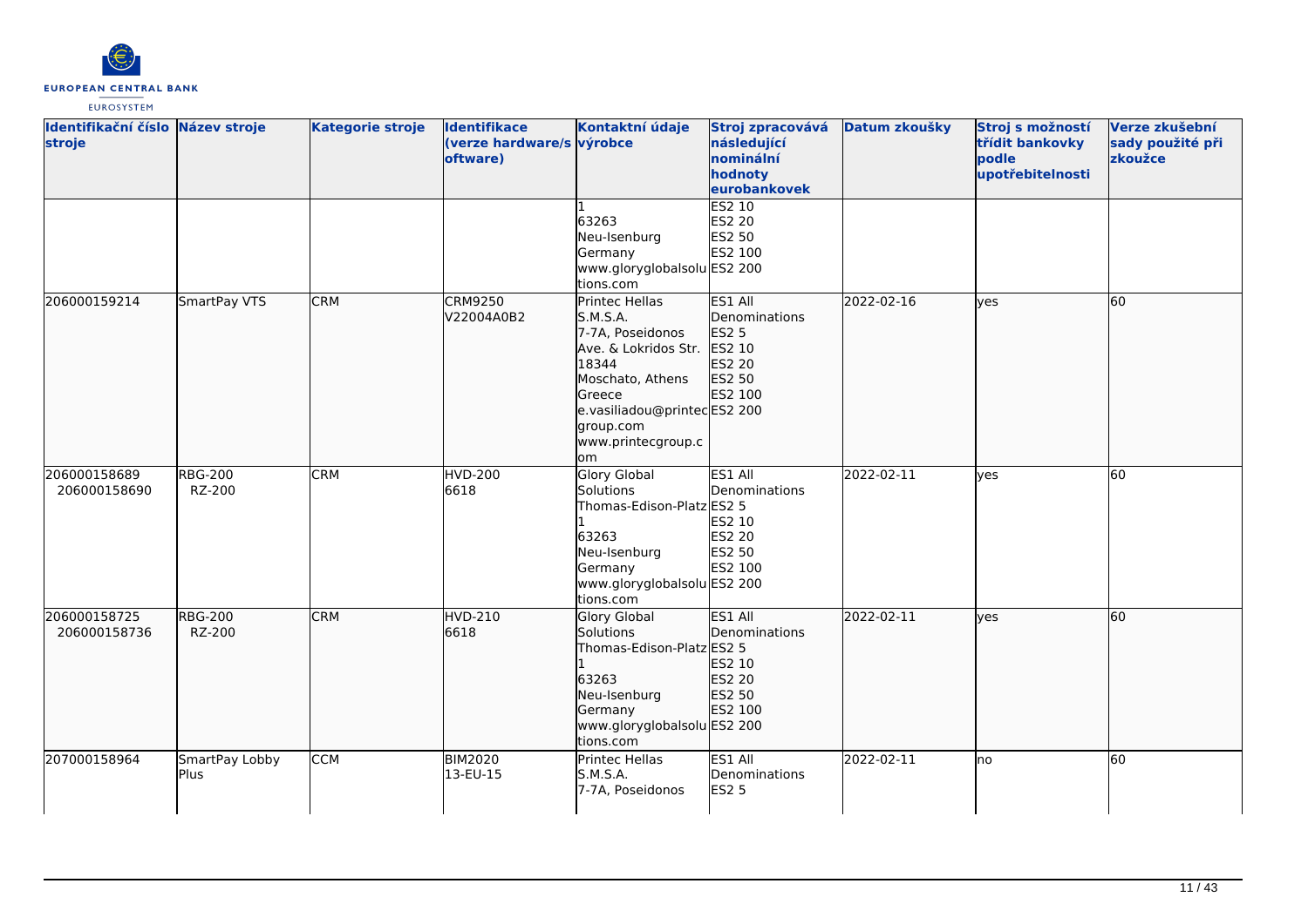| Identifikační číslo stroje | Název stroje | Kategorie stroje | Identifikace (verze hardware/software) | Kontaktní údaje výrobce | Stroj zpracovává následující nominální hodnoty eurobankovek | Datum zkoušky | Stroj s možností třídit bankovky podle upotřebitelnosti | Verze zkušební sady použité při zkoužce |
|---|---|---|---|---|---|---|---|---|
| | | | | 1<br>63263<br>Neu-Isenburg<br>Germany<br>www.gloryglobalsolutions.com | ES2 10<br>ES2 20<br>ES2 50<br>ES2 100<br>ES2 200 | | | |
| 206000159214 | SmartPay VTS | CRM | CRM9250<br>V22004A0B2 | Printec Hellas S.M.S.A.<br>7-7A, Poseidonos Ave. & Lokridos Str.<br>18344<br>Moschato, Athens<br>Greece<br>e.vasiliadou@printecgroup.com<br>www.printecgroup.com | ES1 All Denominations<br>ES2 5<br>ES2 10<br>ES2 20<br>ES2 50<br>ES2 100<br>ES2 200 | 2022-02-16 | yes | 60 |
| 206000158689<br>206000158690 | RBG-200<br>RZ-200 | CRM | HVD-200<br>6618 | Glory Global Solutions<br>Thomas-Edison-Platz 1<br>63263<br>Neu-Isenburg<br>Germany<br>www.gloryglobalsolutions.com | ES1 All Denominations<br>ES2 5<br>ES2 10<br>ES2 20<br>ES2 50<br>ES2 100<br>ES2 200 | 2022-02-11 | yes | 60 |
| 206000158725<br>206000158736 | RBG-200<br>RZ-200 | CRM | HVD-210<br>6618 | Glory Global Solutions<br>Thomas-Edison-Platz 1<br>63263<br>Neu-Isenburg<br>Germany<br>www.gloryglobalsolutions.com | ES1 All Denominations<br>ES2 5<br>ES2 10<br>ES2 20<br>ES2 50<br>ES2 100<br>ES2 200 | 2022-02-11 | yes | 60 |
| 207000158964 | SmartPay Lobby Plus | CCM | BIM2020<br>13-EU-15 | Printec Hellas S.M.S.A.<br>7-7A, Poseidonos | ES1 All Denominations<br>ES2 5 | 2022-02-11 | no | 60 |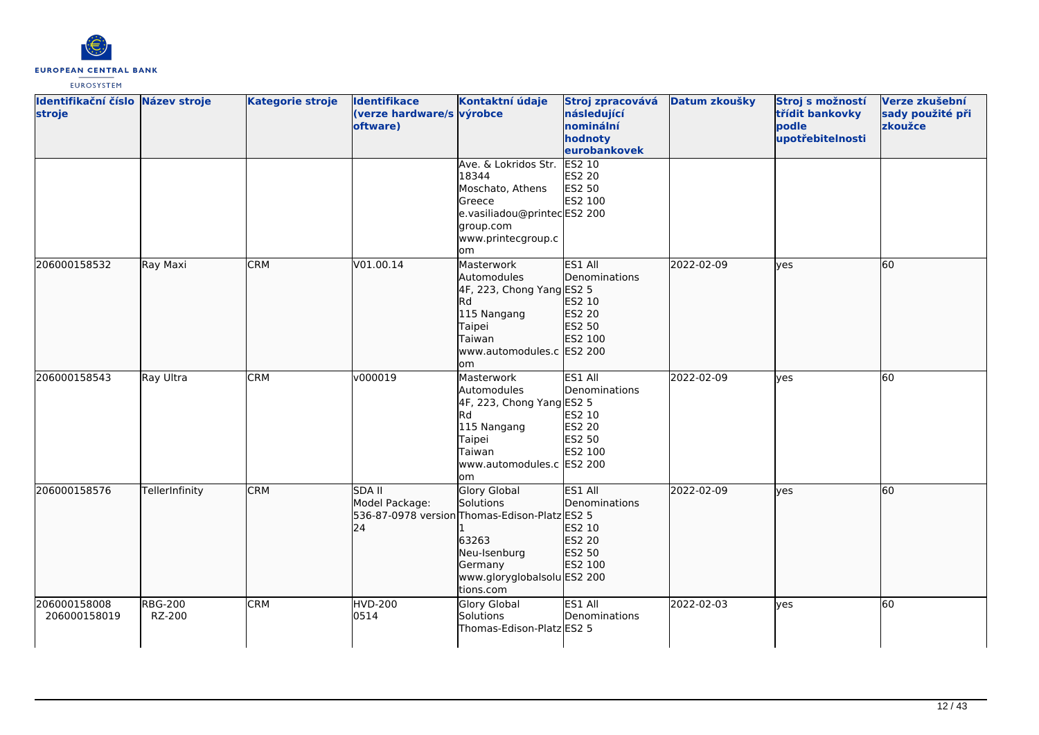| Identifikační číslo stroje | Název stroje | Kategorie stroje | Identifikace (verze hardware/software) | Kontaktní údaje výrobce | Stroj zpracovává následující nominální hodnoty eurobankovek | Datum zkoušky | Stroj s možností třídit bankovky podle upotřebitelnosti | Verze zkušební sady použité při zkoužce |
|---|---|---|---|---|---|---|---|---|
| | | | | Ave. & Lokridos Str. 18344 Moschato, Athens Greece e.vasiliadou@printecgroup.com www.printecgroup.com | ES2 10 ES2 20 ES2 50 ES2 100 ES2 200 | | | |
| 206000158532 | Ray Maxi | CRM | V01.00.14 | Masterwork Automodules 4F, 223, Chong Yang Rd 115 Nangang Taipei Taiwan www.automodules.com | ES1 All Denominations ES2 5 ES2 10 ES2 20 ES2 50 ES2 100 ES2 200 | 2022-02-09 | yes | 60 |
| 206000158543 | Ray Ultra | CRM | v000019 | Masterwork Automodules 4F, 223, Chong Yang Rd 115 Nangang Taipei Taiwan www.automodules.com | ES1 All Denominations ES2 5 ES2 10 ES2 20 ES2 50 ES2 100 ES2 200 | 2022-02-09 | yes | 60 |
| 206000158576 | TellerInfinity | CRM | SDA II Model Package: 536-87-0978 version 24 | Glory Global Solutions Thomas-Edison-Platz 1 63263 Neu-Isenburg Germany www.gloryglobalsolutions.com | ES1 All Denominations ES2 5 ES2 10 ES2 20 ES2 50 ES2 100 ES2 200 | 2022-02-09 | yes | 60 |
| 206000158008 206000158019 | RBG-200 RZ-200 | CRM | HVD-200 0514 | Glory Global Solutions Thomas-Edison-Platz | ES1 All Denominations ES2 5 | 2022-02-03 | yes | 60 |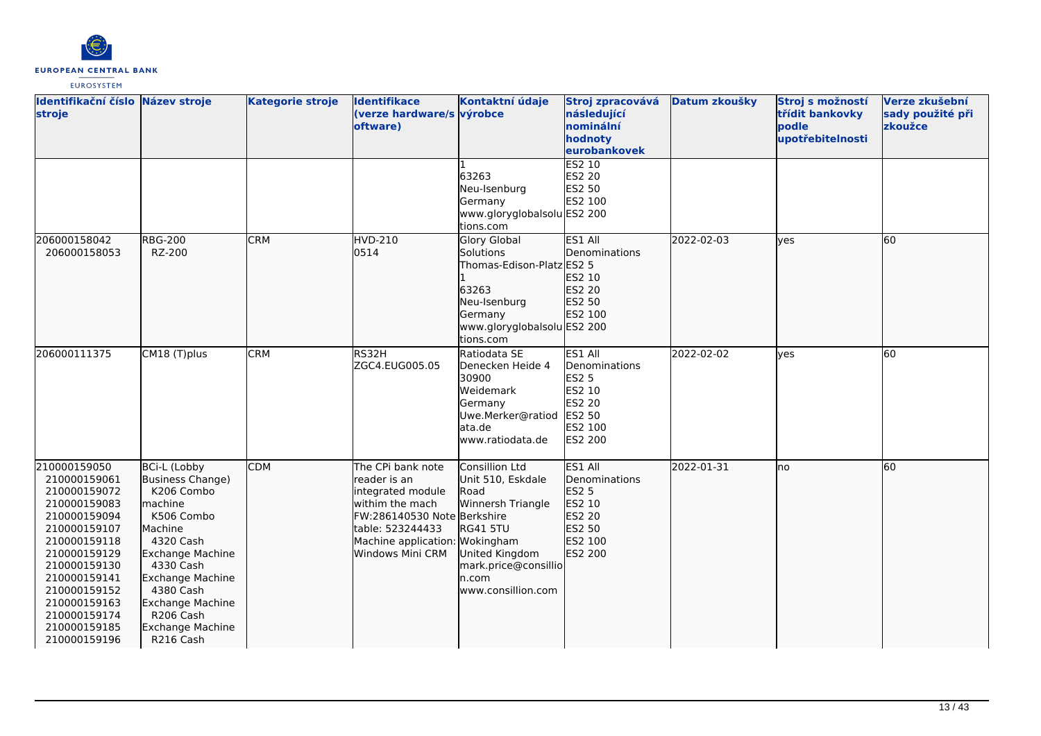| Identifikační číslo stroje | Název stroje | Kategorie stroje | Identifikace (verze hardware/software) | Kontaktní údaje výrobce | Stroj zpracovává následující nominální hodnoty eurobankovek | Datum zkoušky | Stroj s možností třídit bankovky podle upotřebitelnosti | Verze zkušební sady použité při zkoužce |
|---|---|---|---|---|---|---|---|---|
| | | | | 1<br>63263<br>Neu-Isenburg<br>Germany<br>www.gloryglobalsolutions.com | ES2 10<br>ES2 20<br>ES2 50<br>ES2 100<br>ES2 200 | | | |
| 206000158042<br>206000158053 | RBG-200<br>RZ-200 | CRM | HVD-210<br>0514 | Glory Global Solutions<br>Thomas-Edison-Platz 1<br>63263<br>Neu-Isenburg<br>Germany<br>www.gloryglobalsolutions.com | ES1 All Denominations<br>ES2 5<br>ES2 10<br>ES2 20<br>ES2 50<br>ES2 100<br>ES2 200 | 2022-02-03 | yes | 60 |
| 206000111375 | CM18 (T)plus | CRM | RS32H<br>ZGC4.EUG005.05 | Ratiodata SE<br>Denecken Heide 4<br>30900<br>Weidemark<br>Germany<br>Uwe.Merker@ratiodata.de<br>www.ratiodata.de | ES1 All Denominations<br>ES2 5<br>ES2 10<br>ES2 20<br>ES2 50<br>ES2 100<br>ES2 200 | 2022-02-02 | yes | 60 |
| 210000159050<br>210000159061<br>210000159072<br>210000159083<br>210000159094<br>210000159107<br>210000159118<br>210000159129<br>210000159130<br>210000159141<br>210000159152<br>210000159163<br>210000159174<br>210000159185<br>210000159196 | BCi-L (Lobby Business Change)<br>K206 Combo machine<br>K506 Combo Machine<br>4320 Cash Exchange Machine<br>4330 Cash Exchange Machine<br>4380 Cash Exchange Machine<br>R206 Cash Exchange Machine<br>R216 Cash | CDM | The CPi bank note reader is an integrated module withim the mach FW:286140530 Note table: 523244433 Machine application: Windows Mini CRM | Consillion Ltd<br>Unit 510, Eskdale Road<br>Winnersh Triangle<br>Berkshire<br>RG41 5TU<br>Wokingham<br>United Kingdom<br>mark.price@consillion.com<br>www.consillion.com | ES1 All Denominations<br>ES2 5<br>ES2 10<br>ES2 20<br>ES2 50<br>ES2 100<br>ES2 200 | 2022-01-31 | no | 60 |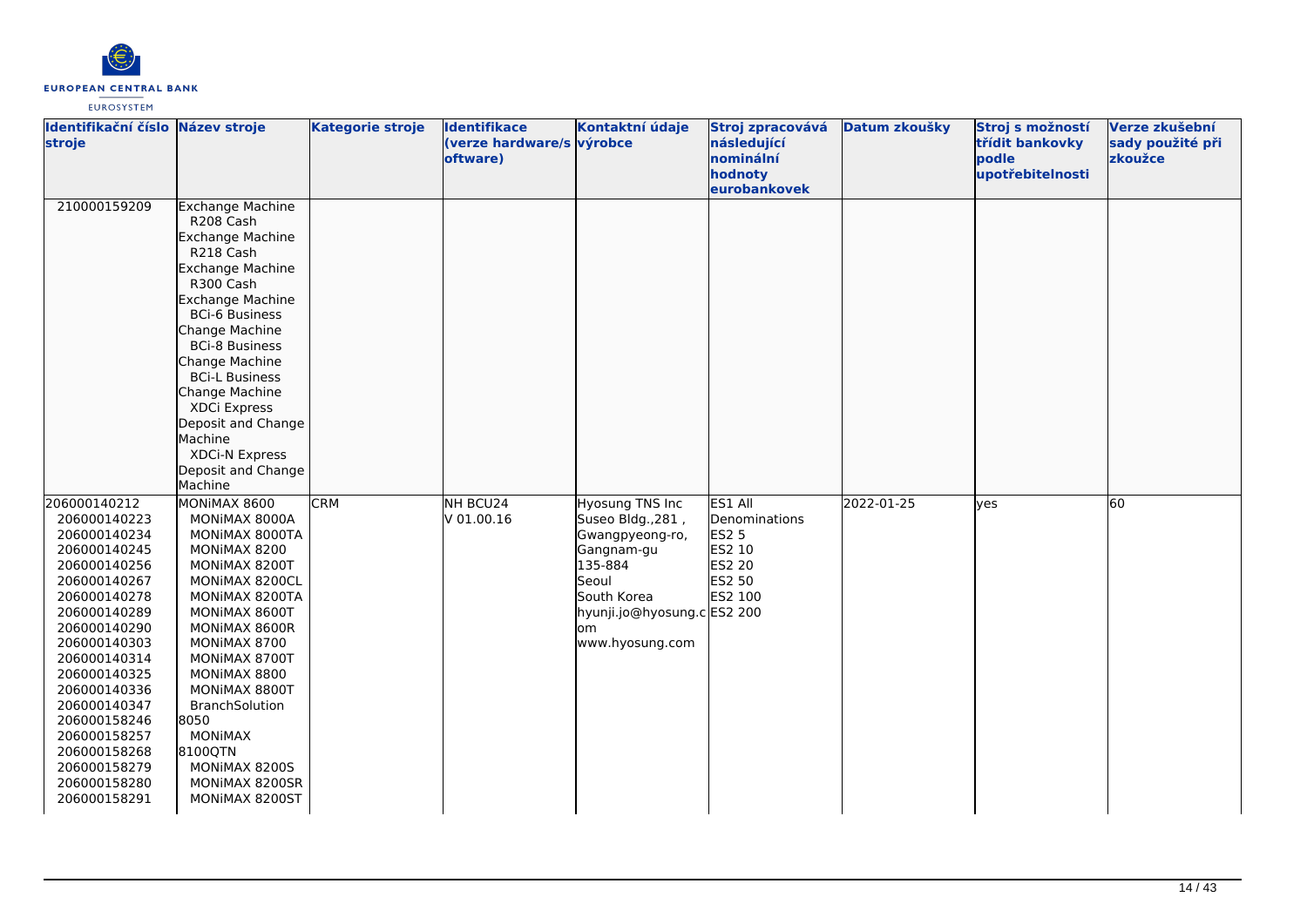| Identifikační číslo stroje | Název stroje | Kategorie stroje | Identifikace (verze hardware/software) | Kontaktní údaje výrobce | Stroj zpracovává následující nominální hodnoty eurobankovek | Datum zkoušky | Stroj s možností třídit bankovky podle upotřebitelnosti | Verze zkušební sady použité při zkoužce |
|---|---|---|---|---|---|---|---|---|
| 210000159209 | Exchange Machine<br>R208 Cash Exchange Machine<br>R218 Cash Exchange Machine<br>R300 Cash Exchange Machine<br>BCi-6 Business Change Machine<br>BCi-8 Business Change Machine<br>BCi-L Business Change Machine<br>XDCi Express Deposit and Change Machine<br>XDCi-N Express Deposit and Change Machine | | | | | | | |
| 206000140212<br>206000140223<br>206000140234<br>206000140245<br>206000140256<br>206000140267<br>206000140278<br>206000140289<br>206000140290<br>206000140303<br>206000140314<br>206000140325<br>206000140336<br>206000140347<br>206000158246<br>206000158257<br>206000158268<br>206000158279<br>206000158280<br>206000158291 | MONiMAX 8600<br>MONiMAX 8000A<br>MONiMAX 8000TA<br>MONiMAX 8200<br>MONiMAX 8200T<br>MONiMAX 8200CL<br>MONiMAX 8200TA<br>MONiMAX 8600T<br>MONiMAX 8600R<br>MONiMAX 8700<br>MONiMAX 8700T<br>MONiMAX 8800<br>MONiMAX 8800T<br>BranchSolution 8050<br>MONiMAX 8100QTN<br>MONiMAX 8200S<br>MONiMAX 8200SR<br>MONiMAX 8200ST | CRM | NH BCU24<br>V 01.00.16 | Hyosung TNS Inc<br>Suseo Bldg.,281 , Gwangpyeong-ro, Gangnam-gu<br>135-884<br>Seoul<br>South Korea<br>hyunji.jo@hyosung.com<br>www.hyosung.com | ES1 All Denominations<br>ES2 5<br>ES2 10<br>ES2 20<br>ES2 50<br>ES2 100<br>ES2 200 | 2022-01-25 | yes | 60 |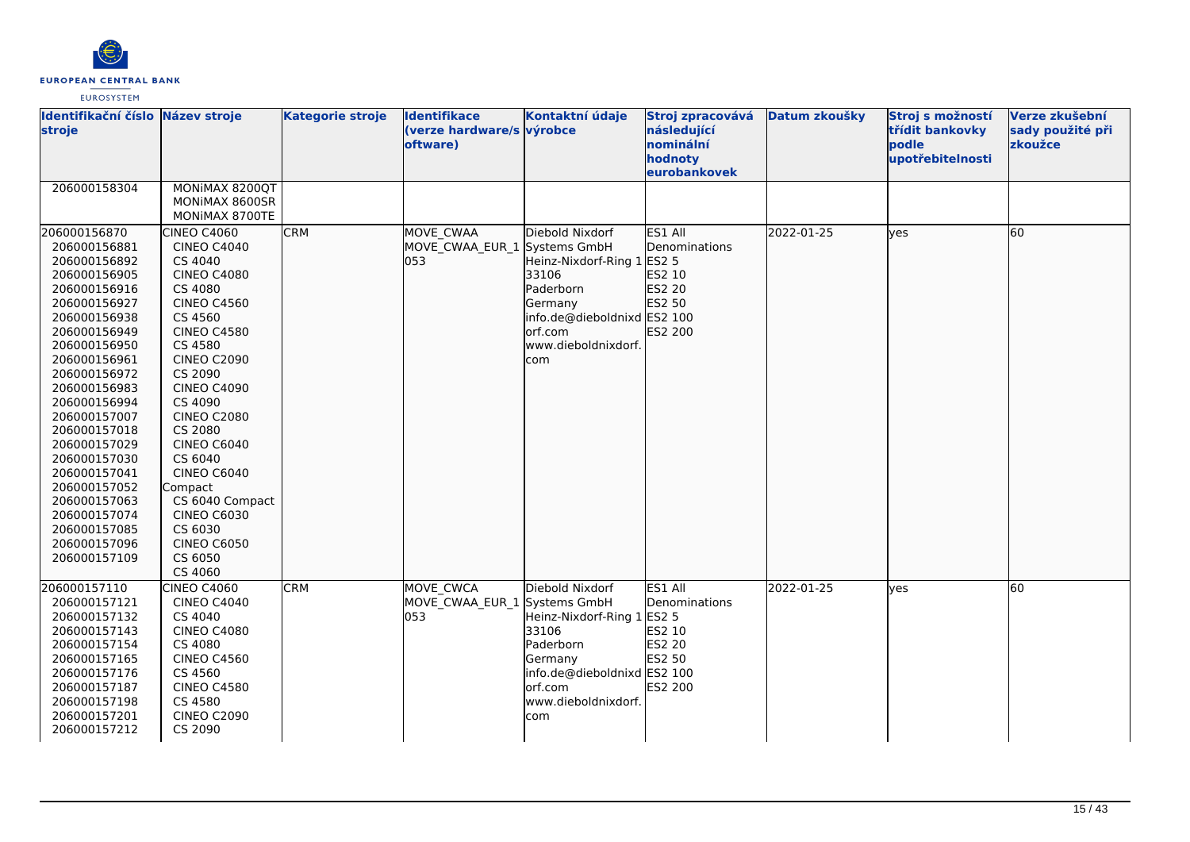| Identifikační číslo stroje | Název stroje | Kategorie stroje | Identifikace (verze hardware/software) | Kontaktní údaje výrobce | Stroj zpracovává následující nominální hodnoty eurobankovek | Datum zkoušky | Stroj s možností třídit bankovky podle upotřebitelnosti | Verze zkušební sady použité při zkoužce |
|---|---|---|---|---|---|---|---|---|
| 206000158304 | MONiMAX 8200QT<br>MONiMAX 8600SR<br>MONiMAX 8700TE | | | | | | | |
| 206000156870<br>206000156881<br>206000156892<br>206000156905<br>206000156916<br>206000156927<br>206000156938<br>206000156949<br>206000156950<br>206000156961<br>206000156972<br>206000156983<br>206000156994<br>206000157007<br>206000157018<br>206000157029<br>206000157030<br>206000157041<br>206000157052<br>206000157063<br>206000157074<br>206000157085<br>206000157096<br>206000157109 | CINEO C4060<br>CINEO C4040<br>CS 4040<br>CINEO C4080<br>CS 4080<br>CINEO C4560<br>CS 4560<br>CINEO C4580<br>CS 4580<br>CINEO C2090<br>CS 2090<br>CINEO C4090<br>CS 4090<br>CINEO C2080<br>CS 2080<br>CINEO C6040<br>CS 6040<br>CINEO C6040 Compact<br>CS 6040 Compact<br>CINEO C6030<br>CS 6030<br>CINEO C6050<br>CS 6050<br>CS 4060 | CRM | MOVE_CWAA<br>MOVE_CWAA_EUR_1053 | Diebold Nixdorf Systems GmbH<br>Heinz-Nixdorf-Ring 1<br>33106<br>Paderborn<br>Germany<br>info.de@dieboldnixdorf.com<br>www.dieboldnixdorf.com | ES1 All Denominations<br>ES2 5<br>ES2 10<br>ES2 20<br>ES2 50<br>ES2 100<br>ES2 200 | 2022-01-25 | yes | 60 |
| 206000157110<br>206000157121<br>206000157132<br>206000157143<br>206000157154<br>206000157165<br>206000157176<br>206000157187<br>206000157198<br>206000157201<br>206000157212 | CINEO C4060<br>CINEO C4040<br>CS 4040<br>CINEO C4080<br>CS 4080<br>CINEO C4560<br>CS 4560<br>CINEO C4580<br>CS 4580<br>CINEO C2090<br>CS 2090 | CRM | MOVE_CWCA<br>MOVE_CWAA_EUR_1053 | Diebold Nixdorf Systems GmbH<br>Heinz-Nixdorf-Ring 1<br>33106<br>Paderborn<br>Germany<br>info.de@dieboldnixdorf.com<br>www.dieboldnixdorf.com | ES1 All Denominations<br>ES2 5<br>ES2 10<br>ES2 20<br>ES2 50<br>ES2 100<br>ES2 200 | 2022-01-25 | yes | 60 |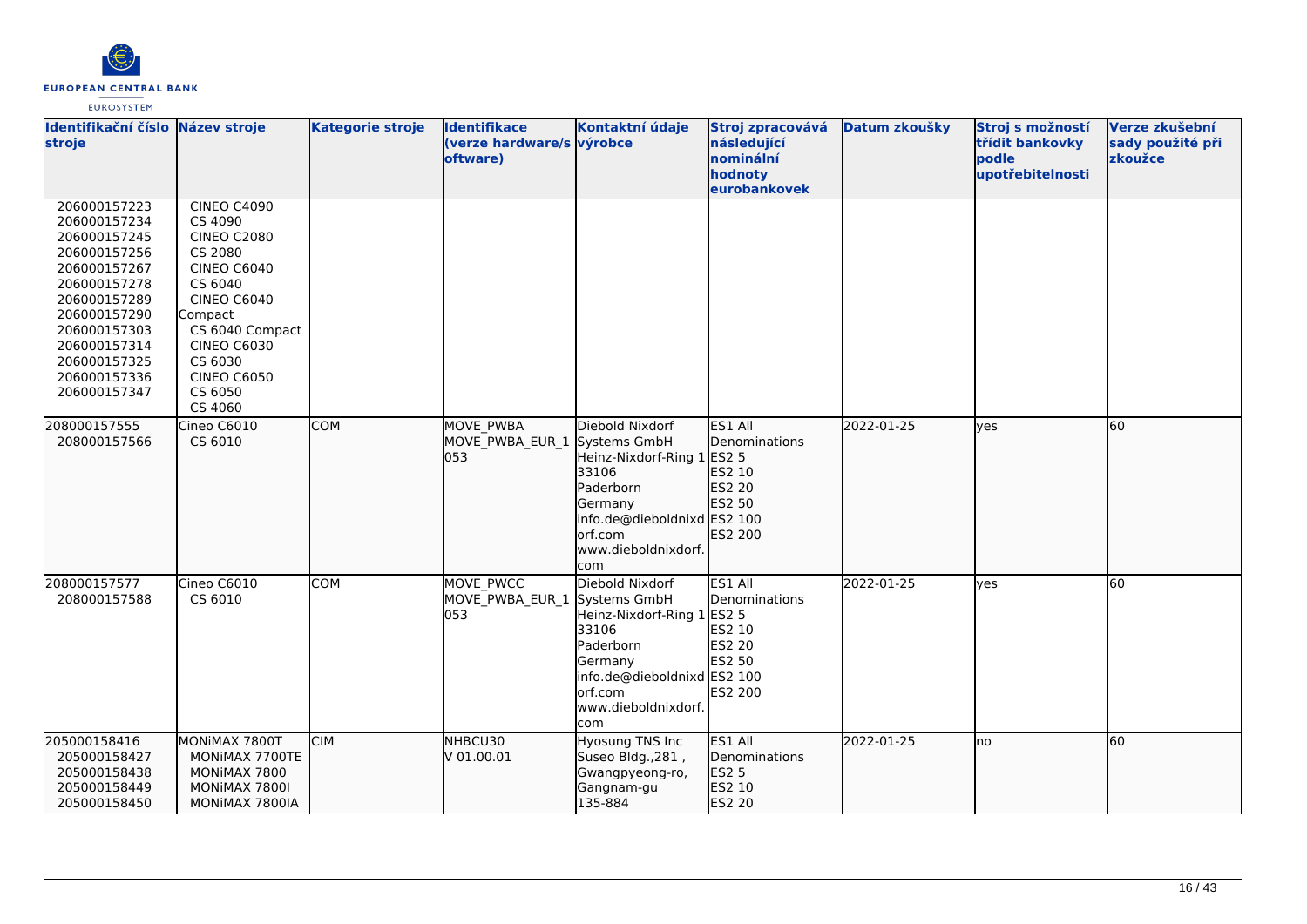| Identifikační číslo stroje | Název stroje | Kategorie stroje | Identifikace (verze hardware/software) | Kontaktní údaje výrobce | Stroj zpracovává následující nominální hodnoty eurobankovek | Datum zkoušky | Stroj s možností třídit bankovky podle upotřebitelnosti | Verze zkušební sady použité při zkoužce |
|---|---|---|---|---|---|---|---|---|
| 206000157223<br>206000157234<br>206000157245<br>206000157256<br>206000157267<br>206000157278<br>206000157289<br>206000157290<br>206000157303<br>206000157314<br>206000157325<br>206000157336<br>206000157347 | CINEO C4090<br>CS 4090<br>CINEO C2080<br>CS 2080<br>CINEO C6040<br>CS 6040<br>CINEO C6040 Compact<br>CS 6040 Compact<br>CINEO C6030<br>CS 6030<br>CINEO C6050<br>CS 6050<br>CS 4060 | | | | | | | |
| 208000157555<br>208000157566 | Cineo C6010<br>CS 6010 | COM | MOVE_PWBA<br>MOVE_PWBA_EUR_1053 | Diebold Nixdorf Systems GmbH<br>Heinz-Nixdorf-Ring 1<br>33106<br>Paderborn<br>Germany<br>info.de@dieboldnixdorf.com<br>www.dieboldnixdorf.com | ES1 All Denominations<br>ES2 5<br>ES2 10<br>ES2 20<br>ES2 50<br>ES2 100<br>ES2 200 | 2022-01-25 | yes | 60 |
| 208000157577<br>208000157588 | Cineo C6010<br>CS 6010 | COM | MOVE_PWCC<br>MOVE_PWBA_EUR_1053 | Diebold Nixdorf Systems GmbH<br>Heinz-Nixdorf-Ring 1<br>33106<br>Paderborn<br>Germany<br>info.de@dieboldnixdorf.com<br>www.dieboldnixdorf.com | ES1 All Denominations<br>ES2 5<br>ES2 10<br>ES2 20<br>ES2 50<br>ES2 100<br>ES2 200 | 2022-01-25 | yes | 60 |
| 205000158416<br>205000158427<br>205000158438<br>205000158449<br>205000158450 | MONiMAX 7800T<br>MONiMAX 7700TE<br>MONiMAX 7800<br>MONiMAX 7800I<br>MONiMAX 7800IA | CIM | NHBCU30<br>V 01.00.01 | Hyosung TNS Inc<br>Suseo Bldg.,281 ,<br>Gwangpyeong-ro,<br>Gangnam-gu<br>135-884 | ES1 All Denominations<br>ES2 5<br>ES2 10<br>ES2 20 | 2022-01-25 | no | 60 |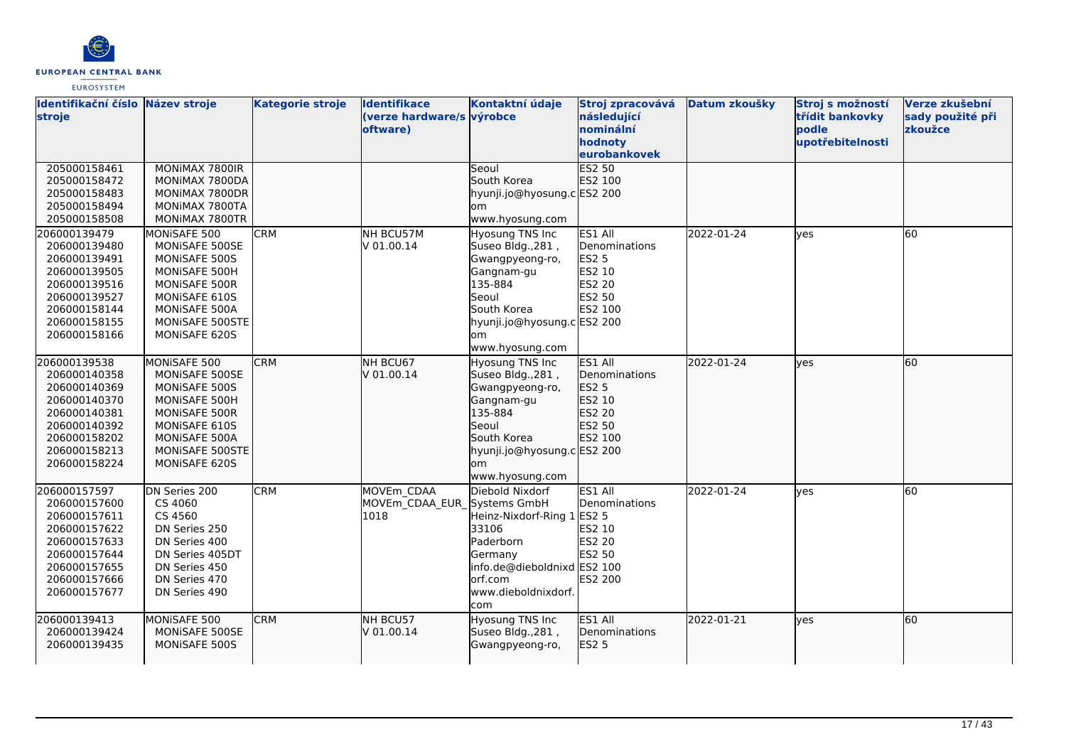| Identifikační číslo stroje | Název stroje | Kategorie stroje | Identifikace (verze hardware/software) | Kontaktní údaje výrobce | Stroj zpracovává následující nominální hodnoty eurobankovek | Datum zkoušky | Stroj s možností třídit bankovky podle upotřebitelnosti | Verze zkušební sady použité při zkoužce |
|---|---|---|---|---|---|---|---|---|
| 205000158461<br>205000158472<br>205000158483<br>205000158494<br>205000158508 | MONiMAX 7800IR<br>MONiMAX 7800DA<br>MONiMAX 7800DR<br>MONiMAX 7800TA<br>MONiMAX 7800TR | | | Seoul<br>South Korea<br>hyunji.jo@hyosung.com<br>www.hyosung.com | ES2 50<br>ES2 100<br>ES2 200 | | | |
| 206000139479<br>206000139480<br>206000139491<br>206000139505<br>206000139516<br>206000139527<br>206000158144<br>206000158155<br>206000158166 | MONiSAFE 500<br>MONiSAFE 500SE<br>MONiSAFE 500S<br>MONiSAFE 500H<br>MONiSAFE 500R<br>MONiSAFE 610S<br>MONiSAFE 500A<br>MONiSAFE 500STE<br>MONiSAFE 620S | CRM | NH BCU57M<br>V 01.00.14 | Hyosung TNS Inc<br>Suseo Bldg.,281 ,<br>Gwangpyeong-ro,<br>Gangnam-gu<br>135-884<br>Seoul<br>South Korea<br>hyunji.jo@hyosung.com<br>www.hyosung.com | ES1 All Denominations<br>ES2 5<br>ES2 10<br>ES2 20<br>ES2 50<br>ES2 100<br>ES2 200 | 2022-01-24 | yes | 60 |
| 206000139538<br>206000140358<br>206000140369<br>206000140370<br>206000140381<br>206000140392<br>206000158202<br>206000158213<br>206000158224 | MONiSAFE 500<br>MONiSAFE 500SE<br>MONiSAFE 500S<br>MONiSAFE 500H<br>MONiSAFE 500R<br>MONiSAFE 610S<br>MONiSAFE 500A<br>MONiSAFE 500STE<br>MONiSAFE 620S | CRM | NH BCU67<br>V 01.00.14 | Hyosung TNS Inc<br>Suseo Bldg.,281 ,<br>Gwangpyeong-ro,<br>Gangnam-gu<br>135-884<br>Seoul<br>South Korea<br>hyunji.jo@hyosung.com<br>www.hyosung.com | ES1 All Denominations<br>ES2 5<br>ES2 10<br>ES2 20<br>ES2 50<br>ES2 100<br>ES2 200 | 2022-01-24 | yes | 60 |
| 206000157597<br>206000157600<br>206000157611<br>206000157622<br>206000157633<br>206000157644<br>206000157655<br>206000157666<br>206000157677 | DN Series 200<br>CS 4060<br>CS 4560<br>DN Series 250<br>DN Series 400<br>DN Series 405DT<br>DN Series 450<br>DN Series 470<br>DN Series 490 | CRM | MOVEm_CDAA<br>MOVEm_CDAA_EUR_1018 | Diebold Nixdorf Systems GmbH<br>Heinz-Nixdorf-Ring 1<br>33106<br>Paderborn<br>Germany<br>info.de@dieboldnixdorf.com<br>www.dieboldnixdorf.com | ES1 All Denominations<br>ES2 5<br>ES2 10<br>ES2 20<br>ES2 50<br>ES2 100<br>ES2 200 | 2022-01-24 | yes | 60 |
| 206000139413<br>206000139424<br>206000139435 | MONiSAFE 500<br>MONiSAFE 500SE<br>MONiSAFE 500S | CRM | NH BCU57<br>V 01.00.14 | Hyosung TNS Inc<br>Suseo Bldg.,281 ,<br>Gwangpyeong-ro, | ES1 All Denominations<br>ES2 5 | 2022-01-21 | yes | 60 |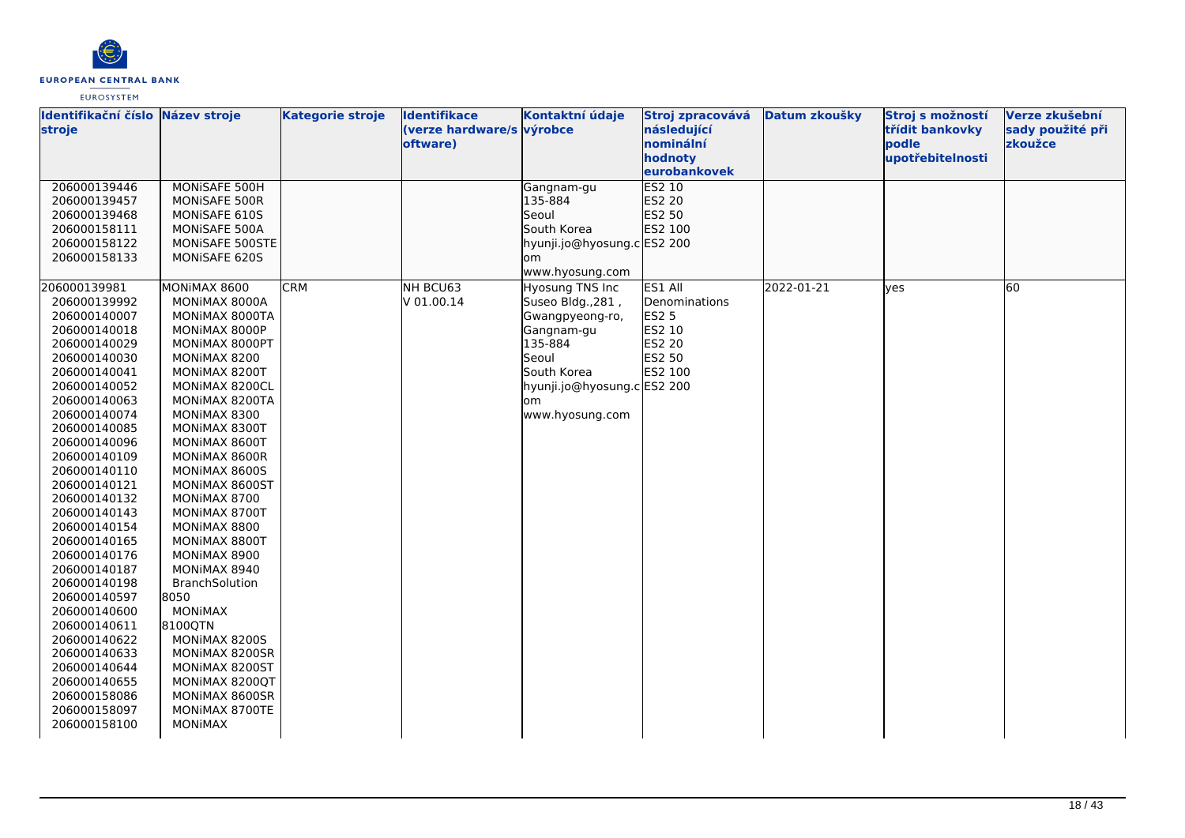| Identifikační číslo stroje | Název stroje | Kategorie stroje | Identifikace (verze hardware/software) | Kontaktní údaje výrobce | Stroj zpracovává následující nominální hodnoty eurobankovek | Datum zkoušky | Stroj s možností třídit bankovky podle upotřebitelnosti | Verze zkušební sady použité při zkoužce |
|---|---|---|---|---|---|---|---|---|
| 206000139446<br>206000139457<br>206000139468<br>206000158111<br>206000158122<br>206000158133 | MONiSAFE 500H<br>MONiSAFE 500R<br>MONiSAFE 610S<br>MONiSAFE 500A<br>MONiSAFE 500STE<br>MONiSAFE 620S | | | Gangnam-gu<br>135-884<br>Seoul<br>South Korea<br>hyunji.jo@hyosung.com<br>www.hyosung.com | ES2 10<br>ES2 20<br>ES2 50<br>ES2 100<br>ES2 200 | | | |
| 206000139981<br>206000139992<br>206000140007<br>206000140018<br>206000140029<br>206000140030<br>206000140041<br>206000140052<br>206000140063<br>206000140074<br>206000140085<br>206000140096<br>206000140109<br>206000140110<br>206000140121<br>206000140132<br>206000140143<br>206000140154<br>206000140165<br>206000140176<br>206000140187<br>206000140198<br>206000140597<br>206000140600<br>206000140611<br>206000140622<br>206000140633<br>206000140644<br>206000140655<br>206000158086<br>206000158097<br>206000158100 | MONiMAX 8600<br>MONiMAX 8000A<br>MONiMAX 8000TA<br>MONiMAX 8000P<br>MONiMAX 8000PT<br>MONiMAX 8200<br>MONiMAX 8200T<br>MONiMAX 8200CL<br>MONiMAX 8200TA<br>MONiMAX 8300<br>MONiMAX 8300T<br>MONiMAX 8600T<br>MONiMAX 8600R<br>MONiMAX 8600S<br>MONiMAX 8600ST<br>MONiMAX 8700<br>MONiMAX 8700T<br>MONiMAX 8800<br>MONiMAX 8800T<br>MONiMAX 8900<br>MONiMAX 8940<br>BranchSolution 8050<br>MONiMAX 8100QTN<br>MONiMAX 8200S<br>MONiMAX 8200SR<br>MONiMAX 8200ST<br>MONiMAX 8200QT<br>MONiMAX 8600SR<br>MONiMAX 8700TE<br>MONiMAX | CRM | NH BCU63<br>V 01.00.14 | Hyosung TNS Inc<br>Suseo Bldg.,281 ,<br>Gwangpyeong-ro,<br>Gangnam-gu<br>135-884<br>Seoul<br>South Korea<br>hyunji.jo@hyosung.com<br>www.hyosung.com | ES1 All Denominations<br>ES2 5<br>ES2 10<br>ES2 20<br>ES2 50<br>ES2 100<br>ES2 200 | 2022-01-21 | yes | 60 |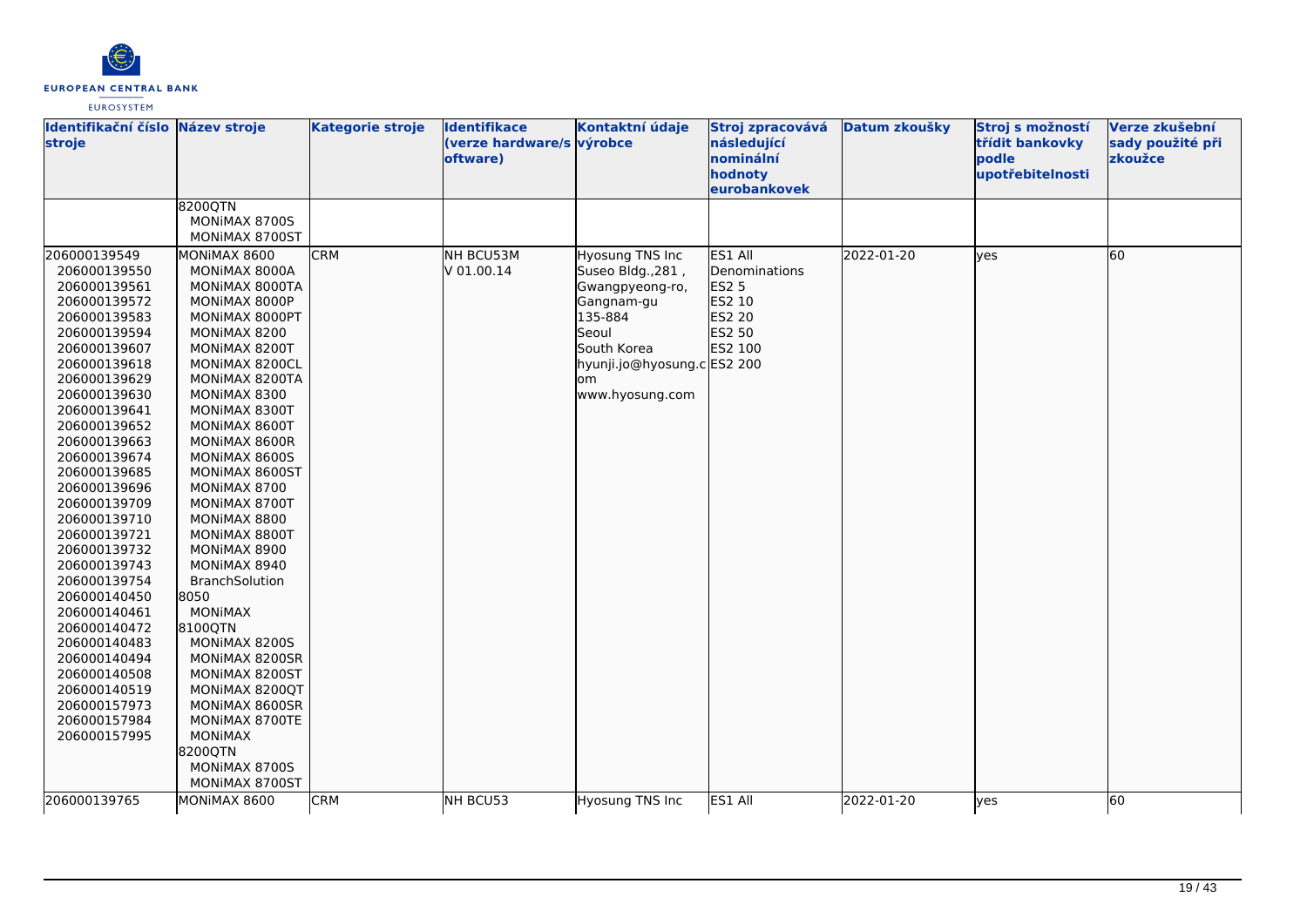| Identifikační číslo stroje | Název stroje | Kategorie stroje | Identifikace (verze hardware/software) | Kontaktní údaje výrobce | Stroj zpracovává následující nominální hodnoty eurobankovek | Datum zkoušky | Stroj s možností třídit bankovky podle upotřebitelnosti | Verze zkušební sady použité při zkoužce |
|---|---|---|---|---|---|---|---|---|
| | 8200QTN<br>MONiMAX 8700S<br>MONiMAX 8700ST | | | | | | | |
| 206000139549<br>206000139550<br>206000139561<br>206000139572<br>206000139583<br>206000139594<br>206000139607<br>206000139618<br>206000139629<br>206000139630<br>206000139641<br>206000139652<br>206000139663<br>206000139674<br>206000139685<br>206000139696<br>206000139709<br>206000139710<br>206000139721<br>206000139732<br>206000139743<br>206000139754<br>206000140450<br>206000140461<br>206000140472<br>206000140483<br>206000140494<br>206000140508<br>206000140519<br>206000157973<br>206000157984<br>206000157995 | MONiMAX 8600<br>MONiMAX 8000A<br>MONiMAX 8000TA<br>MONiMAX 8000P<br>MONiMAX 8000PT<br>MONiMAX 8200<br>MONiMAX 8200T<br>MONiMAX 8200CL<br>MONiMAX 8200TA<br>MONiMAX 8300<br>MONiMAX 8300T<br>MONiMAX 8600T<br>MONiMAX 8600R<br>MONiMAX 8600S<br>MONiMAX 8600ST<br>MONiMAX 8700<br>MONiMAX 8700T<br>MONiMAX 8800<br>MONiMAX 8800T<br>MONiMAX 8900<br>MONiMAX 8940<br>BranchSolution<br>8050<br>MONiMAX<br>8100QTN<br>MONiMAX 8200S<br>MONiMAX 8200SR<br>MONiMAX 8200ST<br>MONiMAX 8200QT<br>MONiMAX 8600SR<br>MONiMAX 8700TE<br>MONiMAX<br>8200QTN<br>MONiMAX 8700S<br>MONiMAX 8700ST | CRM | NH BCU53M<br>V 01.00.14 | Hyosung TNS Inc<br>Suseo Bldg.,281 ,<br>Gwangpyeong-ro,<br>Gangnam-gu<br>135-884<br>Seoul<br>South Korea<br>hyunji.jo@hyosung.com<br>www.hyosung.com | ES1 All Denominations<br>ES2 5<br>ES2 10<br>ES2 20<br>ES2 50<br>ES2 100<br>ES2 200 | 2022-01-20 | yes | 60 |
| 206000139765 | MONiMAX 8600 | CRM | NH BCU53 | Hyosung TNS Inc | ES1 All | 2022-01-20 | yes | 60 |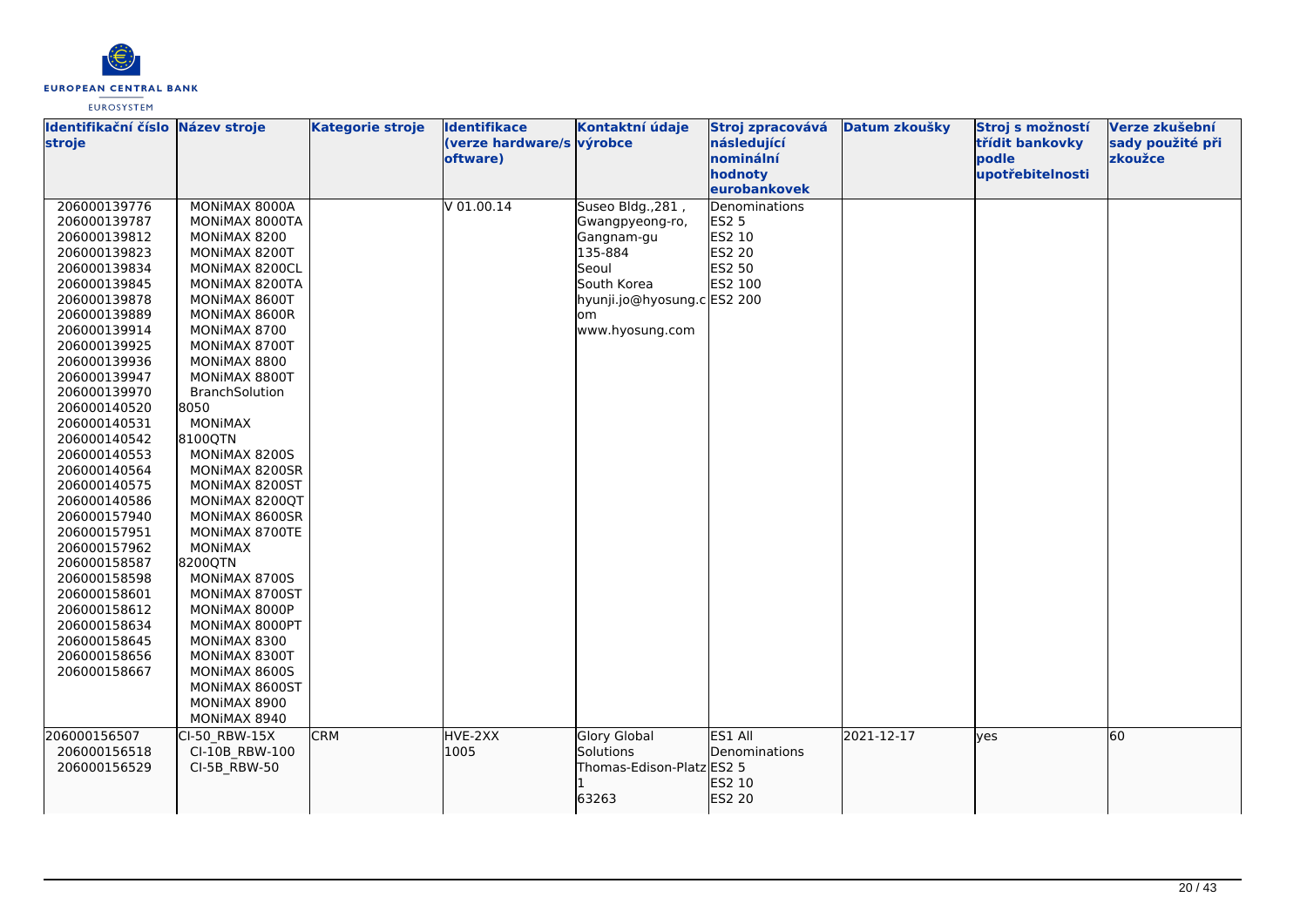| Identifikační číslo stroje | Název stroje | Kategorie stroje | Identifikace (verze hardware/software) | Kontaktní údaje výrobce | Stroj zpracovává následující nominální hodnoty eurobankovek | Datum zkoušky | Stroj s možností třídit bankovky podle upotřebitelnosti | Verze zkušební sady použité při zkoužce |
|---|---|---|---|---|---|---|---|---|
| 206000139776<br>206000139787<br>206000139812<br>206000139823<br>206000139834<br>206000139845<br>206000139878<br>206000139889<br>206000139914<br>206000139925<br>206000139936<br>206000139947<br>206000139970<br>206000140520<br>206000140531<br>206000140542<br>206000140553<br>206000140564<br>206000140575<br>206000140586<br>206000157940<br>206000157951<br>206000157962<br>206000158587<br>206000158598<br>206000158601<br>206000158612<br>206000158634<br>206000158645<br>206000158656<br>206000158667 | MONiMAX 8000A<br>MONiMAX 8000TA<br>MONiMAX 8200<br>MONiMAX 8200T<br>MONiMAX 8200CL<br>MONiMAX 8200TA<br>MONiMAX 8600T<br>MONiMAX 8600R<br>MONiMAX 8700<br>MONiMAX 8700T<br>MONiMAX 8800<br>MONiMAX 8800T<br>BranchSolution 8050<br>MONiMAX 8100QTN<br>MONiMAX 8200S<br>MONiMAX 8200SR<br>MONiMAX 8200ST<br>MONiMAX 8200QT<br>MONiMAX 8600SR<br>MONiMAX 8700TE<br>MONiMAX 8200QTN<br>MONiMAX 8700S<br>MONiMAX 8700ST<br>MONiMAX 8000P<br>MONiMAX 8000PT<br>MONiMAX 8300<br>MONiMAX 8300T<br>MONiMAX 8600S<br>MONiMAX 8600ST<br>MONiMAX 8900<br>MONiMAX 8940 | | V 01.00.14 | Suseo Bldg.,281 , Gwangpyeong-ro, Gangnam-gu<br>135-884<br>Seoul<br>South Korea<br>hyunji.jo@hyosung.com<br>www.hyosung.com | Denominations<br>ES2 5<br>ES2 10<br>ES2 20<br>ES2 50<br>ES2 100<br>ES2 200 | | | |
| 206000156507<br>206000156518<br>206000156529 | CI-50_RBW-15X<br>CI-10B_RBW-100<br>CI-5B_RBW-50 | CRM | HVE-2XX<br>1005 | Glory Global Solutions<br>Thomas-Edison-Platz 1<br>63263 | ES1 All Denominations<br>ES2 5<br>ES2 10<br>ES2 20 | 2021-12-17 | yes | 60 |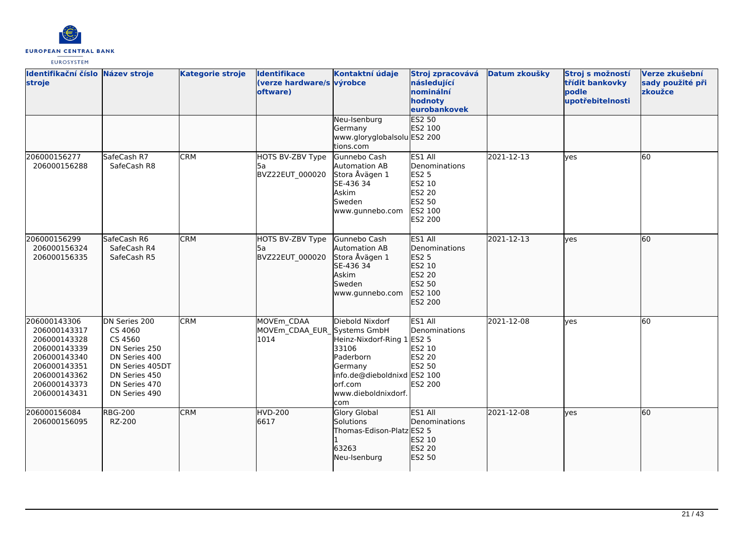| Identifikační číslo stroje | Název stroje | Kategorie stroje | Identifikace (verze hardware/software) | Kontaktní údaje výrobce | Stroj zpracovává následující nominální hodnoty eurobankovek | Datum zkoušky | Stroj s možností třídit bankovky podle upotřebitelnosti | Verze zkušební sady použité při zkoužce |
|---|---|---|---|---|---|---|---|---|
| | | | | Neu-Isenburg Germany www.gloryglobalsolutions.com | ES2 50 ES2 100 ES2 200 | | | |
| 206000156277 206000156288 | SafeCash R7 SafeCash R8 | CRM | HOTS BV-ZBV Type 5a BVZ22EUT_000020 | Gunnebo Cash Automation AB Stora Åvägen 1 SE-436 34 Askim Sweden www.gunnebo.com | ES1 All Denominations ES2 5 ES2 10 ES2 20 ES2 50 ES2 100 ES2 200 | 2021-12-13 | yes | 60 |
| 206000156299 206000156324 206000156335 | SafeCash R6 SafeCash R4 SafeCash R5 | CRM | HOTS BV-ZBV Type 5a BVZ22EUT_000020 | Gunnebo Cash Automation AB Stora Åvägen 1 SE-436 34 Askim Sweden www.gunnebo.com | ES1 All Denominations ES2 5 ES2 10 ES2 20 ES2 50 ES2 100 ES2 200 | 2021-12-13 | yes | 60 |
| 206000143306 206000143317 206000143328 206000143339 206000143340 206000143351 206000143362 206000143373 206000143431 | DN Series 200 CS 4060 CS 4560 DN Series 250 DN Series 400 DN Series 405DT DN Series 450 DN Series 470 DN Series 490 | CRM | MOVEm_CDAA MOVEm_CDAA_EUR_1014 | Diebold Nixdorf Systems GmbH Heinz-Nixdorf-Ring 1 33106 Paderborn Germany info.de@dieboldnixdorf.com www.dieboldnixdorf.com | ES1 All Denominations ES2 5 ES2 10 ES2 20 ES2 50 ES2 100 ES2 200 | 2021-12-08 | yes | 60 |
| 206000156084 206000156095 | RBG-200 RZ-200 | CRM | HVD-200 6617 | Glory Global Solutions Thomas-Edison-Platz 1 63263 Neu-Isenburg | ES1 All Denominations ES2 5 ES2 10 ES2 20 ES2 50 | 2021-12-08 | yes | 60 |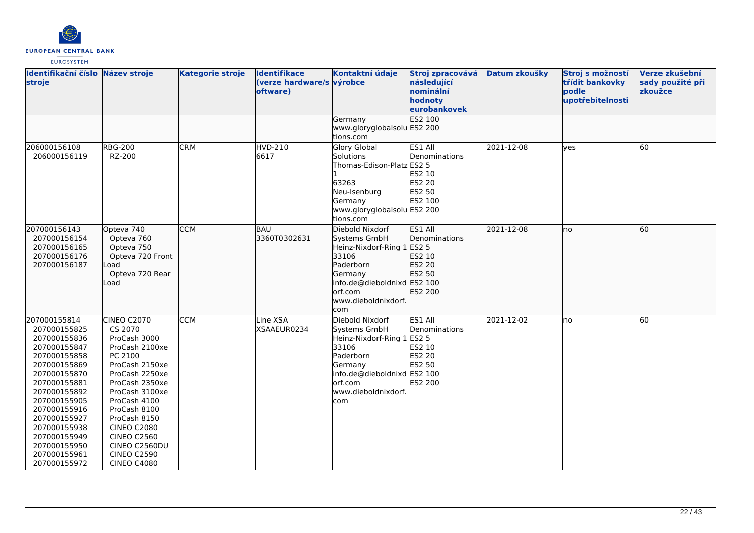| Identifikační číslo stroje | Název stroje | Kategorie stroje | Identifikace (verze hardware/software) | Kontaktní údaje výrobce | Stroj zpracovává následující nominální hodnoty eurobankovek | Datum zkoušky | Stroj s možností třídit bankovky podle upotřebitelnosti | Verze zkušební sady použité při zkoužce |
|---|---|---|---|---|---|---|---|---|
| | | | | Germany<br>www.gloryglobalsolutions.com | ES2 100<br>ES2 200 | | | |
| 206000156108<br>206000156119 | RBG-200<br>RZ-200 | CRM | HVD-210<br>6617 | Glory Global Solutions<br>Thomas-Edison-Platz 1<br>63263<br>Neu-Isenburg<br>Germany<br>www.gloryglobalsolutions.com | ES1 All Denominations<br>ES2 5<br>ES2 10<br>ES2 20<br>ES2 50<br>ES2 100<br>ES2 200 | 2021-12-08 | yes | 60 |
| 207000156143<br>207000156154<br>207000156165<br>207000156176<br>207000156187 | Opteva 740<br>Opteva 760<br>Opteva 750<br>Opteva 720 Front Load<br>Opteva 720 Rear Load | CCM | BAU<br>3360T0302631 | Diebold Nixdorf Systems GmbH<br>Heinz-Nixdorf-Ring 1<br>33106<br>Paderborn<br>Germany<br>info.de@dieboldnixdorf.com<br>www.dieboldnixdorf.com | ES1 All Denominations<br>ES2 5<br>ES2 10<br>ES2 20<br>ES2 50<br>ES2 100<br>ES2 200 | 2021-12-08 | no | 60 |
| 207000155814<br>207000155825<br>207000155836<br>207000155847<br>207000155858<br>207000155869<br>207000155870<br>207000155881<br>207000155892<br>207000155905<br>207000155916<br>207000155927<br>207000155938<br>207000155949<br>207000155950<br>207000155961<br>207000155972 | CINEO C2070<br>CS 2070<br>ProCash 3000<br>ProCash 2100xe<br>PC 2100<br>ProCash 2150xe<br>ProCash 2250xe<br>ProCash 2350xe<br>ProCash 3100xe<br>ProCash 4100<br>ProCash 8100<br>ProCash 8150<br>CINEO C2080<br>CINEO C2560<br>CINEO C2560DU<br>CINEO C2590<br>CINEO C4080 | CCM | Line XSA<br>XSAAEUR0234 | Diebold Nixdorf Systems GmbH<br>Heinz-Nixdorf-Ring 1<br>33106<br>Paderborn<br>Germany<br>info.de@dieboldnixdorf.com<br>www.dieboldnixdorf.com | ES1 All Denominations<br>ES2 5<br>ES2 10<br>ES2 20<br>ES2 50<br>ES2 100<br>ES2 200 | 2021-12-02 | no | 60 |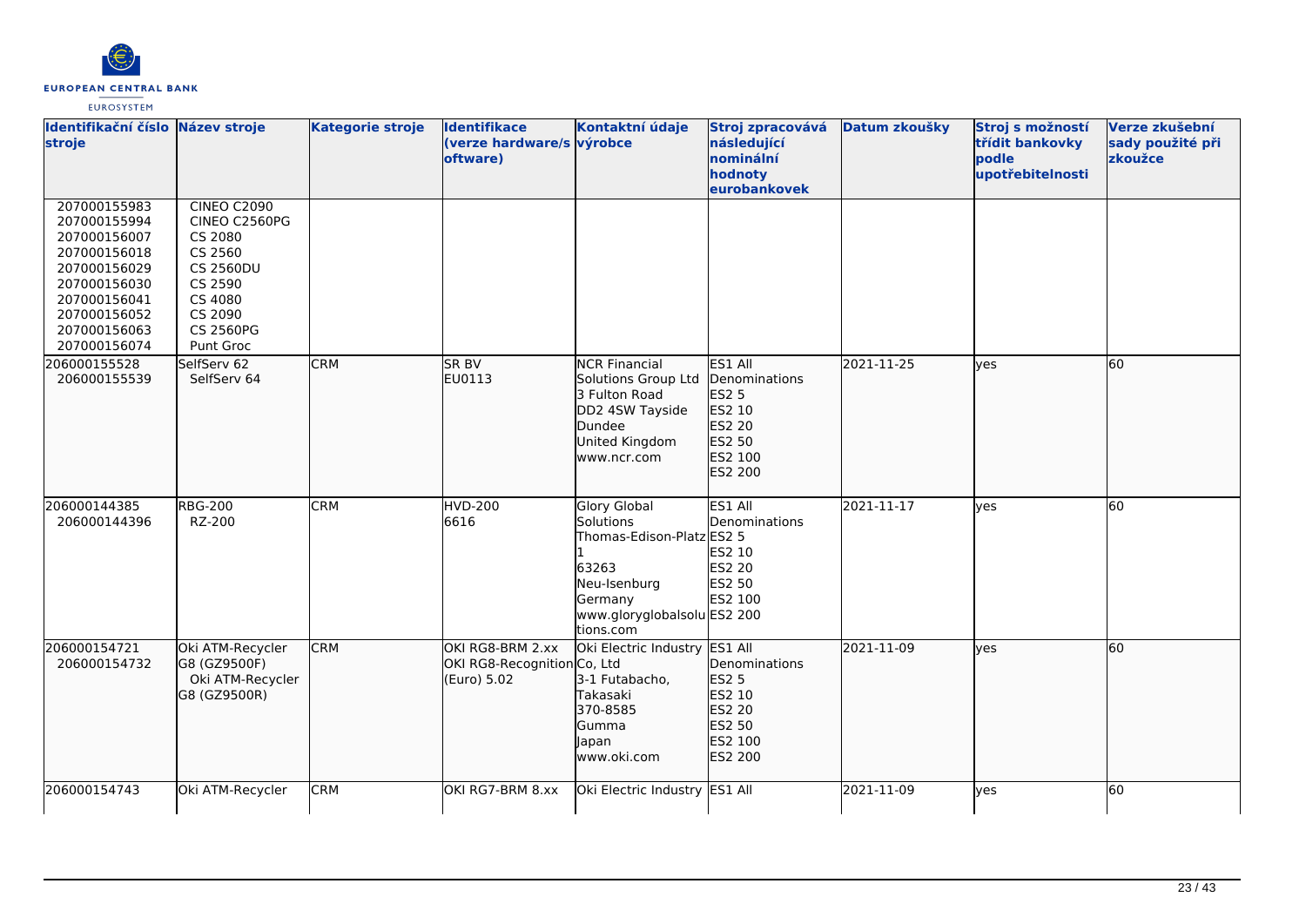| Identifikační číslo stroje | Název stroje | Kategorie stroje | Identifikace (verze hardware/software) | Kontaktní údaje výrobce | Stroj zpracovává následující nominální hodnoty eurobankovek | Datum zkoušky | Stroj s možností třídit bankovky podle upotřebitelnosti | Verze zkušební sady použité při zkoužce |
|---|---|---|---|---|---|---|---|---|
| 207000155983<br>207000155994<br>207000156007<br>207000156018<br>207000156029<br>207000156030<br>207000156041<br>207000156052<br>207000156063<br>207000156074 | CINEO C2090<br>CINEO C2560PG<br>CS 2080<br>CS 2560<br>CS 2560DU<br>CS 2590<br>CS 4080<br>CS 2090<br>CS 2560PG<br>Punt Groc | | | | | | | |
| 206000155528<br>206000155539 | SelfServ 62<br>SelfServ 64 | CRM | SR BV<br>EU0113 | NCR Financial Solutions Group Ltd<br>3 Fulton Road<br>DD2 4SW Tayside<br>Dundee<br>United Kingdom<br>www.ncr.com | ES1 All Denominations<br>ES2 5<br>ES2 10<br>ES2 20<br>ES2 50<br>ES2 100<br>ES2 200 | 2021-11-25 | yes | 60 |
| 206000144385<br>206000144396 | RBG-200<br>RZ-200 | CRM | HVD-200<br>6616 | Glory Global Solutions<br>Thomas-Edison-Platz 1<br>63263<br>Neu-Isenburg<br>Germany<br>www.gloryglobalsolutions.com | ES1 All Denominations<br>ES2 5<br>ES2 10<br>ES2 20<br>ES2 50<br>ES2 100<br>ES2 200 | 2021-11-17 | yes | 60 |
| 206000154721<br>206000154732 | Oki ATM-Recycler G8 (GZ9500F)<br>Oki ATM-Recycler G8 (GZ9500R) | CRM | OKI RG8-BRM 2.xx<br>OKI RG8-Recognition (Euro) 5.02 | Oki Electric Industry Co, Ltd<br>3-1 Futabacho,<br>Takasaki<br>370-8585<br>Gumma<br>Japan<br>www.oki.com | ES1 All Denominations<br>ES2 5<br>ES2 10<br>ES2 20<br>ES2 50<br>ES2 100<br>ES2 200 | 2021-11-09 | yes | 60 |
| 206000154743 | Oki ATM-Recycler | CRM | OKI RG7-BRM 8.xx | Oki Electric Industry | ES1 All | 2021-11-09 | yes | 60 |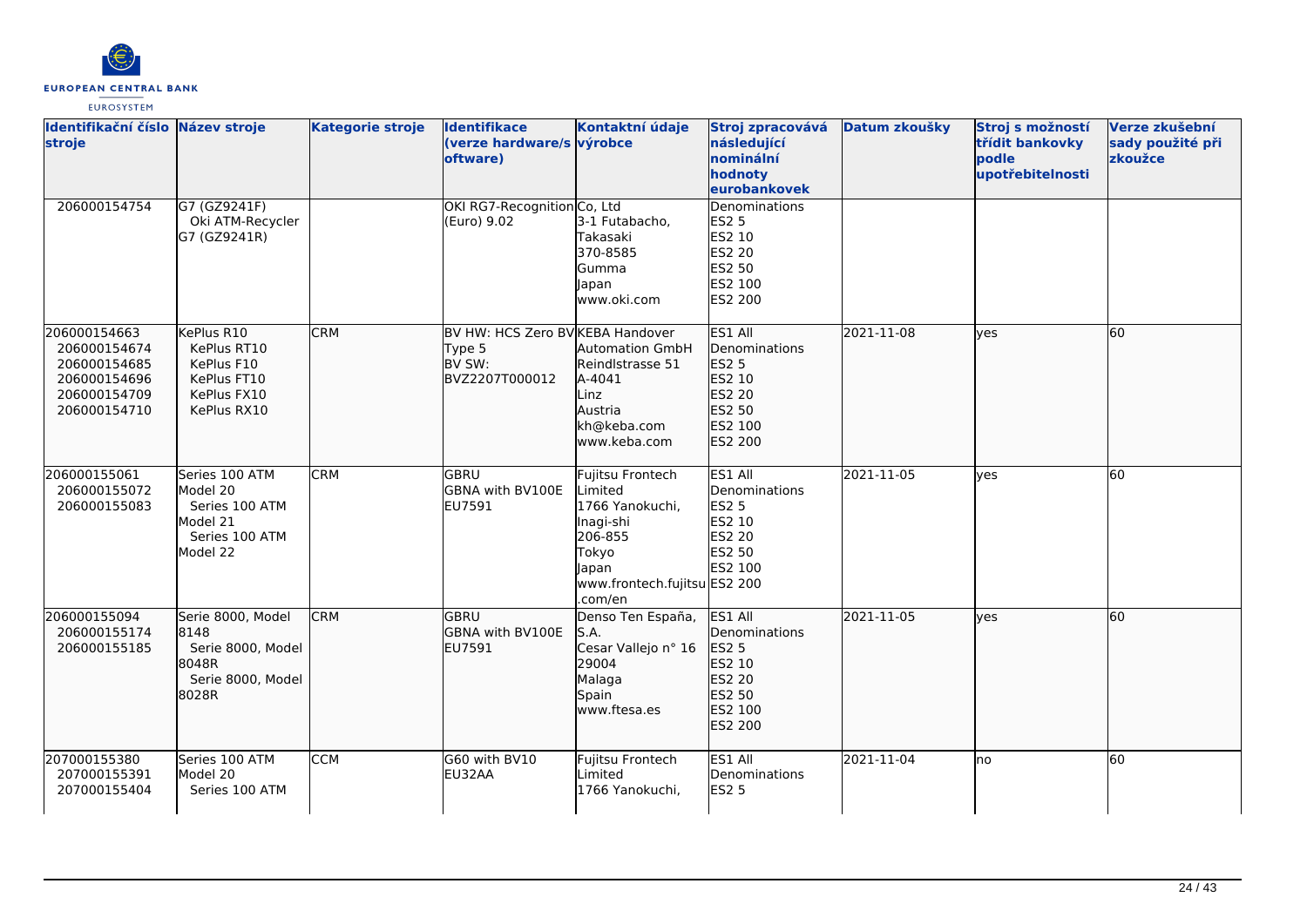| Identifikační číslo stroje | Název stroje | Kategorie stroje | Identifikace (verze hardware/software) | Kontaktní údaje výrobce | Stroj zpracovává následující nominální hodnoty eurobankovek | Datum zkoušky | Stroj s možností třídit bankovky podle upotřebitelnosti | Verze zkušební sady použité při zkoužce |
|---|---|---|---|---|---|---|---|---|
| 206000154754 | G7 (GZ9241F)<br>Oki ATM-Recycler G7 (GZ9241R) | | OKI RG7-Recognition (Euro) 9.02 | Co, Ltd<br>3-1 Futabacho, Takasaki<br>370-8585<br>Gumma<br>Japan<br>www.oki.com | Denominations<br>ES2 5<br>ES2 10<br>ES2 20<br>ES2 50<br>ES2 100<br>ES2 200 | | | |
| 206000154663<br>206000154674<br>206000154685<br>206000154696<br>206000154709<br>206000154710 | KePlus R10<br>KePlus RT10<br>KePlus F10<br>KePlus FT10<br>KePlus FX10<br>KePlus RX10 | CRM | BV HW: HCS Zero BV Type 5<br>BV SW: BVZ2207T000012 | KEBA Handover Automation GmbH<br>Reindlstrasse 51<br>A-4041<br>Linz<br>Austria<br>kh@keba.com<br>www.keba.com | ES1 All Denominations<br>ES2 5<br>ES2 10<br>ES2 20<br>ES2 50<br>ES2 100<br>ES2 200 | 2021-11-08 | yes | 60 |
| 206000155061<br>206000155072<br>206000155083 | Series 100 ATM Model 20<br>Series 100 ATM Model 21<br>Series 100 ATM Model 22 | CRM | GBRU<br>GBNA with BV100E EU7591 | Fujitsu Frontech Limited<br>1766 Yanokuchi, Inagi-shi<br>206-855<br>Tokyo<br>Japan<br>www.frontech.fujitsu.com/en | ES1 All Denominations<br>ES2 5<br>ES2 10<br>ES2 20<br>ES2 50<br>ES2 100<br>ES2 200 | 2021-11-05 | yes | 60 |
| 206000155094<br>206000155174<br>206000155185 | Serie 8000, Model 8148<br>Serie 8000, Model 8048R<br>Serie 8000, Model 8028R | CRM | GBRU<br>GBNA with BV100E EU7591 | Denso Ten España, S.A.<br>Cesar Vallejo n° 16<br>29004<br>Malaga<br>Spain<br>www.ftesa.es | ES1 All Denominations<br>ES2 5<br>ES2 10<br>ES2 20<br>ES2 50<br>ES2 100<br>ES2 200 | 2021-11-05 | yes | 60 |
| 207000155380<br>207000155391<br>207000155404 | Series 100 ATM Model 20<br>Series 100 ATM | CCM | G60 with BV10 EU32AA | Fujitsu Frontech Limited<br>1766 Yanokuchi, | ES1 All Denominations<br>ES2 5 | 2021-11-04 | no | 60 |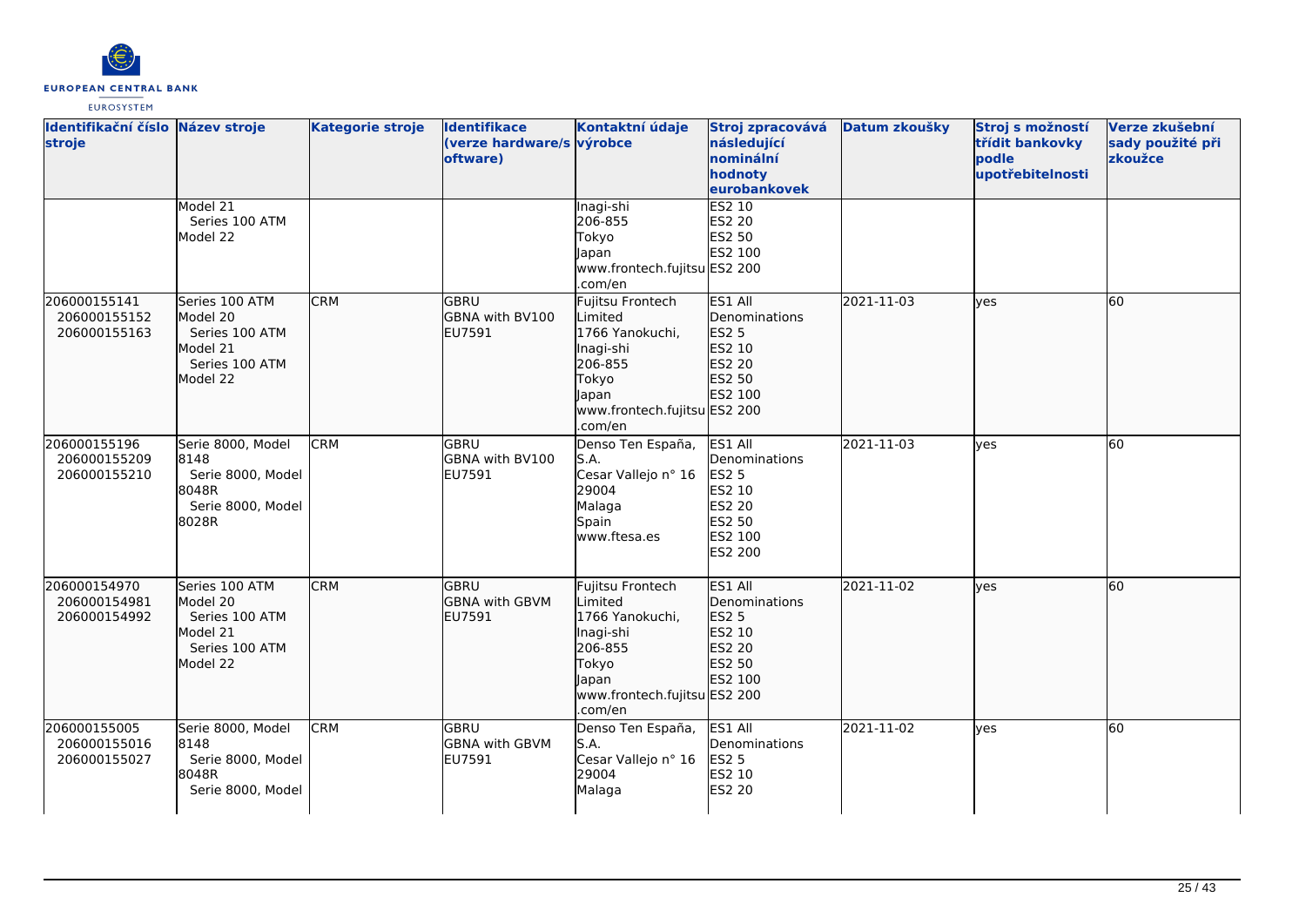| Identifikační číslo stroje | Název stroje | Kategorie stroje | Identifikace (verze hardware/software) | Kontaktní údaje výrobce | Stroj zpracovává následující nominální hodnoty eurobankovek | Datum zkoušky | Stroj s možností třídit bankovky podle upotřebitelnosti | Verze zkušební sady použité při zkoužce |
|---|---|---|---|---|---|---|---|---|
| | Model 21<br>Series 100 ATM<br>Model 22 | | | Inagi-shi<br>206-855<br>Tokyo<br>Japan<br>www.frontech.fujitsu.com/en | ES2 10<br>ES2 20<br>ES2 50<br>ES2 100<br>ES2 200 | | | |
| 206000155141<br>206000155152<br>206000155163 | Series 100 ATM<br>Model 20<br>Series 100 ATM<br>Model 21<br>Series 100 ATM<br>Model 22 | CRM | GBRU<br>GBNA with BV100<br>EU7591 | Fujitsu Frontech Limited<br>1766 Yanokuchi,<br>Inagi-shi<br>206-855<br>Tokyo<br>Japan<br>www.frontech.fujitsu.com/en | ES1 All Denominations<br>ES2 5<br>ES2 10<br>ES2 20<br>ES2 50<br>ES2 100<br>ES2 200 | 2021-11-03 | yes | 60 |
| 206000155196<br>206000155209<br>206000155210 | Serie 8000, Model 8148<br>Serie 8000, Model 8048R<br>Serie 8000, Model 8028R | CRM | GBRU<br>GBNA with BV100<br>EU7591 | Denso Ten España, S.A.<br>Cesar Vallejo n° 16<br>29004<br>Malaga<br>Spain<br>www.ftesa.es | ES1 All Denominations<br>ES2 5<br>ES2 10<br>ES2 20<br>ES2 50<br>ES2 100<br>ES2 200 | 2021-11-03 | yes | 60 |
| 206000154970<br>206000154981<br>206000154992 | Series 100 ATM<br>Model 20<br>Series 100 ATM<br>Model 21<br>Series 100 ATM<br>Model 22 | CRM | GBRU<br>GBNA with GBVM<br>EU7591 | Fujitsu Frontech Limited<br>1766 Yanokuchi,<br>Inagi-shi<br>206-855<br>Tokyo<br>Japan<br>www.frontech.fujitsu.com/en | ES1 All Denominations<br>ES2 5<br>ES2 10<br>ES2 20<br>ES2 50<br>ES2 100<br>ES2 200 | 2021-11-02 | yes | 60 |
| 206000155005<br>206000155016<br>206000155027 | Serie 8000, Model 8148<br>Serie 8000, Model 8048R<br>Serie 8000, Model | CRM | GBRU<br>GBNA with GBVM<br>EU7591 | Denso Ten España, S.A.<br>Cesar Vallejo n° 16<br>29004<br>Malaga | ES1 All Denominations<br>ES2 5<br>ES2 10<br>ES2 20 | 2021-11-02 | yes | 60 |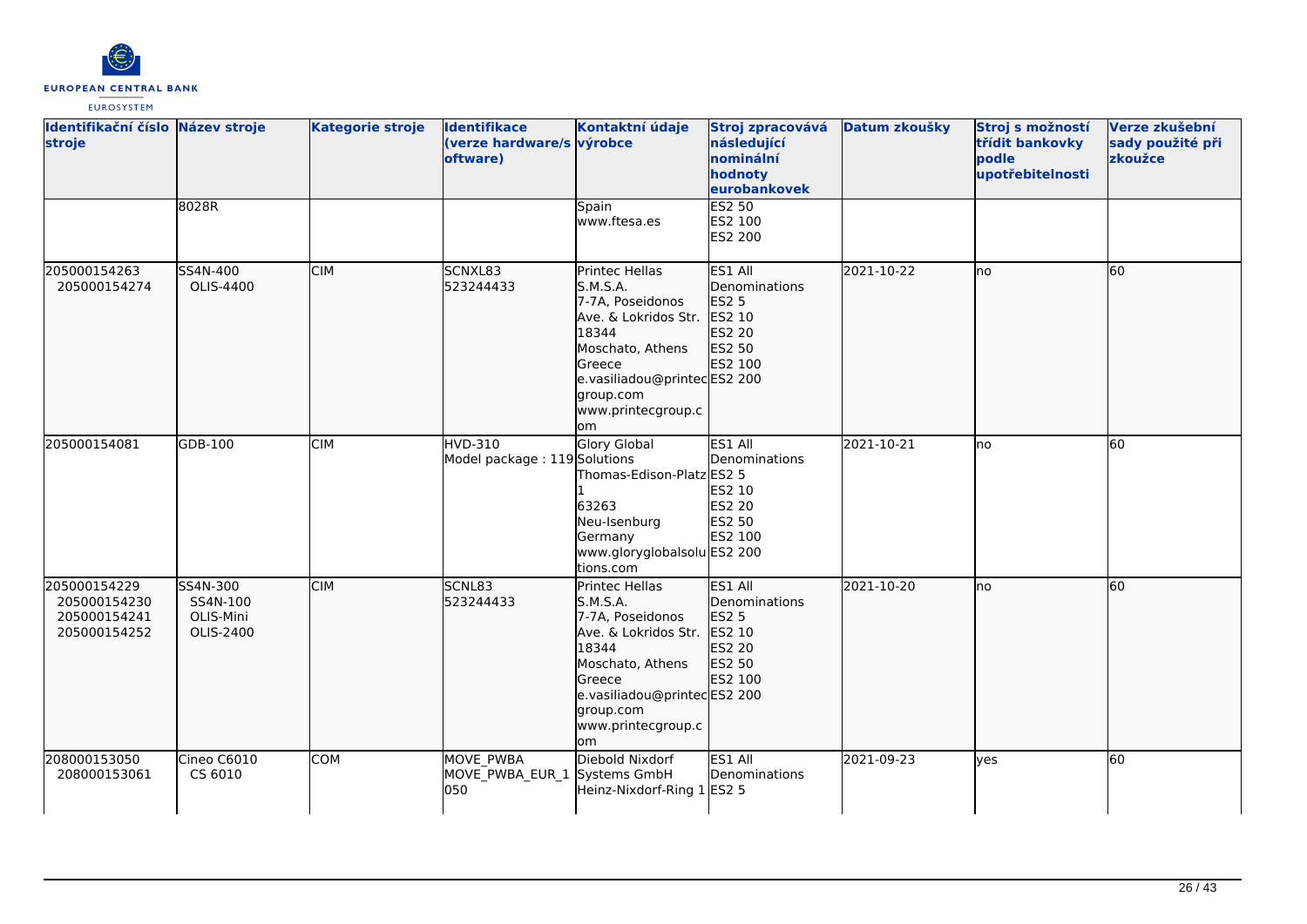| Identifikační číslo stroje | Název stroje | Kategorie stroje | Identifikace (verze hardware/software) | Kontaktní údaje výrobce | Stroj zpracovává následující nominální hodnoty eurobankovek | Datum zkoušky | Stroj s možností třídit bankovky podle upotřebitelnosti | Verze zkušební sady použité při zkoužce |
|---|---|---|---|---|---|---|---|---|
| | 8028R | | | Spain<br>www.ftesa.es | ES2 50<br>ES2 100<br>ES2 200 | | | |
| 205000154263<br>205000154274 | SS4N-400<br>OLIS-4400 | CIM | SCNXL83<br>523244433 | Printec Hellas S.M.S.A.<br>7-7A, Poseidonos Ave. & Lokridos Str.<br>18344<br>Moschato, Athens<br>Greece<br>e.vasiliadou@printecgroup.com<br>www.printecgroup.com | ES1 All Denominations<br>ES2 5<br>ES2 10<br>ES2 20<br>ES2 50<br>ES2 100<br>ES2 200 | 2021-10-22 | no | 60 |
| 205000154081 | GDB-100 | CIM | HVD-310<br>Model package : 119 | Glory Global Solutions<br>Thomas-Edison-Platz 1<br>63263<br>Neu-Isenburg<br>Germany<br>www.gloryglobalsolutions.com | ES1 All Denominations<br>ES2 5<br>ES2 10<br>ES2 20<br>ES2 50<br>ES2 100<br>ES2 200 | 2021-10-21 | no | 60 |
| 205000154229<br>205000154230<br>205000154241<br>205000154252 | SS4N-300<br>SS4N-100<br>OLIS-Mini<br>OLIS-2400 | CIM | SCNL83<br>523244433 | Printec Hellas S.M.S.A.<br>7-7A, Poseidonos Ave. & Lokridos Str.<br>18344<br>Moschato, Athens<br>Greece<br>e.vasiliadou@printecgroup.com<br>www.printecgroup.com | ES1 All Denominations<br>ES2 5<br>ES2 10<br>ES2 20<br>ES2 50<br>ES2 100<br>ES2 200 | 2021-10-20 | no | 60 |
| 208000153050<br>208000153061 | Cineo C6010<br>CS 6010 | COM | MOVE_PWBA<br>MOVE_PWBA_EUR_1050 | Diebold Nixdorf Systems GmbH<br>Heinz-Nixdorf-Ring 1 | ES1 All Denominations<br>ES2 5 | 2021-09-23 | yes | 60 |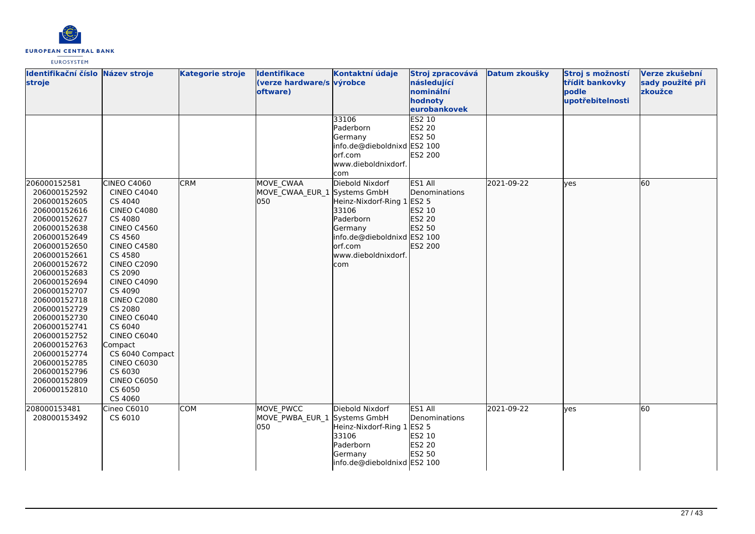| Identifikační číslo stroje | Název stroje | Kategorie stroje | Identifikace (verze hardware/software) | Kontaktní údaje výrobce | Stroj zpracovává následující nominální hodnoty eurobankovek | Datum zkoušky | Stroj s možností třídit bankovky podle upotřebitelnosti | Verze zkušební sady použité při zkoužce |
|---|---|---|---|---|---|---|---|---|
| | | | | 33106<br>Paderborn<br>Germany<br>info.de@dieboldnixdorf.com<br>www.dieboldnixdorf.com | ES2 10<br>ES2 20<br>ES2 50<br>ES2 100<br>ES2 200 | | | |
| 206000152581<br>206000152592<br>206000152605<br>206000152616<br>206000152627<br>206000152638<br>206000152649<br>206000152650<br>206000152661<br>206000152672<br>206000152683<br>206000152694<br>206000152707<br>206000152718<br>206000152729<br>206000152730<br>206000152741<br>206000152752<br>206000152763<br>206000152774<br>206000152785<br>206000152796<br>206000152809<br>206000152810 | CINEO C4060<br>CINEO C4040<br>CS 4040<br>CINEO C4080<br>CS 4080<br>CINEO C4560<br>CS 4560<br>CINEO C4580<br>CS 4580<br>CINEO C2090<br>CS 2090<br>CINEO C4090<br>CS 4090<br>CINEO C2080<br>CS 2080<br>CINEO C6040<br>CS 6040<br>CINEO C6040 Compact<br>CS 6040 Compact<br>CINEO C6030<br>CS 6030<br>CINEO C6050<br>CS 6050<br>CS 4060 | CRM | MOVE_CWAA<br>MOVE_CWAA_EUR_1050 | Diebold Nixdorf Systems GmbH<br>Heinz-Nixdorf-Ring 1<br>33106<br>Paderborn<br>Germany<br>info.de@dieboldnixdorf.com<br>www.dieboldnixdorf.com | ES1 All Denominations<br>ES2 5<br>ES2 10<br>ES2 20<br>ES2 50<br>ES2 100<br>ES2 200 | 2021-09-22 | yes | 60 |
| 208000153481<br>208000153492 | Cineo C6010<br>CS 6010 | COM | MOVE_PWCC<br>MOVE_PWBA_EUR_1050 | Diebold Nixdorf Systems GmbH<br>Heinz-Nixdorf-Ring 1<br>33106<br>Paderborn<br>Germany<br>info.de@dieboldnixd | ES1 All Denominations<br>ES2 5<br>ES2 10<br>ES2 20<br>ES2 50<br>ES2 100 | 2021-09-22 | yes | 60 |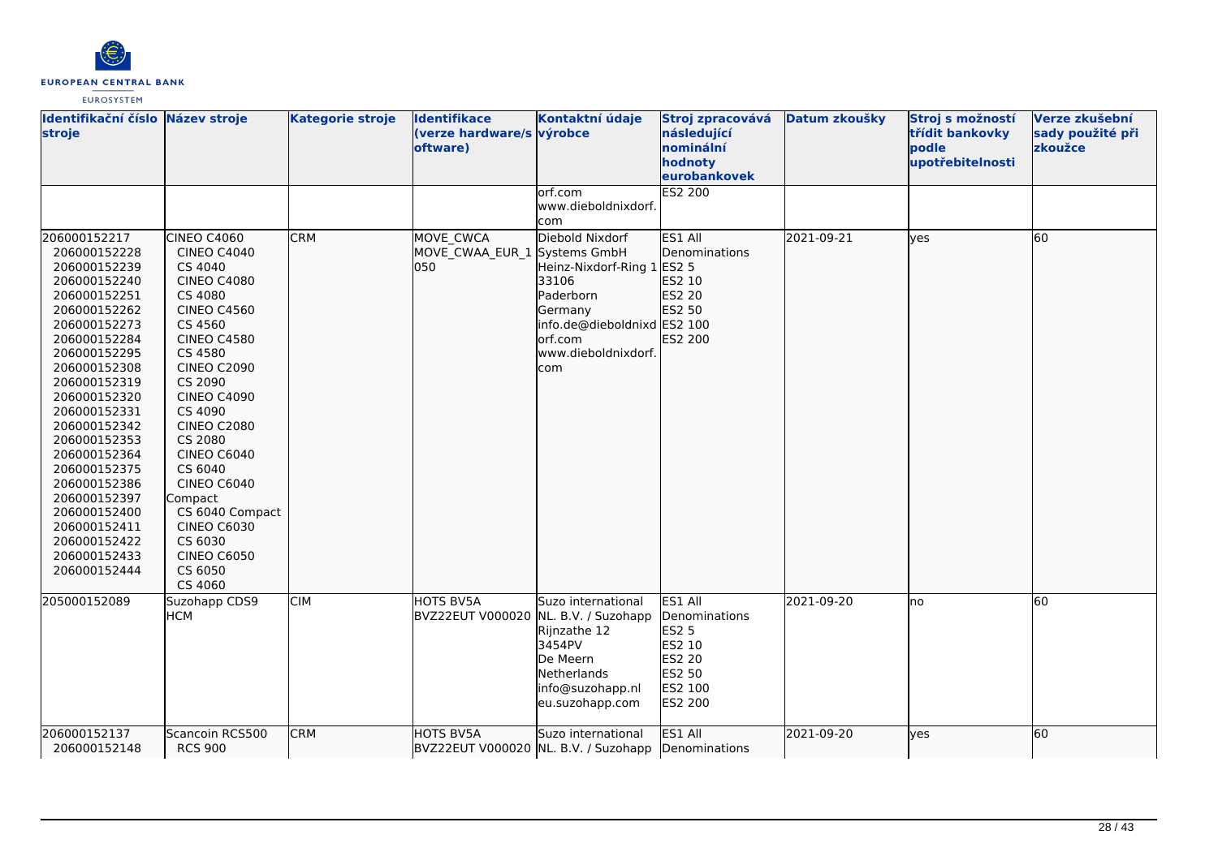| Identifikační číslo stroje | Název stroje | Kategorie stroje | Identifikace (verze hardware/software) | Kontaktní údaje výrobce | Stroj zpracovává následující nominální hodnoty eurobankovek | Datum zkoušky | Stroj s možností třídit bankovky podle upotřebitelnosti | Verze zkušební sady použité při zkoužce |
|---|---|---|---|---|---|---|---|---|
| | | | | orf.com www.dieboldnixdorf.com | ES2 200 | | | |
| 206000152217 206000152228 206000152239 206000152240 206000152251 206000152262 206000152273 206000152284 206000152295 206000152308 206000152319 206000152320 206000152331 206000152342 206000152353 206000152364 206000152375 206000152386 206000152397 206000152400 206000152411 206000152422 206000152433 206000152444 | CINEO C4060 CINEO C4040 CS 4040 CINEO C4080 CS 4080 CINEO C4560 CS 4560 CINEO C4580 CS 4580 CINEO C2090 CS 2090 CINEO C4090 CS 4090 CINEO C2080 CS 2080 CINEO C6040 CS 6040 CINEO C6040 Compact CS 6040 Compact CINEO C6030 CS 6030 CINEO C6050 CS 6050 CS 4060 | CRM | MOVE_CWCA MOVE_CWAA_EUR_1050 | Diebold Nixdorf Systems GmbH Heinz-Nixdorf-Ring 1 33106 Paderborn Germany info.de@dieboldnixdorf.com www.dieboldnixdorf.com | ES1 All Denominations ES2 5 ES2 10 ES2 20 ES2 50 ES2 100 ES2 200 | 2021-09-21 | yes | 60 |
| 205000152089 | Suzohapp CDS9 HCM | CIM | HOTS BV5A BVZ22EUT V000020 | Suzo international NL. B.V. / Suzohapp Rijnzathe 12 3454PV De Meern Netherlands info@suzohapp.nl eu.suzohapp.com | ES1 All Denominations ES2 5 ES2 10 ES2 20 ES2 50 ES2 100 ES2 200 | 2021-09-20 | no | 60 |
| 206000152137 206000152148 | Scancoin RCS500 RCS 900 | CRM | HOTS BV5A BVZ22EUT V000020 | Suzo international NL. B.V. / Suzohapp | ES1 All Denominations | 2021-09-20 | yes | 60 |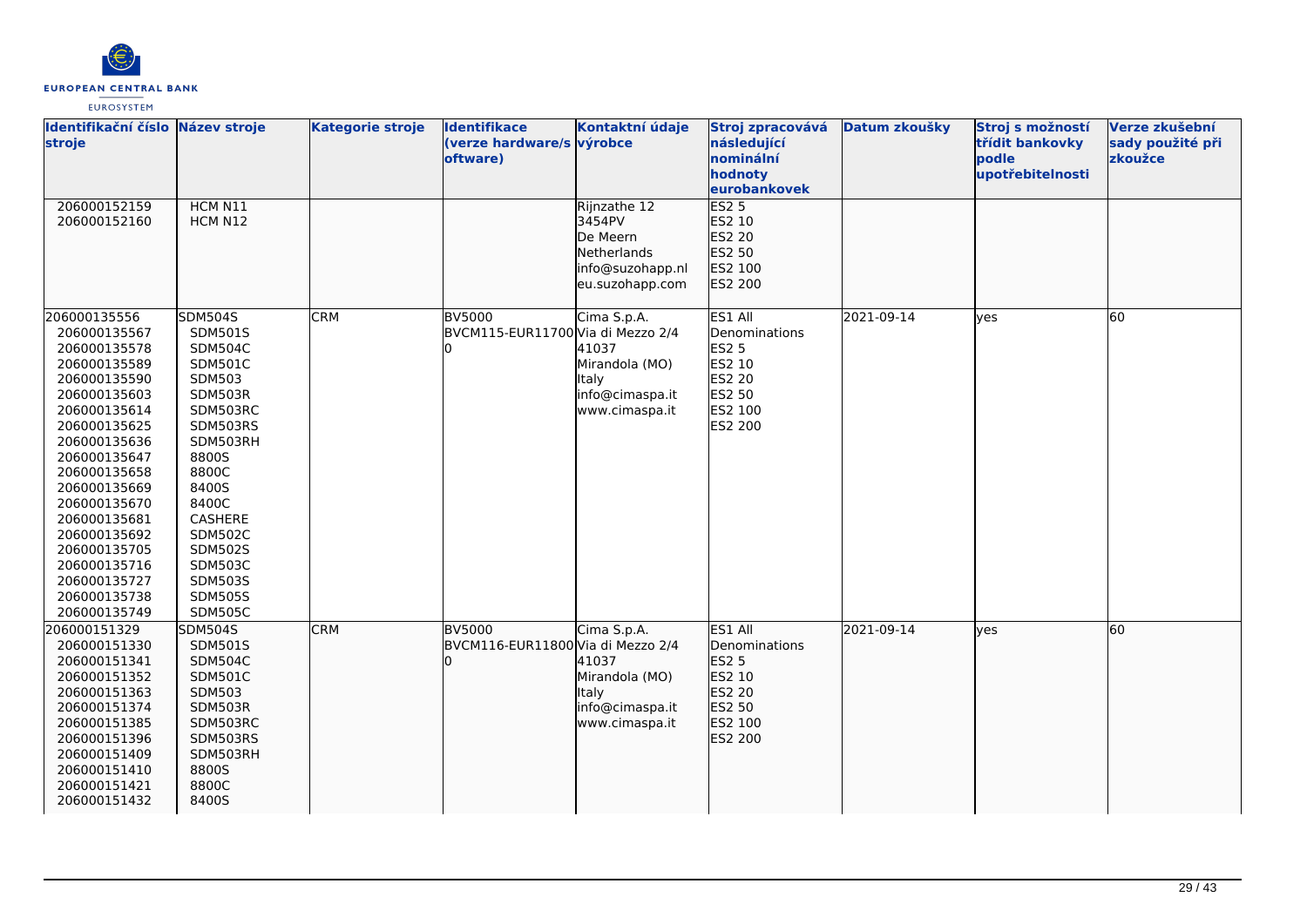| Identifikační číslo stroje | Název stroje | Kategorie stroje | Identifikace (verze hardware/software) | Kontaktní údaje výrobce | Stroj zpracovává následující nominální hodnoty eurobankovek | Datum zkoušky | Stroj s možností třídit bankovky podle upotřebitelnosti | Verze zkušební sady použité při zkoužce |
|---|---|---|---|---|---|---|---|---|
| 206000152159<br>206000152160 | HCM N11<br>HCM N12 | | | Rijnzathe 12<br>3454PV<br>De Meern<br>Netherlands<br>info@suzohapp.nl<br>eu.suzohapp.com | ES2 5<br>ES2 10<br>ES2 20<br>ES2 50<br>ES2 100<br>ES2 200 | | | |
| 206000135556<br>206000135567<br>206000135578<br>206000135589<br>206000135590<br>206000135603<br>206000135614<br>206000135625<br>206000135636<br>206000135647<br>206000135658<br>206000135669<br>206000135670<br>206000135681<br>206000135692<br>206000135705<br>206000135716<br>206000135727<br>206000135738<br>206000135749 | SDM504S<br>SDM501S<br>SDM504C<br>SDM501C<br>SDM503<br>SDM503R<br>SDM503RC<br>SDM503RS<br>SDM503RH<br>8800S<br>8800C<br>8400S<br>8400C<br>CASHERE<br>SDM502C<br>SDM502S<br>SDM503C<br>SDM503S<br>SDM505S<br>SDM505C | CRM | BV5000<br>BVCM115-EUR117000 | Cima S.p.A.<br>Via di Mezzo 2/4<br>41037<br>Mirandola (MO)<br>Italy<br>info@cimaspa.it<br>www.cimaspa.it | ES1 All Denominations<br>ES2 5<br>ES2 10<br>ES2 20<br>ES2 50<br>ES2 100<br>ES2 200 | 2021-09-14 | yes | 60 |
| 206000151329<br>206000151330<br>206000151341<br>206000151352<br>206000151363<br>206000151374<br>206000151385<br>206000151396<br>206000151409<br>206000151410<br>206000151421<br>206000151432 | SDM504S<br>SDM501S<br>SDM504C<br>SDM501C<br>SDM503<br>SDM503R<br>SDM503RC<br>SDM503RS<br>SDM503RH<br>8800S<br>8800C<br>8400S | CRM | BV5000<br>BVCM116-EUR118000 | Cima S.p.A.<br>Via di Mezzo 2/4<br>41037<br>Mirandola (MO)<br>Italy<br>info@cimaspa.it<br>www.cimaspa.it | ES1 All Denominations<br>ES2 5<br>ES2 10<br>ES2 20<br>ES2 50<br>ES2 100<br>ES2 200 | 2021-09-14 | yes | 60 |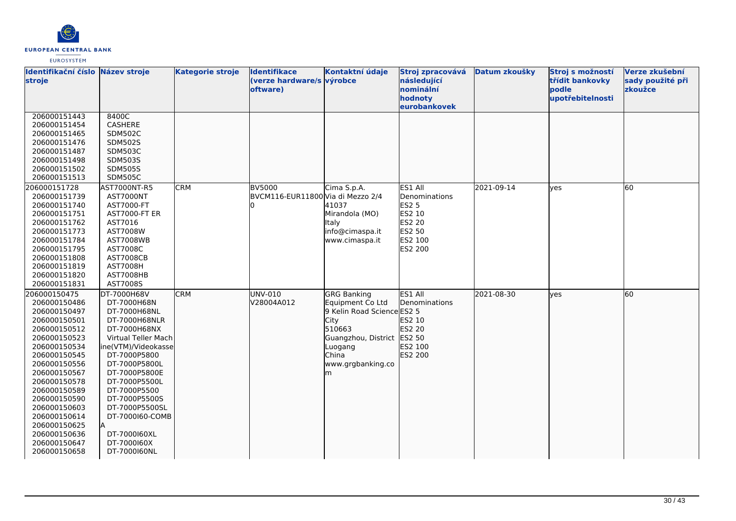| Identifikační číslo stroje | Název stroje | Kategorie stroje | Identifikace (verze hardware/software) | Kontaktní údaje výrobce | Stroj zpracovává následující nominální hodnoty eurobankovek | Datum zkoušky | Stroj s možností třídit bankovky podle upotřebitelnosti | Verze zkušební sady použité při zkoužce |
|---|---|---|---|---|---|---|---|---|
| 206000151443<br>206000151454<br>206000151465<br>206000151476<br>206000151487<br>206000151498<br>206000151502<br>206000151513 | 8400C<br>CASHERE<br>SDM502C<br>SDM502S<br>SDM503C<br>SDM503S<br>SDM505S<br>SDM505C | | | | | | | |
| 206000151728<br>206000151739<br>206000151740<br>206000151751<br>206000151762<br>206000151773<br>206000151784<br>206000151795<br>206000151808<br>206000151819<br>206000151820<br>206000151831 | AST7000NT-R5<br>AST7000NT<br>AST7000-FT<br>AST7000-FT ER<br>AST7016<br>AST7008W<br>AST7008WB<br>AST7008C<br>AST7008CB<br>AST7008H<br>AST7008HB<br>AST7008S | CRM | BV5000<br>BVCM116-EUR11800 | Cima S.p.A.<br>Via di Mezzo 2/4<br>41037<br>Mirandola (MO)<br>Italy<br>info@cimaspa.it<br>www.cimaspa.it | ES1 All Denominations<br>ES2 5<br>ES2 10<br>ES2 20<br>ES2 50<br>ES2 100<br>ES2 200 | 2021-09-14 | yes | 60 |
| 206000150475<br>206000150486<br>206000150497<br>206000150501<br>206000150512<br>206000150523<br>206000150534<br>206000150545<br>206000150556<br>206000150567<br>206000150578<br>206000150589<br>206000150590<br>206000150603<br>206000150614<br>206000150625<br>206000150636<br>206000150647<br>206000150658 | DT-7000H68V<br>DT-7000H68N<br>DT-7000H68NL<br>DT-7000H68NLR<br>DT-7000H68NX<br>Virtual Teller Machine(VTM)/Videokasse<br>DT-7000P5800<br>DT-7000P5800L<br>DT-7000P5800E<br>DT-7000P5500L<br>DT-7000P5500<br>DT-7000P5500S<br>DT-7000P5500SL<br>DT-7000I60-COMBA<br>DT-7000I60XL<br>DT-7000I60X<br>DT-7000I60NL | CRM | UNV-010<br>V28004A012 | GRG Banking Equipment Co Ltd<br>9 Kelin Road Science City<br>510663<br>Guangzhou, District Luogang<br>China<br>www.grgbanking.com | ES1 All Denominations<br>ES2 5<br>ES2 10<br>ES2 20<br>ES2 50<br>ES2 100<br>ES2 200 | 2021-08-30 | yes | 60 |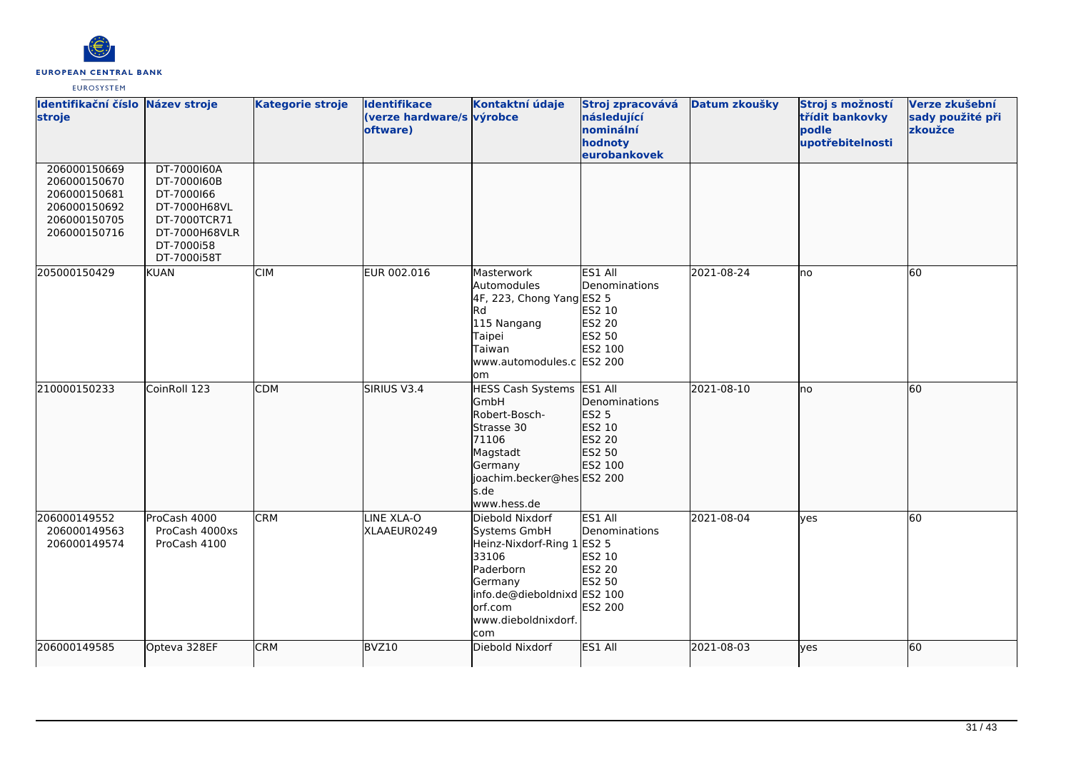| Identifikační číslo stroje | Název stroje | Kategorie stroje | Identifikace (verze hardware/software) | Kontaktní údaje výrobce | Stroj zpracovává následující nominální hodnoty eurobankovek | Datum zkoušky | Stroj s možností třídit bankovky podle upotřebitelnosti | Verze zkušební sady použité při zkoužce |
|---|---|---|---|---|---|---|---|---|
| 206000150669<br>206000150670<br>206000150681<br>206000150692<br>206000150705<br>206000150716 | DT-7000I60A<br>DT-7000I60B<br>DT-7000I66<br>DT-7000H68VL<br>DT-7000TCR71<br>DT-7000H68VLR<br>DT-7000i58<br>DT-7000i58T | | | | | | | |
| 205000150429 | KUAN | CIM | EUR 002.016 | Masterwork Automodules<br>4F, 223, Chong Yang Rd<br>115 Nangang<br>Taipei<br>Taiwan<br>www.automodules.com | ES1 All Denominations<br>ES2 5<br>ES2 10<br>ES2 20<br>ES2 50<br>ES2 100<br>ES2 200 | 2021-08-24 | no | 60 |
| 210000150233 | CoinRoll 123 | CDM | SIRIUS V3.4 | HESS Cash Systems GmbH<br>Robert-Bosch-Strasse 30<br>71106<br>Magstadt<br>Germany<br>joachim.becker@hess.de<br>www.hess.de | ES1 All Denominations<br>ES2 5<br>ES2 10<br>ES2 20<br>ES2 50<br>ES2 100<br>ES2 200 | 2021-08-10 | no | 60 |
| 206000149552<br>206000149563<br>206000149574 | ProCash 4000<br>ProCash 4000xs<br>ProCash 4100 | CRM | LINE XLA-O XLAAEUR0249 | Diebold Nixdorf Systems GmbH<br>Heinz-Nixdorf-Ring 1<br>33106<br>Paderborn<br>Germany<br>info.de@dieboldnixdorf.com<br>www.dieboldnixdorf.com | ES1 All Denominations<br>ES2 5<br>ES2 10<br>ES2 20<br>ES2 50<br>ES2 100<br>ES2 200 | 2021-08-04 | yes | 60 |
| 206000149585 | Opteva 328EF | CRM | BVZ10 | Diebold Nixdorf | ES1 All | 2021-08-03 | yes | 60 |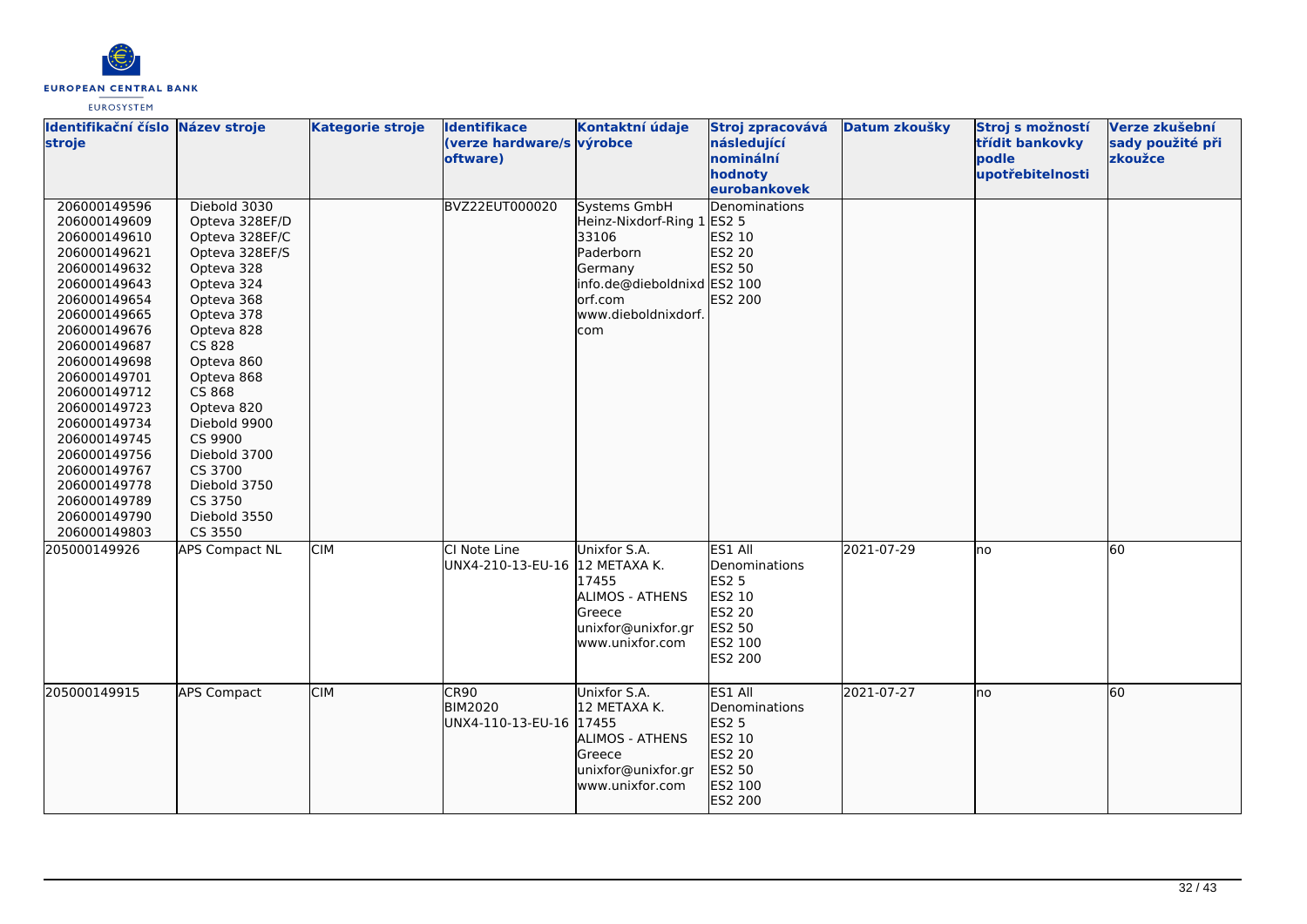| Identifikační číslo stroje | Název stroje | Kategorie stroje | Identifikace (verze hardware/software) | Kontaktní údaje výrobce | Stroj zpracovává následující nominální hodnoty eurobankovek | Datum zkoušky | Stroj s možností třídit bankovky podle upotřebitelnosti | Verze zkušební sady použité při zkoužce |
|---|---|---|---|---|---|---|---|---|
| 206000149596<br>206000149609<br>206000149610<br>206000149621<br>206000149632<br>206000149643<br>206000149654<br>206000149665<br>206000149676<br>206000149687<br>206000149698<br>206000149701<br>206000149712<br>206000149723<br>206000149734<br>206000149745<br>206000149756<br>206000149767<br>206000149778<br>206000149789<br>206000149790<br>206000149803 | Diebold 3030<br>Opteva 328EF/D<br>Opteva 328EF/C<br>Opteva 328EF/S<br>Opteva 328<br>Opteva 324<br>Opteva 368<br>Opteva 378<br>Opteva 828<br>CS 828<br>Opteva 860<br>Opteva 868<br>CS 868<br>Opteva 820<br>Diebold 9900<br>CS 9900<br>Diebold 3700<br>CS 3700<br>Diebold 3750<br>CS 3750<br>Diebold 3550<br>CS 3550 | | BVZ22EUT000020 | Systems GmbH<br>Heinz-Nixdorf-Ring 1<br>33106<br>Paderborn<br>Germany<br>info.de@dieboldnixdorf.com<br>www.dieboldnixdorf.com | Denominations<br>ES2 5<br>ES2 10<br>ES2 20<br>ES2 50<br>ES2 100<br>ES2 200 | | | |
| 205000149926 | APS Compact NL | CIM | CI Note Line<br>UNX4-210-13-EU-16 | Unixfor S.A.<br>12 METAXA K.<br>17455<br>ALIMOS - ATHENS<br>Greece<br>unixfor@unixfor.gr<br>www.unixfor.com | ES1 All Denominations<br>ES2 5<br>ES2 10<br>ES2 20<br>ES2 50<br>ES2 100<br>ES2 200 | 2021-07-29 | no | 60 |
| 205000149915 | APS Compact | CIM | CR90<br>BIM2020<br>UNX4-110-13-EU-16 | Unixfor S.A.<br>12 METAXA K.<br>17455<br>ALIMOS - ATHENS<br>Greece<br>unixfor@unixfor.gr<br>www.unixfor.com | ES1 All Denominations<br>ES2 5<br>ES2 10<br>ES2 20<br>ES2 50<br>ES2 100<br>ES2 200 | 2021-07-27 | no | 60 |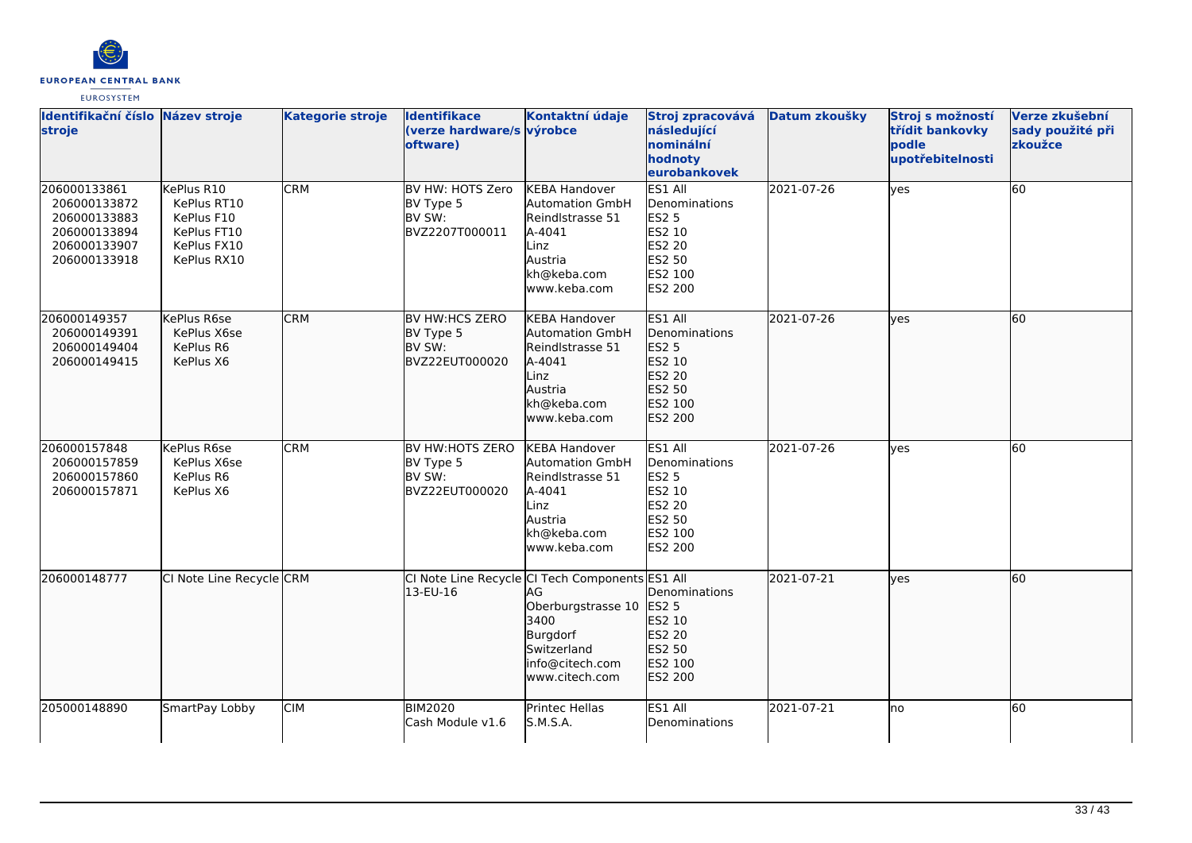| Identifikační číslo stroje | Název stroje | Kategorie stroje | Identifikace (verze hardware/software) | Kontaktní údaje výrobce | Stroj zpracovává následující nominální hodnoty eurobankovek | Datum zkoušky | Stroj s možností třídit bankovky podle upotřebitelnosti | Verze zkušební sady použité při zkoužce |
|---|---|---|---|---|---|---|---|---|
| 206000133861<br>206000133872<br>206000133883<br>206000133894<br>206000133907<br>206000133918 | KePlus R10<br>KePlus RT10<br>KePlus F10<br>KePlus FT10<br>KePlus FX10<br>KePlus RX10 | CRM | BV HW: HOTS Zero<br>BV Type 5<br>BV SW:<br>BVZ2207T000011 | KEBA Handover Automation GmbH<br>Reindlstrasse 51<br>A-4041<br>Linz<br>Austria<br>kh@keba.com<br>www.keba.com | ES1 All Denominations<br>ES2 5<br>ES2 10<br>ES2 20<br>ES2 50<br>ES2 100<br>ES2 200 | 2021-07-26 | yes | 60 |
| 206000149357<br>206000149391<br>206000149404<br>206000149415 | KePlus R6se<br>KePlus X6se<br>KePlus R6<br>KePlus X6 | CRM | BV HW:HCS ZERO<br>BV Type 5<br>BV SW:<br>BVZ22EUT000020 | KEBA Handover Automation GmbH<br>Reindlstrasse 51<br>A-4041<br>Linz<br>Austria<br>kh@keba.com<br>www.keba.com | ES1 All Denominations<br>ES2 5<br>ES2 10<br>ES2 20<br>ES2 50<br>ES2 100<br>ES2 200 | 2021-07-26 | yes | 60 |
| 206000157848<br>206000157859<br>206000157860<br>206000157871 | KePlus R6se<br>KePlus X6se<br>KePlus R6<br>KePlus X6 | CRM | BV HW:HOTS ZERO<br>BV Type 5<br>BV SW:<br>BVZ22EUT000020 | KEBA Handover Automation GmbH<br>Reindlstrasse 51<br>A-4041<br>Linz<br>Austria<br>kh@keba.com<br>www.keba.com | ES1 All Denominations<br>ES2 5<br>ES2 10<br>ES2 20<br>ES2 50<br>ES2 100<br>ES2 200 | 2021-07-26 | yes | 60 |
| 206000148777 | CI Note Line Recycle | CRM | CI Note Line Recycle 13-EU-16 | CI Tech Components AG<br>Oberburgstrasse 10<br>3400<br>Burgdorf<br>Switzerland<br>info@citech.com<br>www.citech.com | ES1 All Denominations<br>ES2 5<br>ES2 10<br>ES2 20<br>ES2 50<br>ES2 100<br>ES2 200 | 2021-07-21 | yes | 60 |
| 205000148890 | SmartPay Lobby | CIM | BIM2020<br>Cash Module v1.6 | Printec Hellas S.M.S.A. | ES1 All Denominations | 2021-07-21 | no | 60 |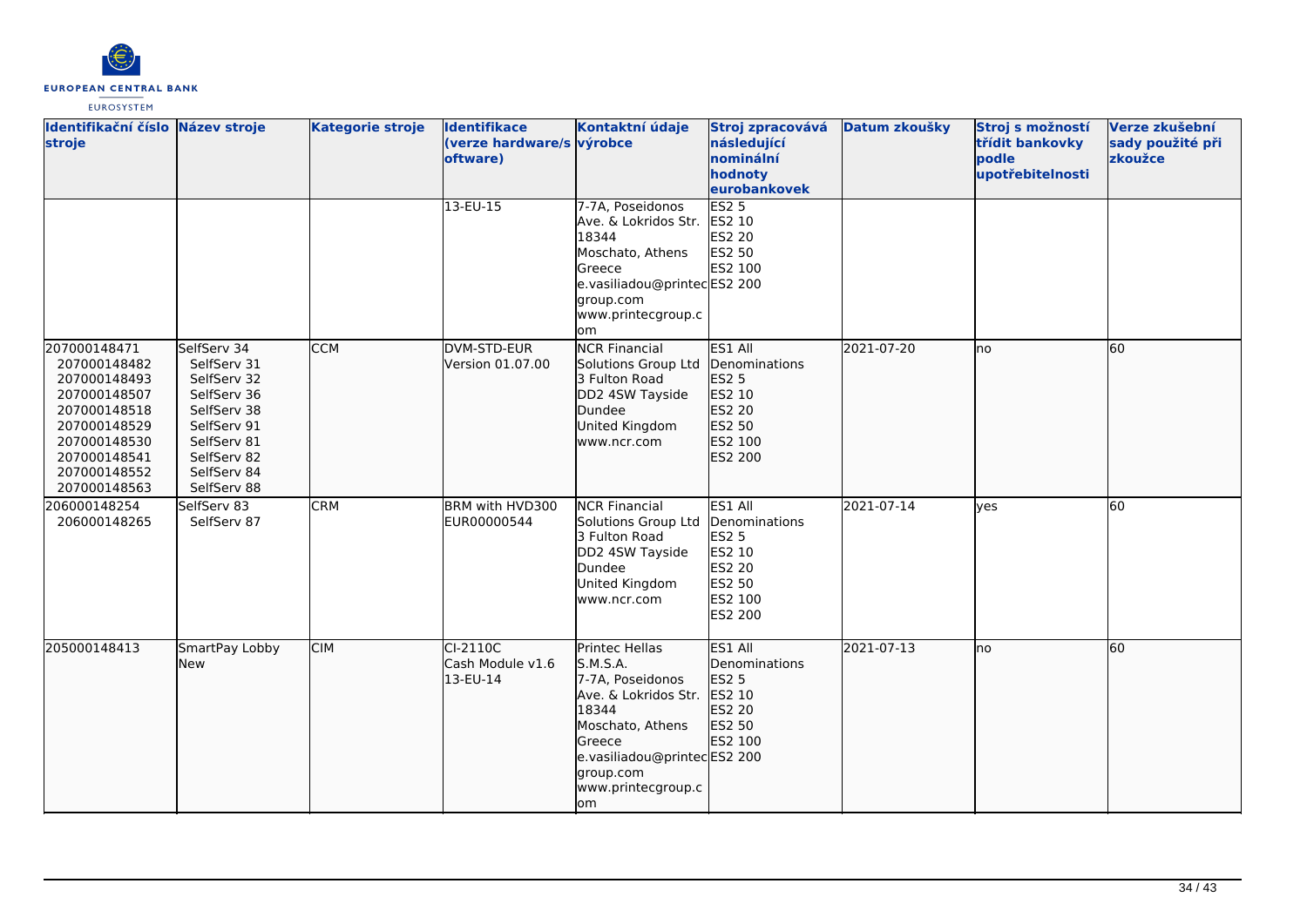| Identifikační číslo stroje | Název stroje | Kategorie stroje | Identifikace (verze hardware/software) | Kontaktní údaje výrobce | Stroj zpracovává následující nominální hodnoty eurobankovek | Datum zkoušky | Stroj s možností třídit bankovky podle upotřebitelnosti | Verze zkušební sady použité při zkoužce |
|---|---|---|---|---|---|---|---|---|
| | | | 13-EU-15 | 7-7A, Poseidonos Ave. & Lokridos Str. 18344 Moschato, Athens Greece e.vasiliadou@printecgroup.com www.printecgroup.com | ES2 5 ES2 10 ES2 20 ES2 50 ES2 100 ES2 200 | | | |
| 207000148471 207000148482 207000148493 207000148507 207000148518 207000148529 207000148530 207000148541 207000148552 207000148563 | SelfServ 34 SelfServ 31 SelfServ 32 SelfServ 36 SelfServ 38 SelfServ 91 SelfServ 81 SelfServ 82 SelfServ 84 SelfServ 88 | CCM | DVM-STD-EUR Version 01.07.00 | NCR Financial Solutions Group Ltd 3 Fulton Road DD2 4SW Tayside Dundee United Kingdom www.ncr.com | ES1 All Denominations ES2 5 ES2 10 ES2 20 ES2 50 ES2 100 ES2 200 | 2021-07-20 | no | 60 |
| 206000148254 206000148265 | SelfServ 83 SelfServ 87 | CRM | BRM with HVD300 EUR00000544 | NCR Financial Solutions Group Ltd 3 Fulton Road DD2 4SW Tayside Dundee United Kingdom www.ncr.com | ES1 All Denominations ES2 5 ES2 10 ES2 20 ES2 50 ES2 100 ES2 200 | 2021-07-14 | yes | 60 |
| 205000148413 | SmartPay Lobby New | CIM | CI-2110C Cash Module v1.6 13-EU-14 | Printec Hellas S.M.S.A. 7-7A, Poseidonos Ave. & Lokridos Str. 18344 Moschato, Athens Greece e.vasiliadou@printecgroup.com www.printecgroup.com | ES1 All Denominations ES2 5 ES2 10 ES2 20 ES2 50 ES2 100 ES2 200 | 2021-07-13 | no | 60 |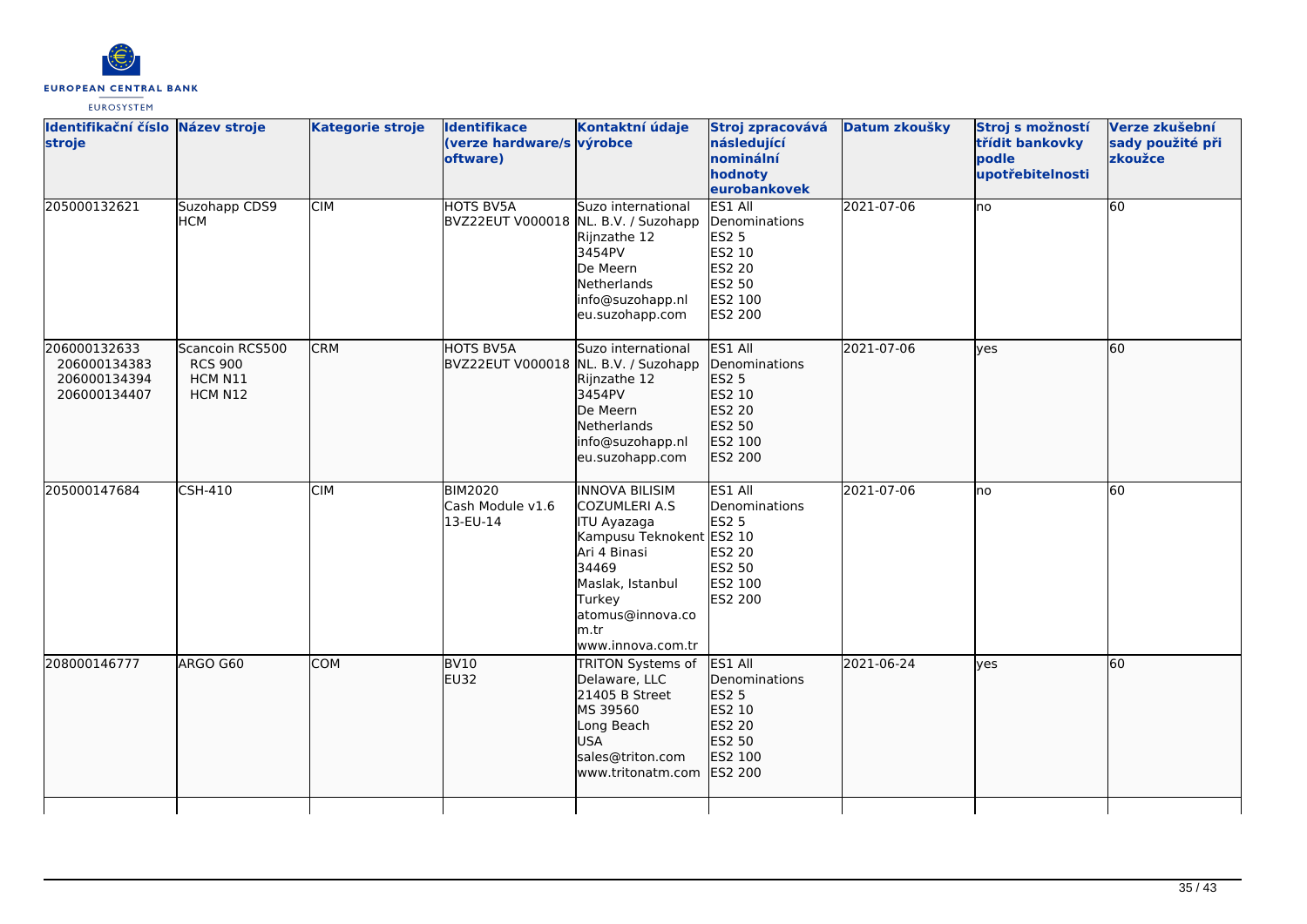| Identifikační číslo stroje | Název stroje | Kategorie stroje | Identifikace (verze hardware/software) | Kontaktní údaje výrobce | Stroj zpracovává následující nominální hodnoty eurobankovek | Datum zkoušky | Stroj s možností třídit bankovky podle upotřebitelnosti | Verze zkušební sady použité při zkoužce |
|---|---|---|---|---|---|---|---|---|
| 205000132621 | Suzohapp CDS9 HCM | CIM | HOTS BV5A BVZ22EUT V000018 | Suzo international NL. B.V. / Suzohapp Rijnzathe 12 3454PV De Meern Netherlands info@suzohapp.nl eu.suzohapp.com | ES1 All Denominations ES2 5 ES2 10 ES2 20 ES2 50 ES2 100 ES2 200 | 2021-07-06 | no | 60 |
| 206000132633 206000134383 206000134394 206000134407 | Scancoin RCS500 RCS 900 HCM N11 HCM N12 | CRM | HOTS BV5A BVZ22EUT V000018 | Suzo international NL. B.V. / Suzohapp Rijnzathe 12 3454PV De Meern Netherlands info@suzohapp.nl eu.suzohapp.com | ES1 All Denominations ES2 5 ES2 10 ES2 20 ES2 50 ES2 100 ES2 200 | 2021-07-06 | yes | 60 |
| 205000147684 | CSH-410 | CIM | BIM2020 Cash Module v1.6 13-EU-14 | INNOVA BILISIM COZUMLERI A.S ITU Ayazaga Kampusu Teknokent Ari 4 Binasi 34469 Maslak, Istanbul Turkey atomus@innova.com.tr www.innova.com.tr | ES1 All Denominations ES2 5 ES2 10 ES2 20 ES2 50 ES2 100 ES2 200 | 2021-07-06 | no | 60 |
| 208000146777 | ARGO G60 | COM | BV10 EU32 | TRITON Systems of Delaware, LLC 21405 B Street MS 39560 Long Beach USA sales@triton.com www.tritonatm.com | ES1 All Denominations ES2 5 ES2 10 ES2 20 ES2 50 ES2 100 ES2 200 | 2021-06-24 | yes | 60 |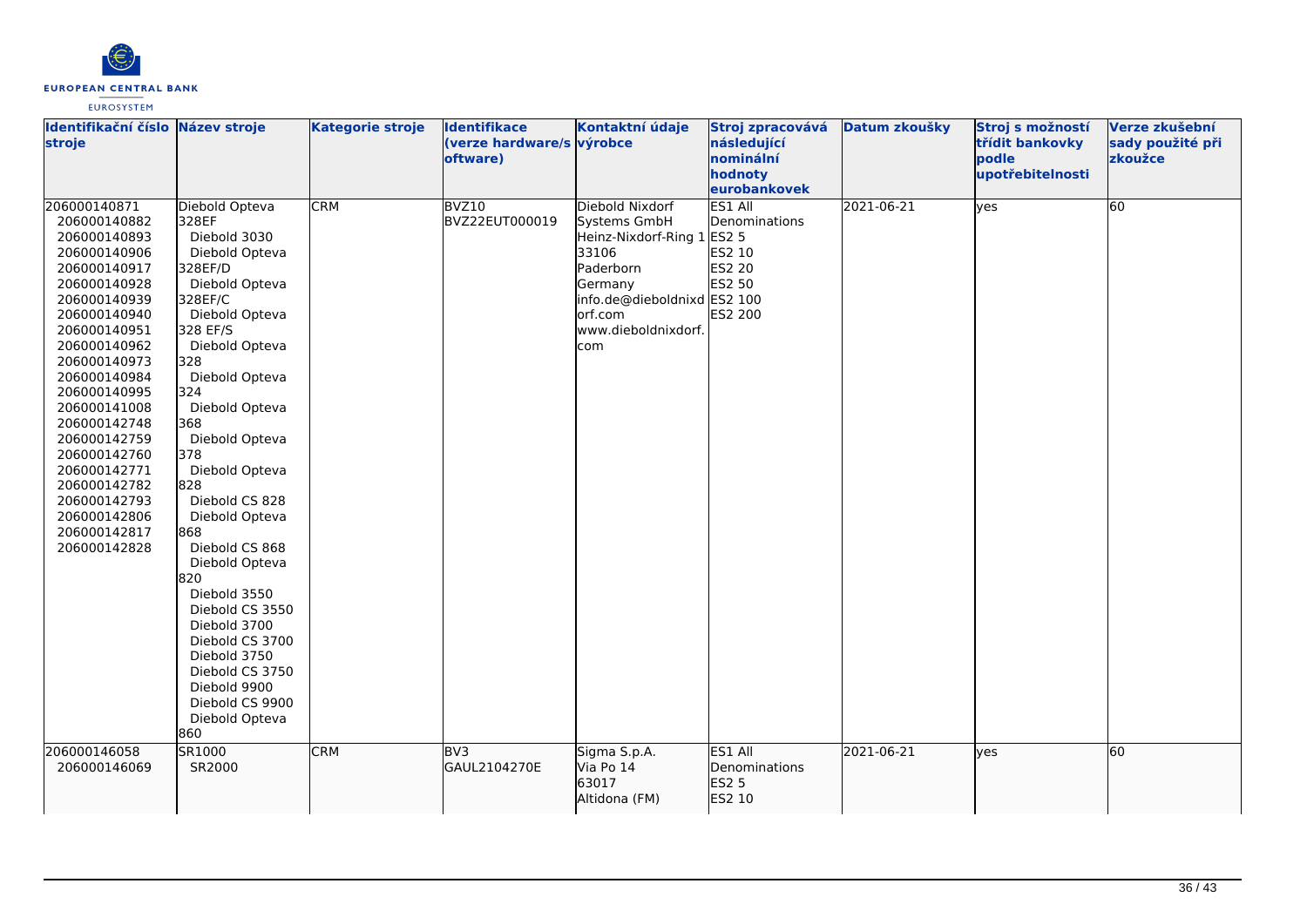| Identifikační číslo stroje | Název stroje | Kategorie stroje | Identifikace (verze hardware/software) | Kontaktní údaje výrobce | Stroj zpracovává následující nominální hodnoty eurobankovek | Datum zkoušky | Stroj s možností třídit bankovky podle upotřebitelnosti | Verze zkušební sady použité při zkoužce |
|---|---|---|---|---|---|---|---|---|
| 206000140871<br>206000140882<br>206000140893<br>206000140906<br>206000140917<br>206000140928<br>206000140939<br>206000140940<br>206000140951<br>206000140962<br>206000140973<br>206000140984<br>206000140995<br>206000141008<br>206000142748<br>206000142759<br>206000142760<br>206000142771<br>206000142782<br>206000142793<br>206000142806<br>206000142817<br>206000142828 | Diebold Opteva 328EF<br>Diebold 3030<br>Diebold Opteva 328EF/D<br>Diebold Opteva 328EF/C<br>Diebold Opteva 328 EF/S<br>Diebold Opteva 328<br>Diebold Opteva 324<br>Diebold Opteva 368<br>Diebold Opteva 378<br>Diebold Opteva 828<br>Diebold CS 828<br>Diebold Opteva 868<br>Diebold CS 868<br>Diebold Opteva 820<br>Diebold 3550<br>Diebold CS 3550<br>Diebold 3700<br>Diebold CS 3700<br>Diebold 3750<br>Diebold CS 3750<br>Diebold 9900<br>Diebold CS 9900<br>Diebold Opteva 860 | CRM | BVZ10<br>BVZ22EUT000019 | Diebold Nixdorf Systems GmbH<br>Heinz-Nixdorf-Ring 1<br>33106<br>Paderborn<br>Germany<br>info.de@dieboldnixdorf.com<br>www.dieboldnixdorf.com | ES1 All Denominations<br>ES2 5<br>ES2 10<br>ES2 20<br>ES2 50<br>ES2 100<br>ES2 200 | 2021-06-21 | yes | 60 |
| 206000146058<br>206000146069 | SR1000<br>SR2000 | CRM | BV3<br>GAUL2104270E | Sigma S.p.A.<br>Via Po 14<br>63017<br>Altidona (FM) | ES1 All Denominations<br>ES2 5<br>ES2 10 | 2021-06-21 | yes | 60 |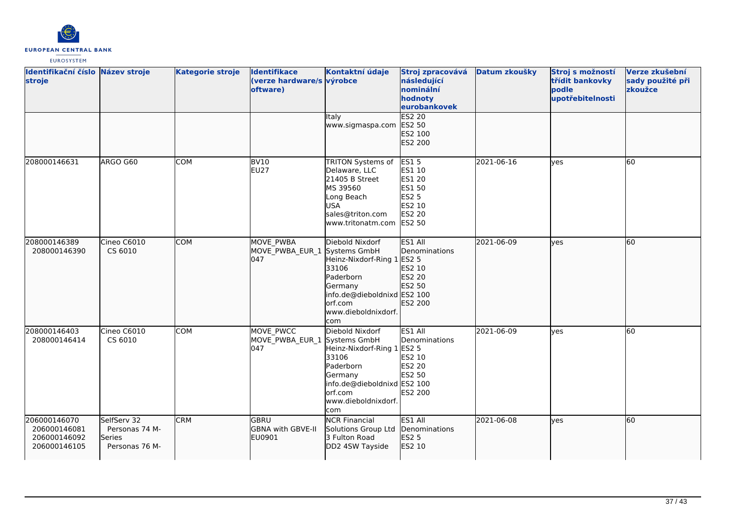| Identifikační číslo stroje | Název stroje | Kategorie stroje | Identifikace (verze hardware/software) | Kontaktní údaje výrobce | Stroj zpracovává následující nominální hodnoty eurobankovek | Datum zkoušky | Stroj s možností třídit bankovky podle upotřebitelnosti | Verze zkušební sady použité při zkoužce |
|---|---|---|---|---|---|---|---|---|
| | | | | Italy<br>www.sigmaspa.com | ES2 20<br>ES2 50<br>ES2 100<br>ES2 200 | | | |
| 208000146631 | ARGO G60 | COM | BV10<br>EU27 | TRITON Systems of Delaware, LLC<br>21405 B Street<br>MS 39560<br>Long Beach<br>USA<br>sales@triton.com<br>www.tritonatm.com | ES1 5<br>ES1 10<br>ES1 20<br>ES1 50<br>ES2 5<br>ES2 10<br>ES2 20<br>ES2 50 | 2021-06-16 | yes | 60 |
| 208000146389<br>208000146390 | Cineo C6010<br>CS 6010 | COM | MOVE_PWBA<br>MOVE_PWBA_EUR_1047 | Diebold Nixdorf Systems GmbH<br>Heinz-Nixdorf-Ring 1<br>33106<br>Paderborn<br>Germany<br>info.de@dieboldnixdorf.com<br>www.dieboldnixdorf.com | ES1 All Denominations<br>ES2 5<br>ES2 10<br>ES2 20<br>ES2 50<br>ES2 100<br>ES2 200 | 2021-06-09 | yes | 60 |
| 208000146403<br>208000146414 | Cineo C6010<br>CS 6010 | COM | MOVE_PWCC<br>MOVE_PWBA_EUR_1047 | Diebold Nixdorf Systems GmbH<br>Heinz-Nixdorf-Ring 1<br>33106<br>Paderborn<br>Germany<br>info.de@dieboldnixdorf.com<br>www.dieboldnixdorf.com | ES1 All Denominations<br>ES2 5<br>ES2 10<br>ES2 20<br>ES2 50<br>ES2 100<br>ES2 200 | 2021-06-09 | yes | 60 |
| 206000146070<br>206000146081<br>206000146092<br>206000146105 | SelfServ 32<br>Personas 74 M-Series<br>Personas 76 M- | CRM | GBRU<br>GBNA with GBVE-II<br>EU0901 | NCR Financial Solutions Group Ltd<br>3 Fulton Road<br>DD2 4SW Tayside | ES1 All Denominations<br>ES2 5<br>ES2 10 | 2021-06-08 | yes | 60 |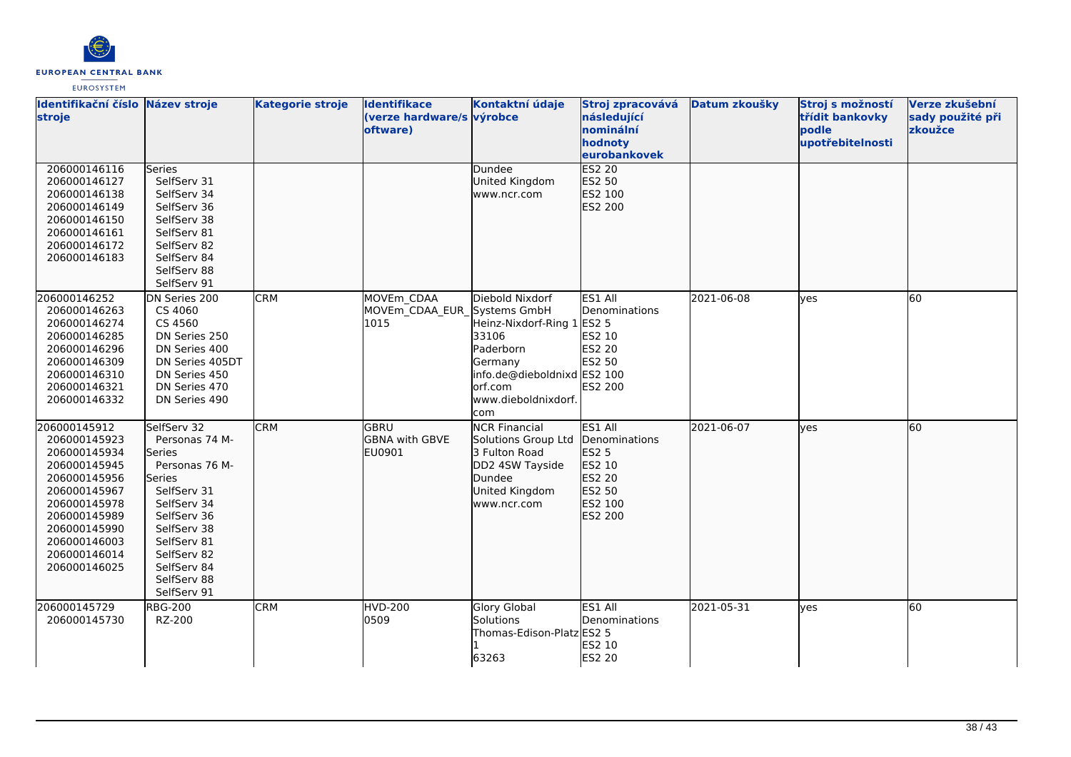| Identifikační číslo stroje | Název stroje | Kategorie stroje | Identifikace (verze hardware/software) | Kontaktní údaje výrobce | Stroj zpracovává následující nominální hodnoty eurobankovek | Datum zkoušky | Stroj s možností třídit bankovky podle upotřebitelnosti | Verze zkušební sady použité při zkoužce |
|---|---|---|---|---|---|---|---|---|
| 206000146116<br>206000146127<br>206000146138<br>206000146149<br>206000146150<br>206000146161<br>206000146172<br>206000146183 | Series<br>SelfServ 31<br>SelfServ 34<br>SelfServ 36<br>SelfServ 38<br>SelfServ 81<br>SelfServ 82<br>SelfServ 84<br>SelfServ 88<br>SelfServ 91 | | | Dundee<br>United Kingdom<br>www.ncr.com | ES2 20<br>ES2 50<br>ES2 100<br>ES2 200 | | | |
| 206000146252<br>206000146263<br>206000146274<br>206000146285<br>206000146296<br>206000146309<br>206000146310<br>206000146321<br>206000146332 | DN Series 200<br>CS 4060<br>CS 4560<br>DN Series 250<br>DN Series 400<br>DN Series 405DT<br>DN Series 450<br>DN Series 470<br>DN Series 490 | CRM | MOVEm_CDAA<br>MOVEm_CDAA_EUR_1015 | Diebold Nixdorf Systems GmbH<br>Heinz-Nixdorf-Ring 1<br>33106<br>Paderborn<br>Germany<br>info.de@dieboldnixdorf.com<br>www.dieboldnixdorf.com | ES1 All Denominations<br>ES2 5<br>ES2 10<br>ES2 20<br>ES2 50<br>ES2 100<br>ES2 200 | 2021-06-08 | yes | 60 |
| 206000145912<br>206000145923<br>206000145934<br>206000145945<br>206000145956<br>206000145967<br>206000145978<br>206000145989<br>206000145990<br>206000146003<br>206000146014<br>206000146025 | SelfServ 32<br>Personas 74 M-Series<br>Personas 76 M-Series<br>SelfServ 31<br>SelfServ 34<br>SelfServ 36<br>SelfServ 38<br>SelfServ 81<br>SelfServ 82<br>SelfServ 84<br>SelfServ 88<br>SelfServ 91 | CRM | GBRU<br>GBNA with GBVE<br>EU0901 | NCR Financial Solutions Group Ltd<br>3 Fulton Road<br>DD2 4SW Tayside<br>Dundee<br>United Kingdom<br>www.ncr.com | ES1 All Denominations<br>ES2 5<br>ES2 10<br>ES2 20<br>ES2 50<br>ES2 100<br>ES2 200 | 2021-06-07 | yes | 60 |
| 206000145729<br>206000145730 | RBG-200<br>RZ-200 | CRM | HVD-200<br>0509 | Glory Global Solutions<br>Thomas-Edison-Platz 1<br>63263 | ES1 All Denominations<br>ES2 5<br>ES2 10<br>ES2 20 | 2021-05-31 | yes | 60 |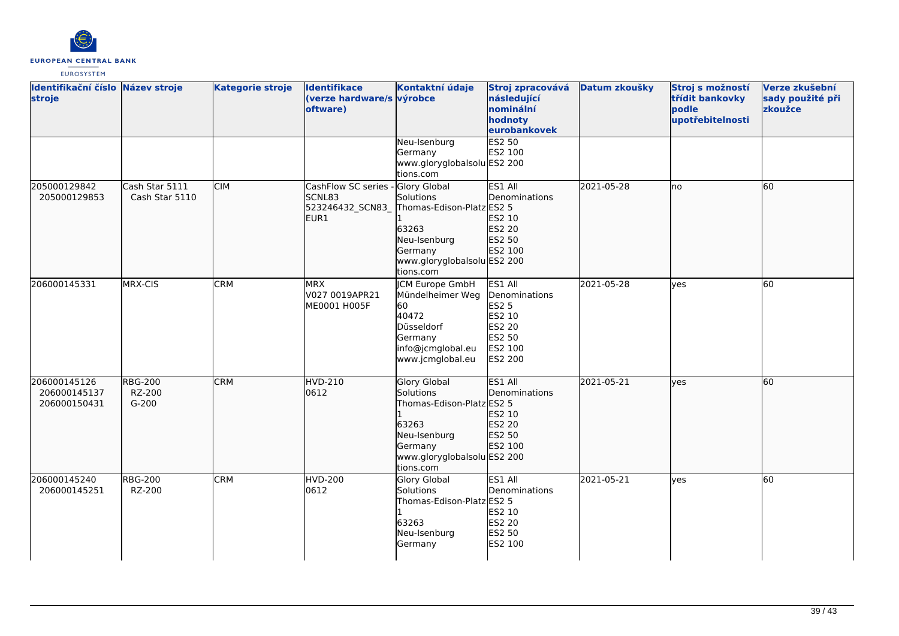| Identifikační číslo stroje | Název stroje | Kategorie stroje | Identifikace (verze hardware/software) | Kontaktní údaje výrobce | Stroj zpracovává následující nominální hodnoty eurobankovek | Datum zkoušky | Stroj s možností třídit bankovky podle upotřebitelnosti | Verze zkušební sady použité při zkoužce |
|---|---|---|---|---|---|---|---|---|
| | | | | Neu-Isenburg<br>Germany<br>www.gloryglobalsolutions.com | ES2 50<br>ES2 100<br>ES2 200 | | | |
| 205000129842<br>205000129853 | Cash Star 5111<br>Cash Star 5110 | CIM | CashFlow SC series - SCNL83<br>523246432_SCN83_EUR1 | Glory Global Solutions<br>Thomas-Edison-Platz 1<br>63263<br>Neu-Isenburg<br>Germany<br>www.gloryglobalsolutions.com | ES1 All Denominations<br>ES2 5<br>ES2 10<br>ES2 20<br>ES2 50<br>ES2 100<br>ES2 200 | 2021-05-28 | no | 60 |
| 206000145331 | MRX-CIS | CRM | MRX<br>V027 0019APR21<br>ME0001 H005F | JCM Europe GmbH<br>Mündelheimer Weg 60<br>40472<br>Düsseldorf<br>Germany<br>info@jcmglobal.eu<br>www.jcmglobal.eu | ES1 All Denominations<br>ES2 5<br>ES2 10<br>ES2 20<br>ES2 50<br>ES2 100<br>ES2 200 | 2021-05-28 | yes | 60 |
| 206000145126<br>206000145137<br>206000150431 | RBG-200<br>RZ-200<br>G-200 | CRM | HVD-210<br>0612 | Glory Global Solutions<br>Thomas-Edison-Platz 1<br>63263<br>Neu-Isenburg<br>Germany<br>www.gloryglobalsolutions.com | ES1 All Denominations<br>ES2 5<br>ES2 10<br>ES2 20<br>ES2 50<br>ES2 100<br>ES2 200 | 2021-05-21 | yes | 60 |
| 206000145240<br>206000145251 | RBG-200<br>RZ-200 | CRM | HVD-200<br>0612 | Glory Global Solutions<br>Thomas-Edison-Platz 1<br>63263<br>Neu-Isenburg<br>Germany | ES1 All Denominations<br>ES2 5<br>ES2 10<br>ES2 20<br>ES2 50<br>ES2 100 | 2021-05-21 | yes | 60 |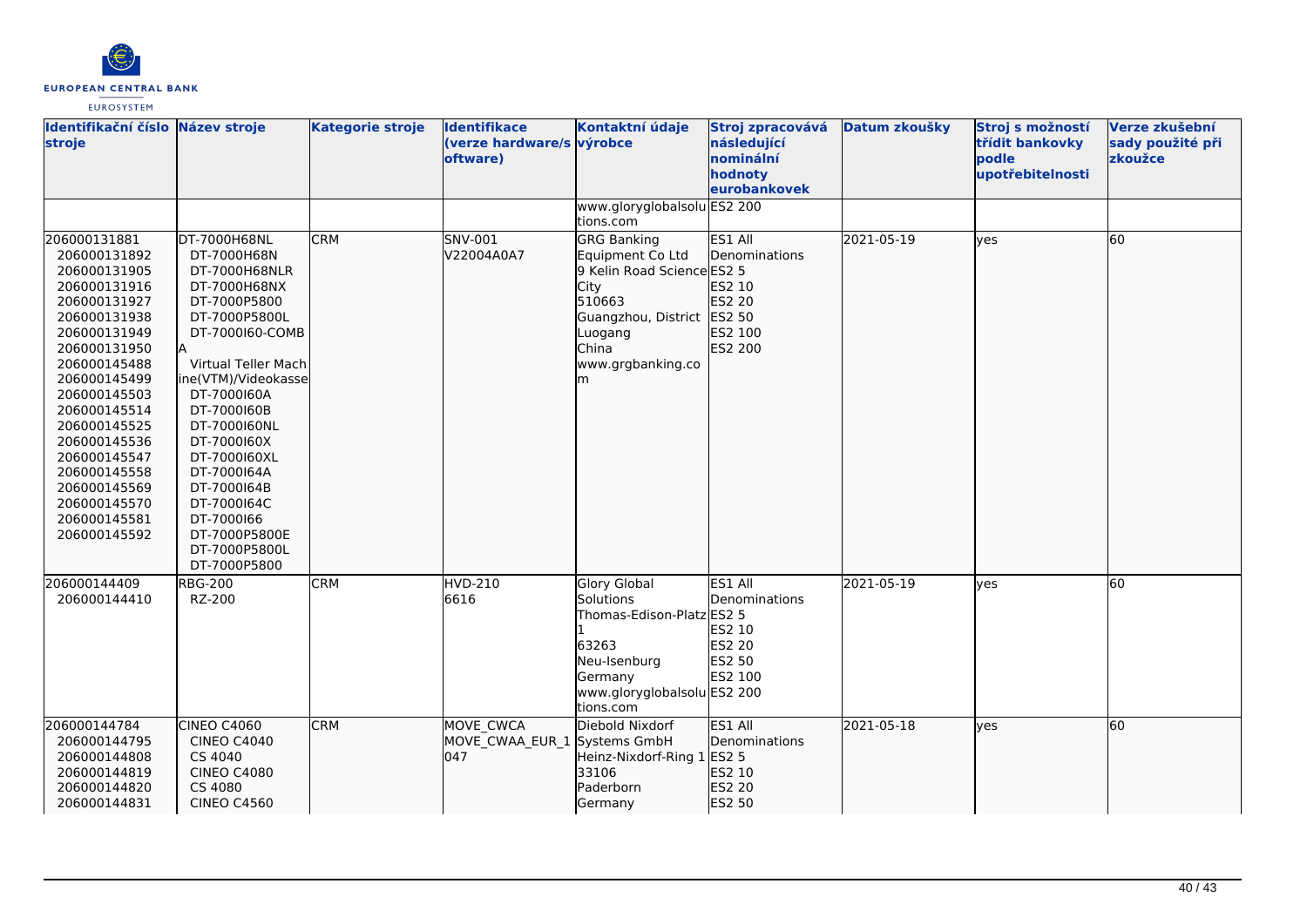| Identifikační číslo stroje | Název stroje | Kategorie stroje | Identifikace (verze hardware/software) | Kontaktní údaje výrobce | Stroj zpracovává následující nominální hodnoty eurobankovek | Datum zkoušky | Stroj s možností třídit bankovky podle upotřebitelnosti | Verze zkušební sady použité při zkoužce |
|---|---|---|---|---|---|---|---|---|
| | | | | www.gloryglobalsolutions.com | ES2 200 | | | |
| 206000131881<br>206000131892<br>206000131905<br>206000131916<br>206000131927<br>206000131938<br>206000131949<br>206000131950<br>206000145488<br>206000145499<br>206000145503<br>206000145514<br>206000145525<br>206000145536<br>206000145547<br>206000145558<br>206000145569<br>206000145570<br>206000145581<br>206000145592 | DT-7000H68NL<br>DT-7000H68N<br>DT-7000H68NLR<br>DT-7000H68NX<br>DT-7000P5800<br>DT-7000P5800L<br>DT-7000I60-COMBA<br>Virtual Teller Machine(VTM)/Videokasse<br>DT-7000I60A<br>DT-7000I60B<br>DT-7000I60NL<br>DT-7000I60X<br>DT-7000I60XL<br>DT-7000I64A<br>DT-7000I64B<br>DT-7000I64C<br>DT-7000I66<br>DT-7000P5800E<br>DT-7000P5800L<br>DT-7000P5800 | CRM | SNV-001<br>V22004A0A7 | GRG Banking Equipment Co Ltd<br>9 Kelin Road Science City<br>510663<br>Guangzhou, District Luogang<br>China<br>www.grgbanking.com | ES1 All Denominations<br>ES2 5<br>ES2 10<br>ES2 20<br>ES2 50<br>ES2 100<br>ES2 200 | 2021-05-19 | yes | 60 |
| 206000144409<br>206000144410 | RBG-200<br>RZ-200 | CRM | HVD-210<br>6616 | Glory Global Solutions<br>Thomas-Edison-Platz 1<br>63263<br>Neu-Isenburg<br>Germany<br>www.gloryglobalsolutions.com | ES1 All Denominations<br>ES2 5<br>ES2 10<br>ES2 20<br>ES2 50<br>ES2 100<br>ES2 200 | 2021-05-19 | yes | 60 |
| 206000144784<br>206000144795<br>206000144808<br>206000144819<br>206000144820<br>206000144831 | CINEO C4060<br>CINEO C4040<br>CS 4040<br>CINEO C4080<br>CS 4080<br>CINEO C4560 | CRM | MOVE_CWCA<br>MOVE_CWAA_EUR_1047 | Diebold Nixdorf Systems GmbH<br>Heinz-Nixdorf-Ring 1<br>33106<br>Paderborn<br>Germany | ES1 All Denominations<br>ES2 5<br>ES2 10<br>ES2 20<br>ES2 50 | 2021-05-18 | yes | 60 |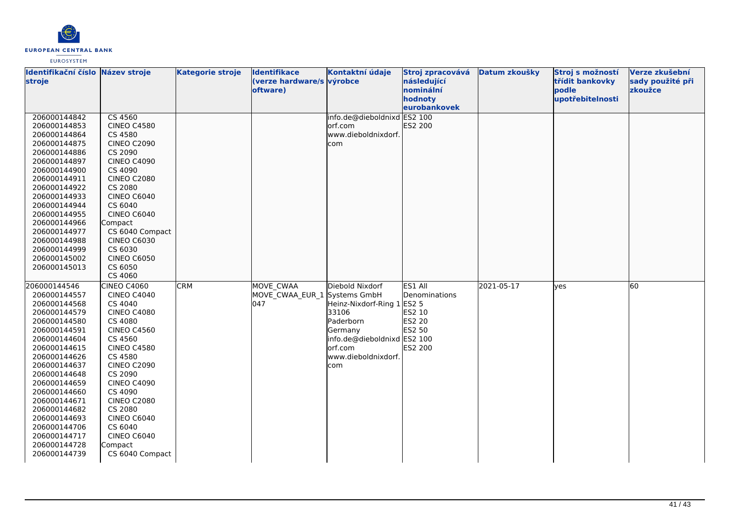| Identifikační číslo stroje | Název stroje | Kategorie stroje | Identifikace (verze hardware/software) | Kontaktní údaje výrobce | Stroj zpracovává následující nominální hodnoty eurobankovek | Datum zkoušky | Stroj s možností třídit bankovky podle upotřebitelnosti | Verze zkušební sady použité při zkoužce |
|---|---|---|---|---|---|---|---|---|
| 206000144842<br>206000144853<br>206000144864<br>206000144875<br>206000144886<br>206000144897<br>206000144900<br>206000144911<br>206000144922<br>206000144933<br>206000144944<br>206000144955<br>206000144966<br>206000144977<br>206000144988<br>206000144999<br>206000145002<br>206000145013 | CS 4560<br>CINEO C4580<br>CS 4580<br>CINEO C2090<br>CS 2090<br>CINEO C4090<br>CS 4090<br>CINEO C2080<br>CS 2080<br>CINEO C6040<br>CS 6040<br>CINEO C6040 Compact<br>CS 6040 Compact<br>CINEO C6030<br>CS 6030<br>CINEO C6050<br>CS 6050<br>CS 4060 | | | info.de@dieboldnixdorf.com<br>www.dieboldnixdorf.com | ES2 100<br>ES2 200 | | | |
| 206000144546<br>206000144557<br>206000144568<br>206000144579<br>206000144580<br>206000144591<br>206000144604<br>206000144615<br>206000144626<br>206000144637<br>206000144648<br>206000144659<br>206000144660<br>206000144671<br>206000144682<br>206000144693<br>206000144706<br>206000144717<br>206000144728<br>206000144739 | CINEO C4060<br>CINEO C4040<br>CS 4040<br>CINEO C4080<br>CS 4080<br>CINEO C4560<br>CS 4560<br>CINEO C4580<br>CS 4580<br>CINEO C2090<br>CS 2090<br>CINEO C4090<br>CS 4090<br>CINEO C2080<br>CS 2080<br>CINEO C6040<br>CS 6040<br>CINEO C6040 Compact<br>CS 6040 Compact | CRM | MOVE_CWAA<br>MOVE_CWAA_EUR_1047 | Diebold Nixdorf Systems GmbH<br>Heinz-Nixdorf-Ring 1<br>33106<br>Paderborn<br>Germany<br>info.de@dieboldnixdorf.com<br>www.dieboldnixdorf.com | ES1 All Denominations<br>ES2 5<br>ES2 10<br>ES2 20<br>ES2 50<br>ES2 100<br>ES2 200 | 2021-05-17 | yes | 60 |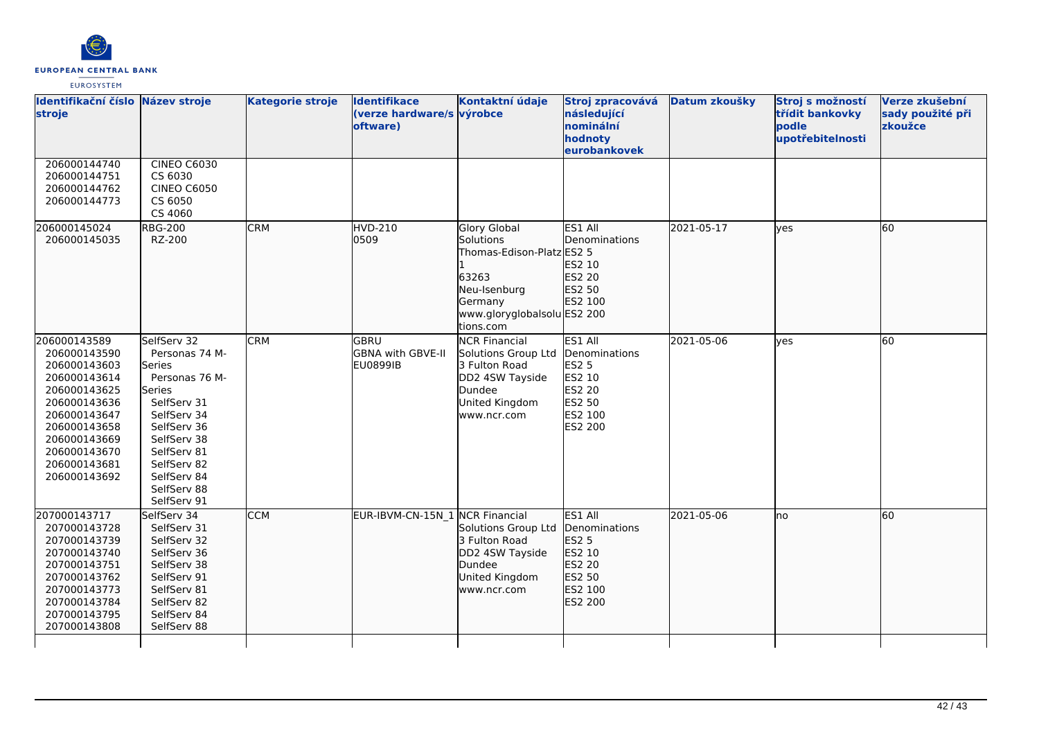| Identifikační číslo stroje | Název stroje | Kategorie stroje | Identifikace (verze hardware/software) | Kontaktní údaje výrobce | Stroj zpracovává následující nominální hodnoty eurobankovek | Datum zkoušky | Stroj s možností třídit bankovky podle upotřebitelnosti | Verze zkušební sady použité při zkoužce |
|---|---|---|---|---|---|---|---|---|
| 206000144740<br>206000144751<br>206000144762<br>206000144773 | CINEO C6030<br>CS 6030<br>CINEO C6050<br>CS 6050<br>CS 4060 | | | | | | | |
| 206000145024<br>206000145035 | RBG-200<br>RZ-200 | CRM | HVD-210<br>0509 | Glory Global Solutions<br>Thomas-Edison-Platz 1<br>63263<br>Neu-Isenburg<br>Germany<br>www.gloryglobalsolutions.com | ES1 All Denominations<br>ES2 5<br>ES2 10<br>ES2 20<br>ES2 50<br>ES2 100<br>ES2 200 | 2021-05-17 | yes | 60 |
| 206000143589<br>206000143590<br>206000143603<br>206000143614<br>206000143625<br>206000143636<br>206000143647<br>206000143658<br>206000143669<br>206000143670<br>206000143681<br>206000143692 | SelfServ 32<br>Personas 74 M-Series<br>Personas 76 M-Series<br>SelfServ 31<br>SelfServ 34<br>SelfServ 36<br>SelfServ 38<br>SelfServ 81<br>SelfServ 82<br>SelfServ 84<br>SelfServ 88<br>SelfServ 91 | CRM | GBRU<br>GBNA with GBVE-II<br>EU0899IB | NCR Financial Solutions Group Ltd<br>3 Fulton Road<br>DD2 4SW Tayside<br>Dundee<br>United Kingdom<br>www.ncr.com | ES1 All Denominations<br>ES2 5<br>ES2 10<br>ES2 20<br>ES2 50<br>ES2 100<br>ES2 200 | 2021-05-06 | yes | 60 |
| 207000143717<br>207000143728<br>207000143739<br>207000143740<br>207000143751<br>207000143762<br>207000143773<br>207000143784<br>207000143795<br>207000143808 | SelfServ 34<br>SelfServ 31<br>SelfServ 32<br>SelfServ 36<br>SelfServ 38<br>SelfServ 91<br>SelfServ 81<br>SelfServ 82<br>SelfServ 84<br>SelfServ 88 | CCM | EUR-IBVM-CN-15N_1 | NCR Financial Solutions Group Ltd<br>3 Fulton Road<br>DD2 4SW Tayside<br>Dundee<br>United Kingdom<br>www.ncr.com | ES1 All Denominations<br>ES2 5<br>ES2 10<br>ES2 20<br>ES2 50<br>ES2 100<br>ES2 200 | 2021-05-06 | no | 60 |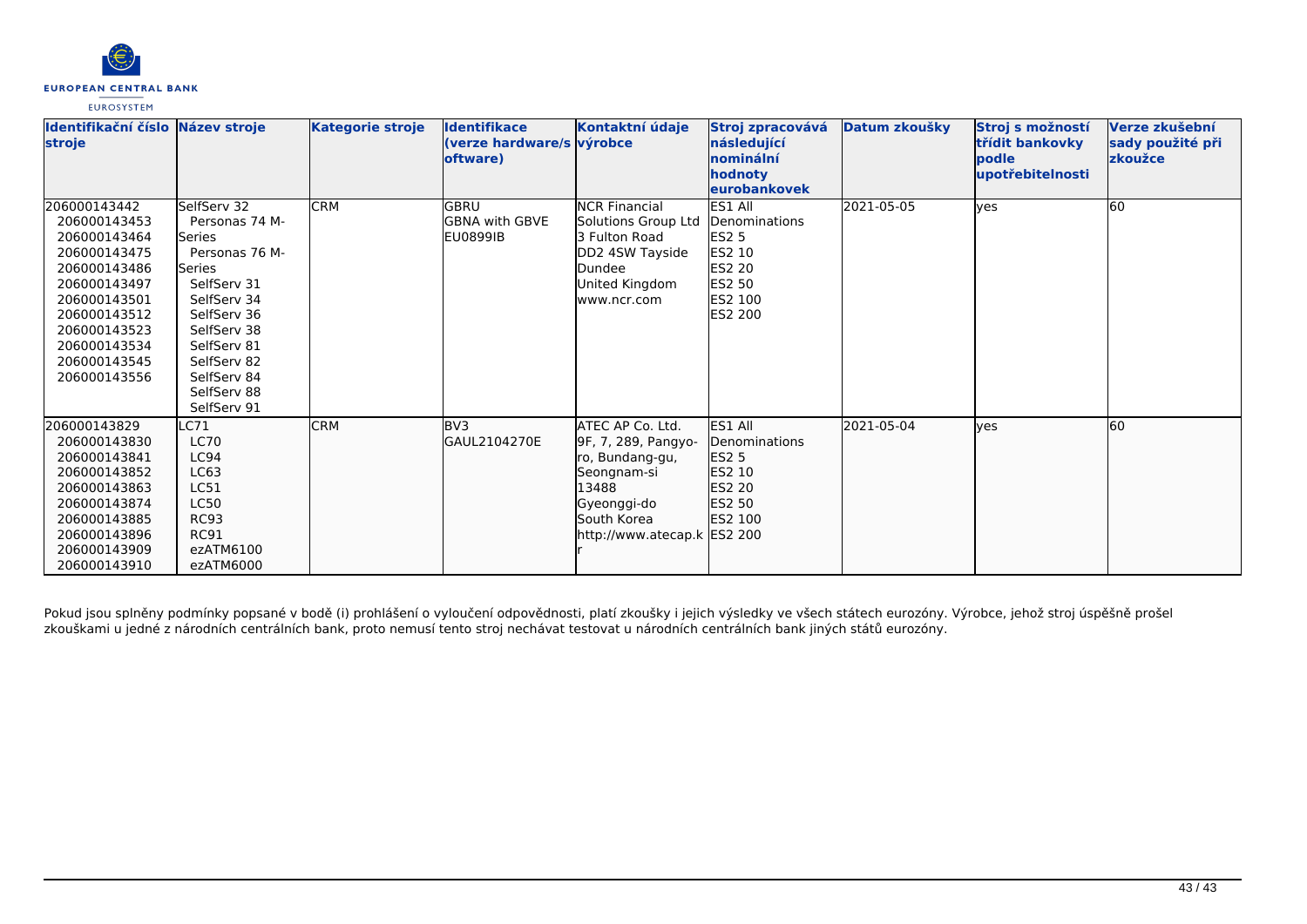| Identifikační číslo stroje | Název stroje | Kategorie stroje | Identifikace (verze hardware/software) | Kontaktní údaje výrobce | Stroj zpracovává následující nominální hodnoty eurobankovek | Datum zkoušky | Stroj s možností třídit bankovky podle upotřebitelnosti | Verze zkušební sady použité při zkoužce |
|---|---|---|---|---|---|---|---|---|
| 206000143442<br>206000143453<br>206000143464<br>206000143475<br>206000143486<br>206000143497<br>206000143501<br>206000143512<br>206000143523<br>206000143534<br>206000143545<br>206000143556 | SelfServ 32<br>Personas 74 M-Series<br>Personas 76 M-Series<br>SelfServ 31<br>SelfServ 34<br>SelfServ 36<br>SelfServ 38<br>SelfServ 81<br>SelfServ 82<br>SelfServ 84<br>SelfServ 88<br>SelfServ 91 | CRM | GBRU<br>GBNA with GBVE<br>EU0899IB | NCR Financial Solutions Group Ltd<br>3 Fulton Road<br>DD2 4SW Tayside<br>Dundee<br>United Kingdom<br>www.ncr.com | ES1 All Denominations<br>ES2 5<br>ES2 10<br>ES2 20<br>ES2 50<br>ES2 100<br>ES2 200 | 2021-05-05 | yes | 60 |
| 206000143829<br>206000143830<br>206000143841<br>206000143852<br>206000143863<br>206000143874<br>206000143885<br>206000143896<br>206000143909<br>206000143910 | LC71<br>LC70<br>LC94<br>LC63<br>LC51<br>LC50<br>RC93<br>RC91<br>ezATM6100<br>ezATM6000 | CRM | BV3<br>GAUL2104270E | ATEC AP Co. Ltd.<br>9F, 7, 289, Pangyo-ro, Bundang-gu,<br>Seongnam-si<br>13488<br>Gyeonggi-do<br>South Korea<br>http://www.atecap.kr | ES1 All Denominations<br>ES2 5<br>ES2 10<br>ES2 20<br>ES2 50<br>ES2 100<br>ES2 200 | 2021-05-04 | yes | 60 |

Pokud jsou splněny podmínky popsané v bodě (i) prohlášení o vyloučení odpovědnosti, platí zkoušky i jejich výsledky ve všech státech eurozóny. Výrobce, jehož stroj úspěšně prošel zkouškami u jedné z národních centrálních bank, proto nemusí tento stroj nechávat testovat u národních centrálních bank jiných států eurozóny.